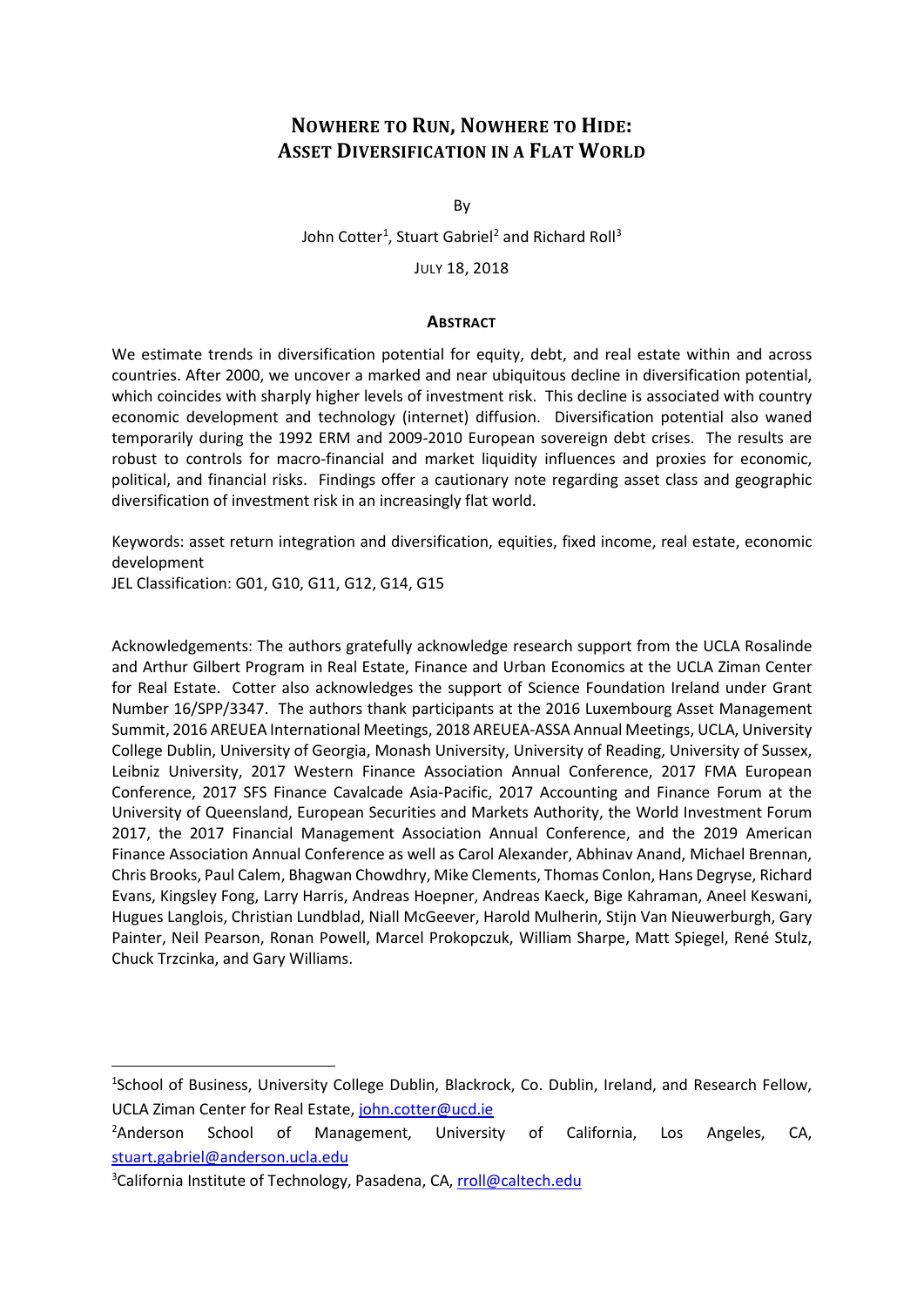# NOWHERE TO RUN, NOWHERE TO HIDE: ASSET DIVERSIFICATION IN A FLAT WORLD

By

John Cotter[1], Stuart Gabriel[2] and Richard Roll[3]

JULY 18, 2018

## ABSTRACT

We estimate trends in diversification potential for equity, debt, and real estate within and across countries. After 2000, we uncover a marked and near ubiquitous decline in diversification potential, which coincides with sharply higher levels of investment risk. This decline is associated with country economic development and technology (internet) diffusion. Diversification potential also waned temporarily during the 1992 ERM and 2009-2010 European sovereign debt crises. The results are robust to controls for macro-financial and market liquidity influences and proxies for economic, political, and financial risks. Findings offer a cautionary note regarding asset class and geographic diversification of investment risk in an increasingly flat world.

Keywords: asset return integration and diversification, equities, fixed income, real estate, economic development

JEL Classification: G01, G10, G11, G12, G14, G15

Acknowledgements: The authors gratefully acknowledge research support from the UCLA Rosalinde and Arthur Gilbert Program in Real Estate, Finance and Urban Economics at the UCLA Ziman Center for Real Estate. Cotter also acknowledges the support of Science Foundation Ireland under Grant Number 16/SPP/3347. The authors thank participants at the 2016 Luxembourg Asset Management Summit, 2016 AREUEA International Meetings, 2018 AREUEA-ASSA Annual Meetings, UCLA, University College Dublin, University of Georgia, Monash University, University of Reading, University of Sussex, Leibniz University, 2017 Western Finance Association Annual Conference, 2017 FMA European Conference, 2017 SFS Finance Cavalcade Asia-Pacific, 2017 Accounting and Finance Forum at the University of Queensland, European Securities and Markets Authority, the World Investment Forum 2017, the 2017 Financial Management Association Annual Conference, and the 2019 American Finance Association Annual Conference as well as Carol Alexander, Abhinav Anand, Michael Brennan, Chris Brooks, Paul Calem, Bhagwan Chowdhry, Mike Clements, Thomas Conlon, Hans Degryse, Richard Evans, Kingsley Fong, Larry Harris, Andreas Hoepner, Andreas Kaeck, Bige Kahraman, Aneel Keswani, Hugues Langlois, Christian Lundblad, Niall McGeever, Harold Mulherin, Stijn Van Nieuwerburgh, Gary Painter, Neil Pearson, Ronan Powell, Marcel Prokopczuk, William Sharpe, Matt Spiegel, René Stulz, Chuck Trzcinka, and Gary Williams.

---

[1]School of Business, University College Dublin, Blackrock, Co. Dublin, Ireland, and Research Fellow, UCLA Ziman Center for Real Estate, john.cotter@ucd.ie

[2]Anderson School of Management, University of California, Los Angeles, CA, stuart.gabriel@anderson.ucla.edu

[3]California Institute of Technology, Pasadena, CA, rroll@caltech.edu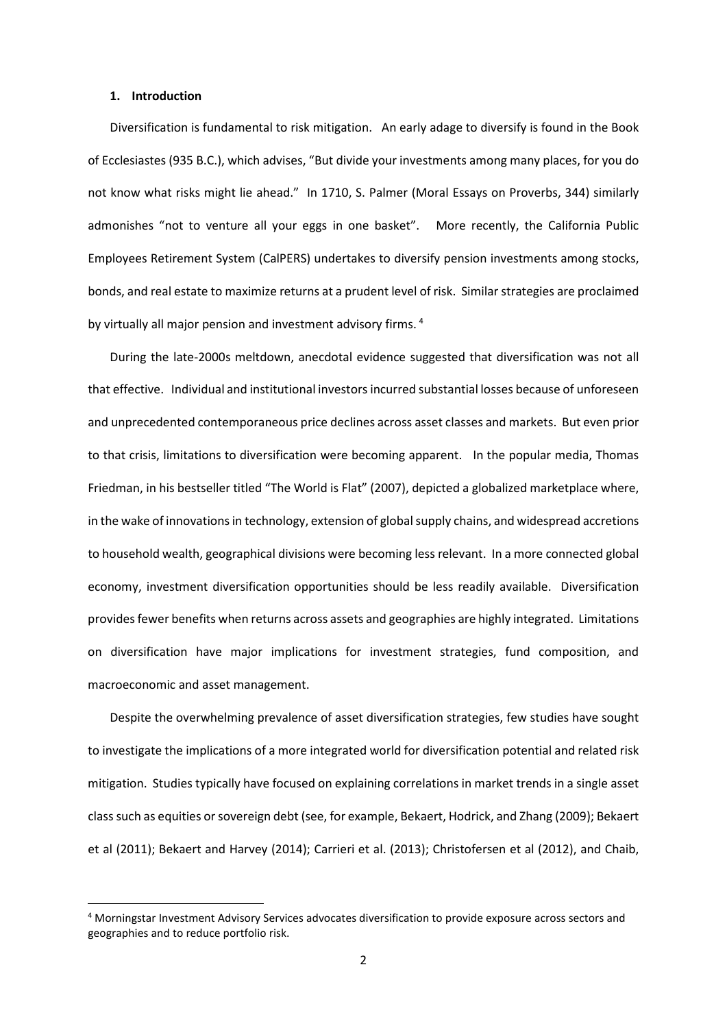## 1. Introduction

Diversification is fundamental to risk mitigation. An early adage to diversify is found in the Book of Ecclesiastes (935 B.C.), which advises, "But divide your investments among many places, for you do not know what risks might lie ahead." In 1710, S. Palmer (Moral Essays on Proverbs, 344) similarly admonishes "not to venture all your eggs in one basket". More recently, the California Public Employees Retirement System (CalPERS) undertakes to diversify pension investments among stocks, bonds, and real estate to maximize returns at a prudent level of risk. Similar strategies are proclaimed by virtually all major pension and investment advisory firms. [4]

During the late-2000s meltdown, anecdotal evidence suggested that diversification was not all that effective. Individual and institutional investors incurred substantial losses because of unforeseen and unprecedented contemporaneous price declines across asset classes and markets. But even prior to that crisis, limitations to diversification were becoming apparent. In the popular media, Thomas Friedman, in his bestseller titled "The World is Flat" (2007), depicted a globalized marketplace where, in the wake of innovations in technology, extension of global supply chains, and widespread accretions to household wealth, geographical divisions were becoming less relevant. In a more connected global economy, investment diversification opportunities should be less readily available. Diversification provides fewer benefits when returns across assets and geographies are highly integrated. Limitations on diversification have major implications for investment strategies, fund composition, and macroeconomic and asset management.

Despite the overwhelming prevalence of asset diversification strategies, few studies have sought to investigate the implications of a more integrated world for diversification potential and related risk mitigation. Studies typically have focused on explaining correlations in market trends in a single asset class such as equities or sovereign debt (see, for example, Bekaert, Hodrick, and Zhang (2009); Bekaert et al (2011); Bekaert and Harvey (2014); Carrieri et al. (2013); Christofersen et al (2012), and Chaib,

[4] Morningstar Investment Advisory Services advocates diversification to provide exposure across sectors and geographies and to reduce portfolio risk.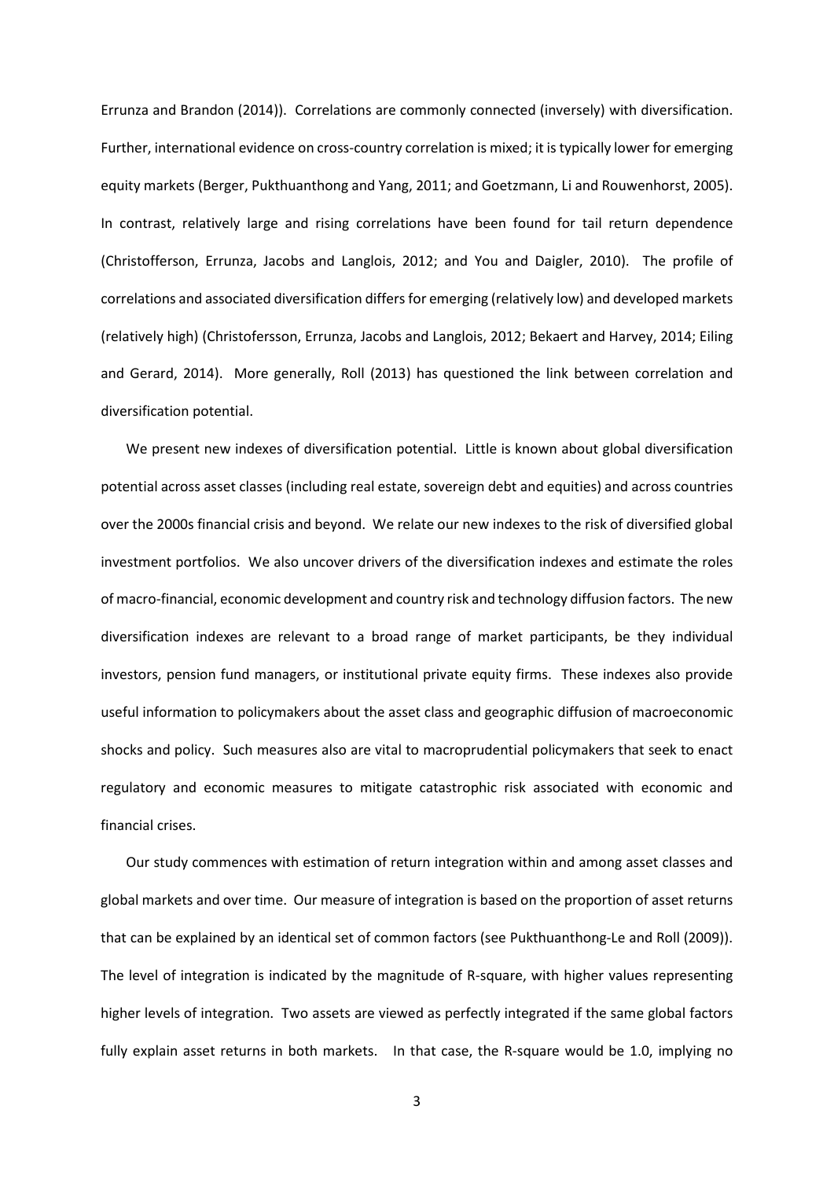Errunza and Brandon (2014)). Correlations are commonly connected (inversely) with diversification. Further, international evidence on cross-country correlation is mixed; it is typically lower for emerging equity markets (Berger, Pukthuanthong and Yang, 2011; and Goetzmann, Li and Rouwenhorst, 2005). In contrast, relatively large and rising correlations have been found for tail return dependence (Christofferson, Errunza, Jacobs and Langlois, 2012; and You and Daigler, 2010). The profile of correlations and associated diversification differs for emerging (relatively low) and developed markets (relatively high) (Christofersson, Errunza, Jacobs and Langlois, 2012; Bekaert and Harvey, 2014; Eiling and Gerard, 2014). More generally, Roll (2013) has questioned the link between correlation and diversification potential.

We present new indexes of diversification potential. Little is known about global diversification potential across asset classes (including real estate, sovereign debt and equities) and across countries over the 2000s financial crisis and beyond. We relate our new indexes to the risk of diversified global investment portfolios. We also uncover drivers of the diversification indexes and estimate the roles of macro-financial, economic development and country risk and technology diffusion factors. The new diversification indexes are relevant to a broad range of market participants, be they individual investors, pension fund managers, or institutional private equity firms. These indexes also provide useful information to policymakers about the asset class and geographic diffusion of macroeconomic shocks and policy. Such measures also are vital to macroprudential policymakers that seek to enact regulatory and economic measures to mitigate catastrophic risk associated with economic and financial crises.

Our study commences with estimation of return integration within and among asset classes and global markets and over time. Our measure of integration is based on the proportion of asset returns that can be explained by an identical set of common factors (see Pukthuanthong-Le and Roll (2009)). The level of integration is indicated by the magnitude of R-square, with higher values representing higher levels of integration. Two assets are viewed as perfectly integrated if the same global factors fully explain asset returns in both markets. In that case, the R-square would be 1.0, implying no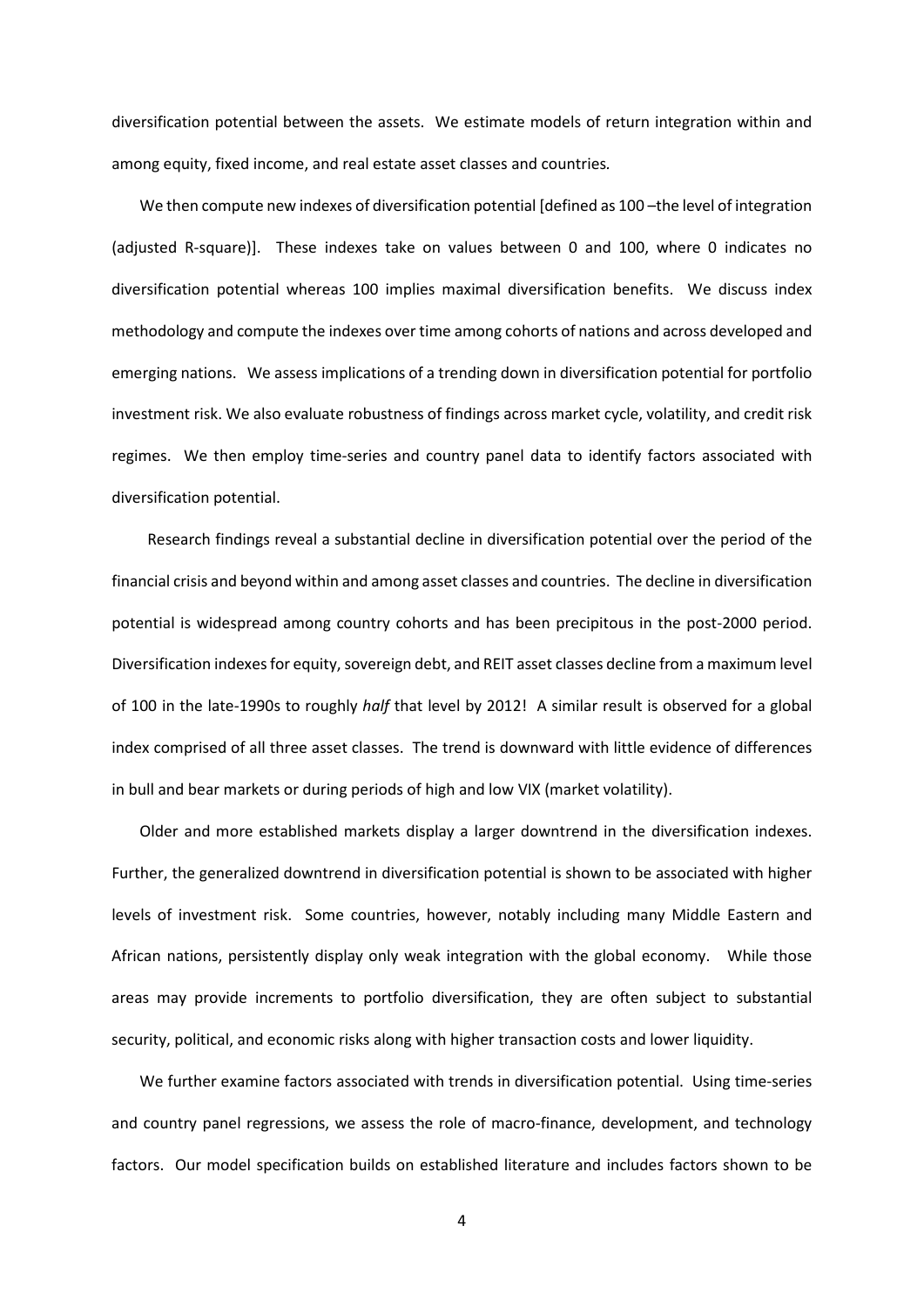diversification potential between the assets. We estimate models of return integration within and among equity, fixed income, and real estate asset classes and countries.

We then compute new indexes of diversification potential [defined as 100 –the level of integration (adjusted R-square)]. These indexes take on values between 0 and 100, where 0 indicates no diversification potential whereas 100 implies maximal diversification benefits. We discuss index methodology and compute the indexes over time among cohorts of nations and across developed and emerging nations. We assess implications of a trending down in diversification potential for portfolio investment risk. We also evaluate robustness of findings across market cycle, volatility, and credit risk regimes. We then employ time-series and country panel data to identify factors associated with diversification potential.

Research findings reveal a substantial decline in diversification potential over the period of the financial crisis and beyond within and among asset classes and countries. The decline in diversification potential is widespread among country cohorts and has been precipitous in the post-2000 period. Diversification indexes for equity, sovereign debt, and REIT asset classes decline from a maximum level of 100 in the late-1990s to roughly *half* that level by 2012! A similar result is observed for a global index comprised of all three asset classes. The trend is downward with little evidence of differences in bull and bear markets or during periods of high and low VIX (market volatility).

Older and more established markets display a larger downtrend in the diversification indexes. Further, the generalized downtrend in diversification potential is shown to be associated with higher levels of investment risk. Some countries, however, notably including many Middle Eastern and African nations, persistently display only weak integration with the global economy. While those areas may provide increments to portfolio diversification, they are often subject to substantial security, political, and economic risks along with higher transaction costs and lower liquidity.

We further examine factors associated with trends in diversification potential. Using time-series and country panel regressions, we assess the role of macro-finance, development, and technology factors. Our model specification builds on established literature and includes factors shown to be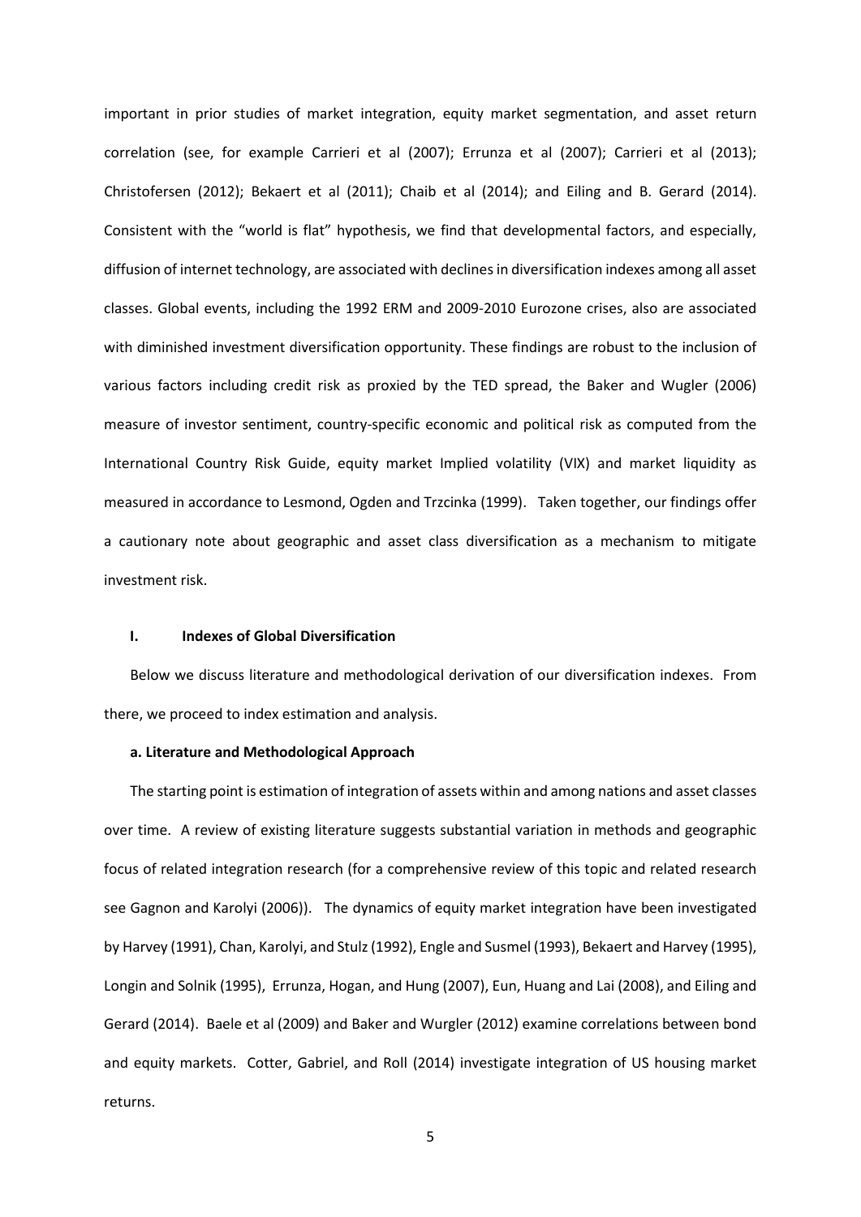important in prior studies of market integration, equity market segmentation, and asset return correlation (see, for example Carrieri et al (2007); Errunza et al (2007); Carrieri et al (2013); Christofersen (2012); Bekaert et al (2011); Chaib et al (2014); and Eiling and B. Gerard (2014). Consistent with the "world is flat" hypothesis, we find that developmental factors, and especially, diffusion of internet technology, are associated with declines in diversification indexes among all asset classes. Global events, including the 1992 ERM and 2009-2010 Eurozone crises, also are associated with diminished investment diversification opportunity. These findings are robust to the inclusion of various factors including credit risk as proxied by the TED spread, the Baker and Wugler (2006) measure of investor sentiment, country-specific economic and political risk as computed from the International Country Risk Guide, equity market Implied volatility (VIX) and market liquidity as measured in accordance to Lesmond, Ogden and Trzcinka (1999). Taken together, our findings offer a cautionary note about geographic and asset class diversification as a mechanism to mitigate investment risk.

## I. Indexes of Global Diversification

Below we discuss literature and methodological derivation of our diversification indexes. From there, we proceed to index estimation and analysis.

### a. Literature and Methodological Approach

The starting point is estimation of integration of assets within and among nations and asset classes over time. A review of existing literature suggests substantial variation in methods and geographic focus of related integration research (for a comprehensive review of this topic and related research see Gagnon and Karolyi (2006)). The dynamics of equity market integration have been investigated by Harvey (1991), Chan, Karolyi, and Stulz (1992), Engle and Susmel (1993), Bekaert and Harvey (1995), Longin and Solnik (1995), Errunza, Hogan, and Hung (2007), Eun, Huang and Lai (2008), and Eiling and Gerard (2014). Baele et al (2009) and Baker and Wurgler (2012) examine correlations between bond and equity markets. Cotter, Gabriel, and Roll (2014) investigate integration of US housing market returns.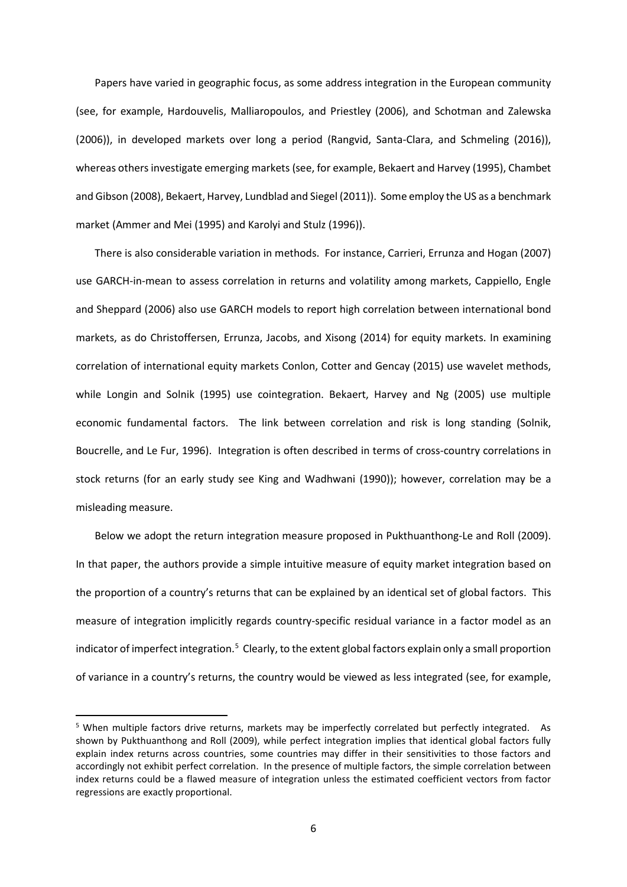Papers have varied in geographic focus, as some address integration in the European community (see, for example, Hardouvelis, Malliaropoulos, and Priestley (2006), and Schotman and Zalewska (2006)), in developed markets over long a period (Rangvid, Santa-Clara, and Schmeling (2016)), whereas others investigate emerging markets (see, for example, Bekaert and Harvey (1995), Chambet and Gibson (2008), Bekaert, Harvey, Lundblad and Siegel (2011)). Some employ the US as a benchmark market (Ammer and Mei (1995) and Karolyi and Stulz (1996)).

There is also considerable variation in methods. For instance, Carrieri, Errunza and Hogan (2007) use GARCH-in-mean to assess correlation in returns and volatility among markets, Cappiello, Engle and Sheppard (2006) also use GARCH models to report high correlation between international bond markets, as do Christoffersen, Errunza, Jacobs, and Xisong (2014) for equity markets. In examining correlation of international equity markets Conlon, Cotter and Gencay (2015) use wavelet methods, while Longin and Solnik (1995) use cointegration. Bekaert, Harvey and Ng (2005) use multiple economic fundamental factors. The link between correlation and risk is long standing (Solnik, Boucrelle, and Le Fur, 1996). Integration is often described in terms of cross-country correlations in stock returns (for an early study see King and Wadhwani (1990)); however, correlation may be a misleading measure.

Below we adopt the return integration measure proposed in Pukthuanthong-Le and Roll (2009). In that paper, the authors provide a simple intuitive measure of equity market integration based on the proportion of a country's returns that can be explained by an identical set of global factors. This measure of integration implicitly regards country-specific residual variance in a factor model as an indicator of imperfect integration.[5] Clearly, to the extent global factors explain only a small proportion of variance in a country's returns, the country would be viewed as less integrated (see, for example,

[5] When multiple factors drive returns, markets may be imperfectly correlated but perfectly integrated. As shown by Pukthuanthong and Roll (2009), while perfect integration implies that identical global factors fully explain index returns across countries, some countries may differ in their sensitivities to those factors and accordingly not exhibit perfect correlation. In the presence of multiple factors, the simple correlation between index returns could be a flawed measure of integration unless the estimated coefficient vectors from factor regressions are exactly proportional.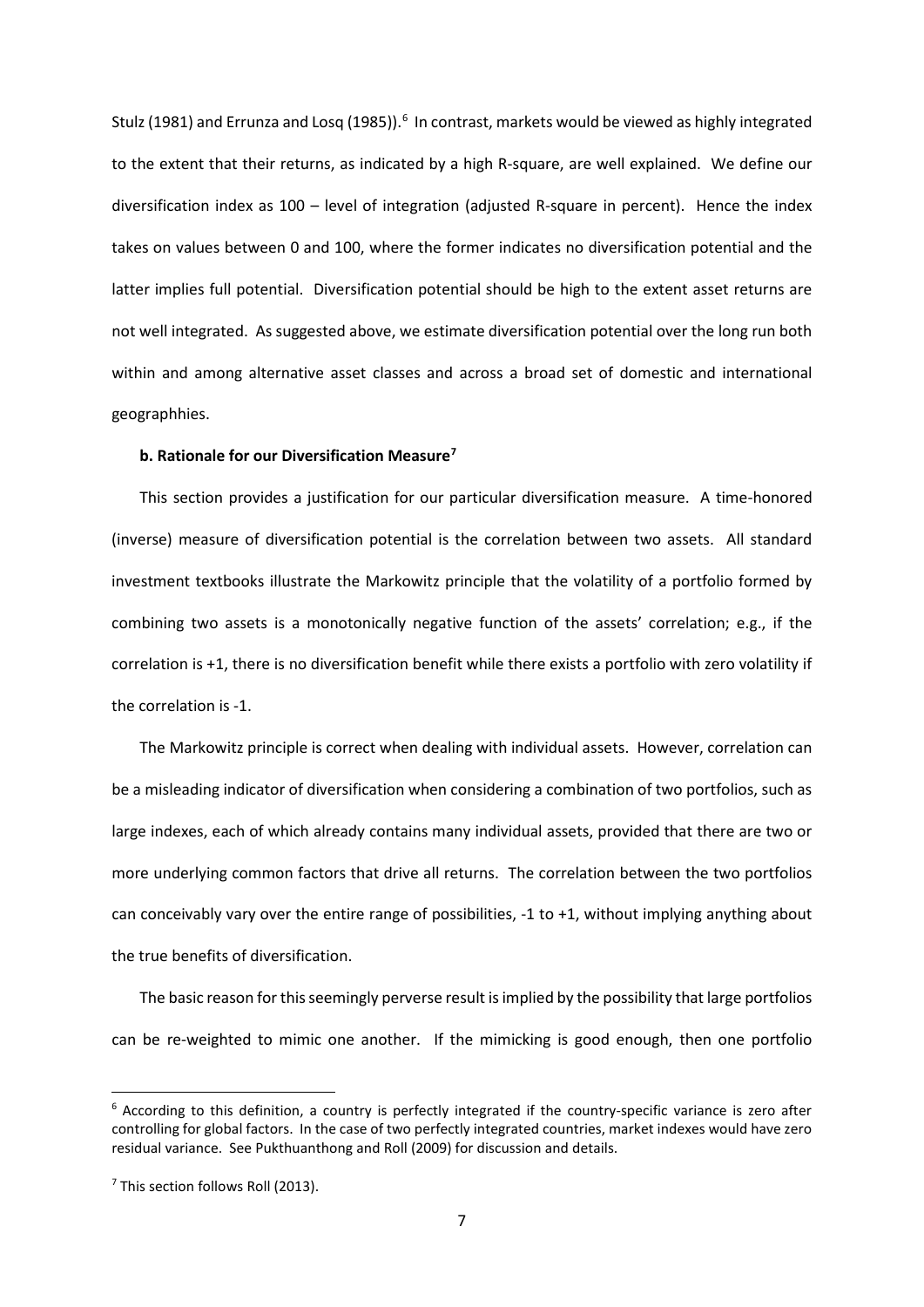Stulz (1981) and Errunza and Losq (1985)).[6] In contrast, markets would be viewed as highly integrated to the extent that their returns, as indicated by a high R-square, are well explained. We define our diversification index as 100 – level of integration (adjusted R-square in percent). Hence the index takes on values between 0 and 100, where the former indicates no diversification potential and the latter implies full potential. Diversification potential should be high to the extent asset returns are not well integrated. As suggested above, we estimate diversification potential over the long run both within and among alternative asset classes and across a broad set of domestic and international geographhies.

**b. Rationale for our Diversification Measure[7]**

This section provides a justification for our particular diversification measure. A time-honored (inverse) measure of diversification potential is the correlation between two assets. All standard investment textbooks illustrate the Markowitz principle that the volatility of a portfolio formed by combining two assets is a monotonically negative function of the assets' correlation; e.g., if the correlation is +1, there is no diversification benefit while there exists a portfolio with zero volatility if the correlation is -1.

The Markowitz principle is correct when dealing with individual assets. However, correlation can be a misleading indicator of diversification when considering a combination of two portfolios, such as large indexes, each of which already contains many individual assets, provided that there are two or more underlying common factors that drive all returns. The correlation between the two portfolios can conceivably vary over the entire range of possibilities, -1 to +1, without implying anything about the true benefits of diversification.

The basic reason for this seemingly perverse result is implied by the possibility that large portfolios can be re-weighted to mimic one another. If the mimicking is good enough, then one portfolio

[6] According to this definition, a country is perfectly integrated if the country-specific variance is zero after controlling for global factors. In the case of two perfectly integrated countries, market indexes would have zero residual variance. See Pukthuanthong and Roll (2009) for discussion and details.

[7] This section follows Roll (2013).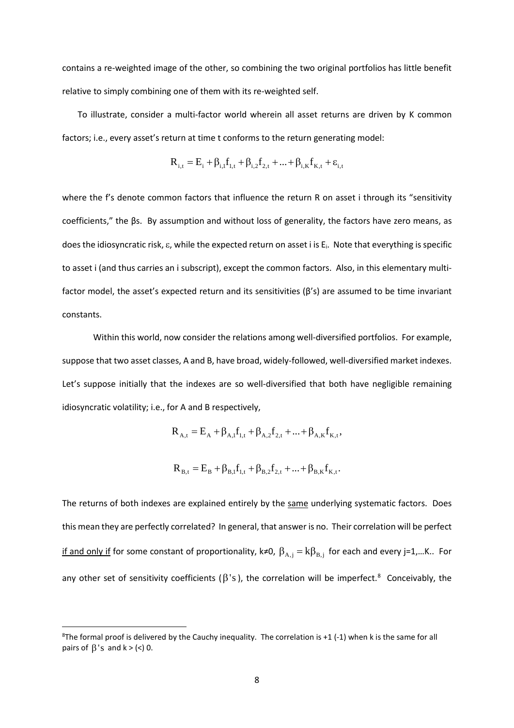contains a re-weighted image of the other, so combining the two original portfolios has little benefit relative to simply combining one of them with its re-weighted self.

To illustrate, consider a multi-factor world wherein all asset returns are driven by K common factors; i.e., every asset's return at time t conforms to the return generating model:

$$R_{i,t} = E_i + \beta_{i,1} f_{1,t} + \beta_{i,2} f_{2,t} + \ldots + \beta_{i,K} f_{K,t} + \varepsilon_{i,t}$$

where the f's denote common factors that influence the return R on asset i through its "sensitivity coefficients," the βs. By assumption and without loss of generality, the factors have zero means, as does the idiosyncratic risk, $\varepsilon$, while the expected return on asset i is $E_i$. Note that everything is specific to asset i (and thus carries an i subscript), except the common factors. Also, in this elementary multi-factor model, the asset's expected return and its sensitivities (β's) are assumed to be time invariant constants.

Within this world, now consider the relations among well-diversified portfolios. For example, suppose that two asset classes, A and B, have broad, widely-followed, well-diversified market indexes. Let's suppose initially that the indexes are so well-diversified that both have negligible remaining idiosyncratic volatility; i.e., for A and B respectively,

$$R_{A,t} = E_A + \beta_{A,1} f_{1,t} + \beta_{A,2} f_{2,t} + \ldots + \beta_{A,K} f_{K,t},$$

$$R_{B,t} = E_B + \beta_{B,1} f_{1,t} + \beta_{B,2} f_{2,t} + \ldots + \beta_{B,K} f_{K,t}.$$

The returns of both indexes are explained entirely by the <u>same</u> underlying systematic factors. Does this mean they are perfectly correlated? In general, that answer is no. Their correlation will be perfect <u>if and only if</u> for some constant of proportionality, k≠0, $\beta_{A,j} = k\beta_{B,j}$ for each and every j=1,…K.. For any other set of sensitivity coefficients ($\beta$'s), the correlation will be imperfect.[8] Conceivably, the

[8] The formal proof is delivered by the Cauchy inequality. The correlation is +1 (-1) when k is the same for all pairs of $\beta$'s and k > (<) 0.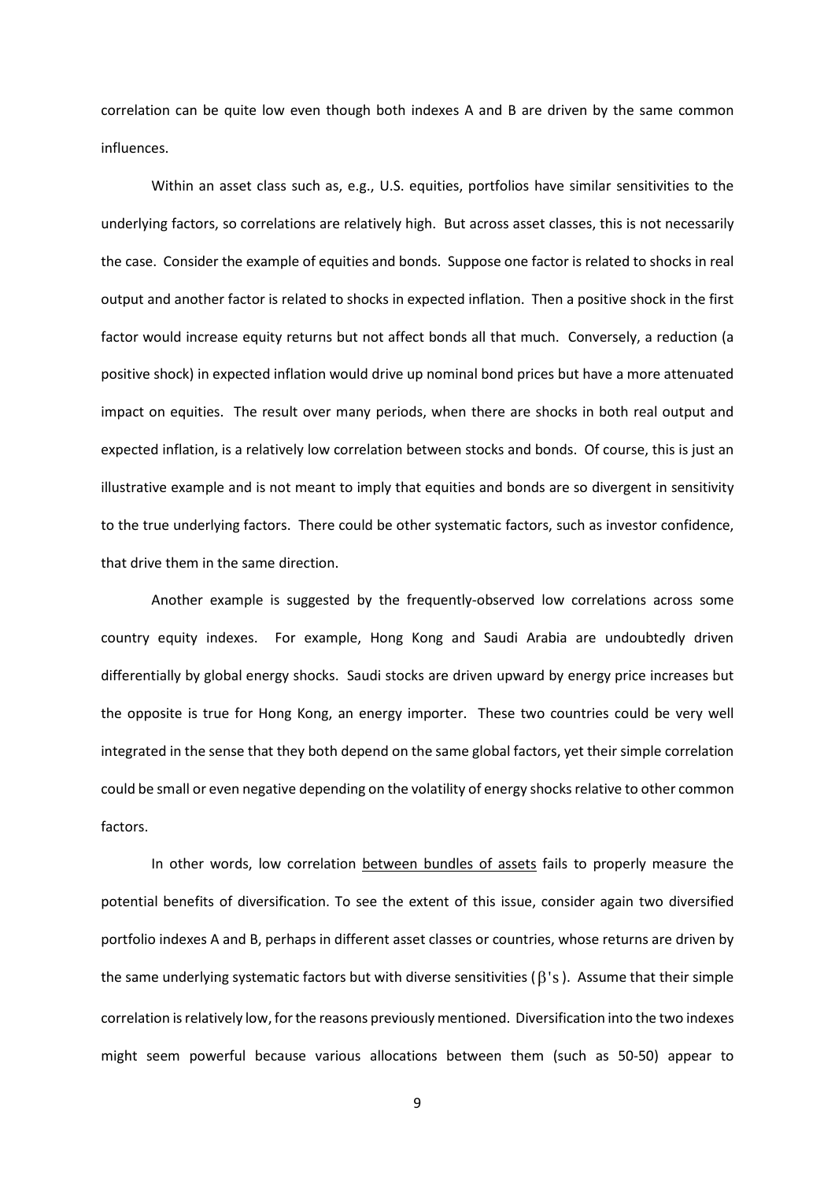correlation can be quite low even though both indexes A and B are driven by the same common influences.

Within an asset class such as, e.g., U.S. equities, portfolios have similar sensitivities to the underlying factors, so correlations are relatively high. But across asset classes, this is not necessarily the case. Consider the example of equities and bonds. Suppose one factor is related to shocks in real output and another factor is related to shocks in expected inflation. Then a positive shock in the first factor would increase equity returns but not affect bonds all that much. Conversely, a reduction (a positive shock) in expected inflation would drive up nominal bond prices but have a more attenuated impact on equities. The result over many periods, when there are shocks in both real output and expected inflation, is a relatively low correlation between stocks and bonds. Of course, this is just an illustrative example and is not meant to imply that equities and bonds are so divergent in sensitivity to the true underlying factors. There could be other systematic factors, such as investor confidence, that drive them in the same direction.

Another example is suggested by the frequently-observed low correlations across some country equity indexes. For example, Hong Kong and Saudi Arabia are undoubtedly driven differentially by global energy shocks. Saudi stocks are driven upward by energy price increases but the opposite is true for Hong Kong, an energy importer. These two countries could be very well integrated in the sense that they both depend on the same global factors, yet their simple correlation could be small or even negative depending on the volatility of energy shocks relative to other common factors.

In other words, low correlation <u>between bundles of assets</u> fails to properly measure the potential benefits of diversification. To see the extent of this issue, consider again two diversified portfolio indexes A and B, perhaps in different asset classes or countries, whose returns are driven by the same underlying systematic factors but with diverse sensitivities ($\beta$'s). Assume that their simple correlation is relatively low, for the reasons previously mentioned. Diversification into the two indexes might seem powerful because various allocations between them (such as 50-50) appear to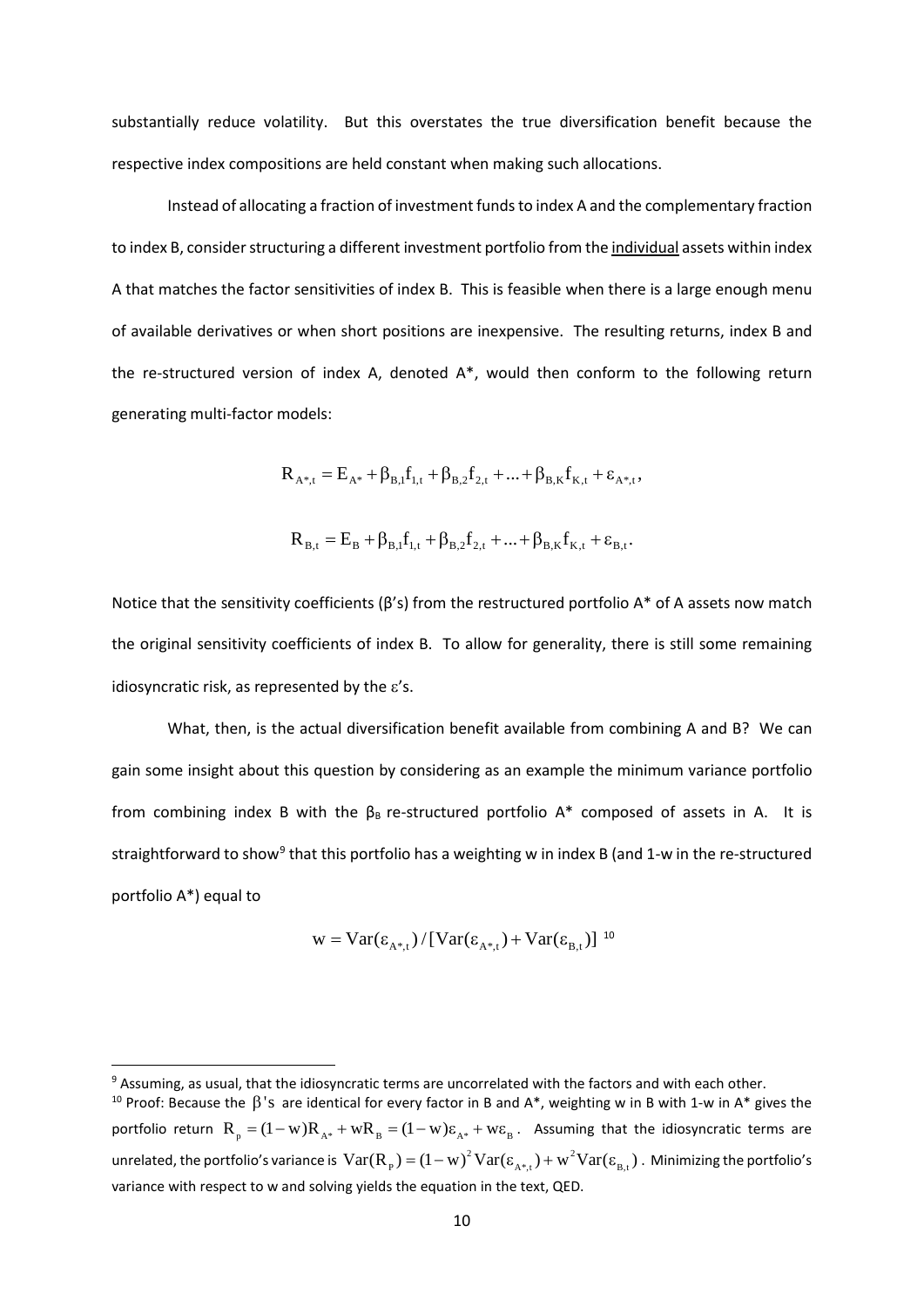substantially reduce volatility. But this overstates the true diversification benefit because the respective index compositions are held constant when making such allocations.

Instead of allocating a fraction of investment funds to index A and the complementary fraction to index B, consider structuring a different investment portfolio from the individual assets within index A that matches the factor sensitivities of index B. This is feasible when there is a large enough menu of available derivatives or when short positions are inexpensive. The resulting returns, index B and the re-structured version of index A, denoted A*, would then conform to the following return generating multi-factor models:

$$R_{A^*,t} = E_{A^*} + \beta_{B,1}f_{1,t} + \beta_{B,2}f_{2,t} + ... + \beta_{B,K}f_{K,t} + \varepsilon_{A^*,t},$$

$$R_{B,t} = E_B + \beta_{B,1}f_{1,t} + \beta_{B,2}f_{2,t} + ... + \beta_{B,K}f_{K,t} + \varepsilon_{B,t}.$$

Notice that the sensitivity coefficients (β's) from the restructured portfolio A* of A assets now match the original sensitivity coefficients of index B. To allow for generality, there is still some remaining idiosyncratic risk, as represented by the ε's.

What, then, is the actual diversification benefit available from combining A and B? We can gain some insight about this question by considering as an example the minimum variance portfolio from combining index B with the $\beta_B$ re-structured portfolio A* composed of assets in A. It is straightforward to show[9] that this portfolio has a weighting w in index B (and 1-w in the re-structured portfolio A*) equal to

$$w = Var(\varepsilon_{A^*,t}) / [Var(\varepsilon_{A^*,t}) + Var(\varepsilon_{B,t})]$$ [10]

---

[9] Assuming, as usual, that the idiosyncratic terms are uncorrelated with the factors and with each other.

[10] Proof: Because the $\beta$'s are identical for every factor in B and A*, weighting w in B with 1-w in A* gives the portfolio return $R_p = (1-w)R_{A^*} + wR_B = (1-w)\varepsilon_{A^*} + w\varepsilon_B$. Assuming that the idiosyncratic terms are unrelated, the portfolio's variance is $Var(R_p) = (1-w)^2 Var(\varepsilon_{A^*,t}) + w^2 Var(\varepsilon_{B,t})$. Minimizing the portfolio's variance with respect to w and solving yields the equation in the text, QED.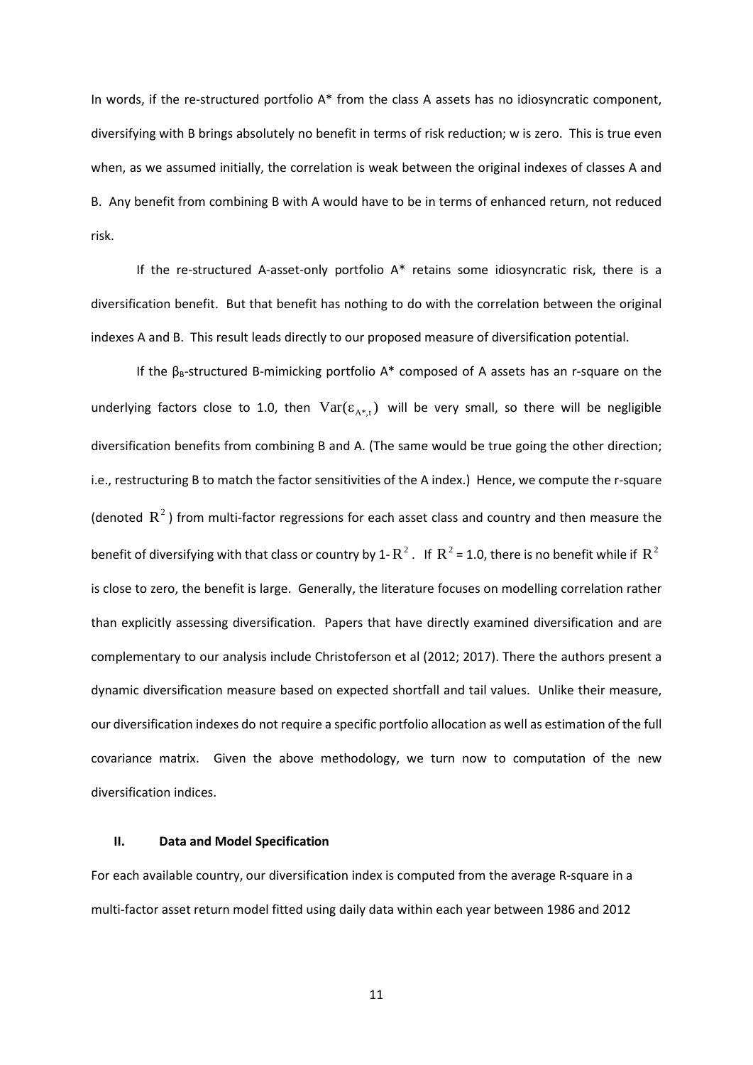In words, if the re-structured portfolio A* from the class A assets has no idiosyncratic component, diversifying with B brings absolutely no benefit in terms of risk reduction; w is zero. This is true even when, as we assumed initially, the correlation is weak between the original indexes of classes A and B. Any benefit from combining B with A would have to be in terms of enhanced return, not reduced risk.

If the re-structured A-asset-only portfolio A* retains some idiosyncratic risk, there is a diversification benefit. But that benefit has nothing to do with the correlation between the original indexes A and B. This result leads directly to our proposed measure of diversification potential.

If the $\beta_B$-structured B-mimicking portfolio A* composed of A assets has an r-square on the underlying factors close to 1.0, then $\mathrm{Var}(\varepsilon_{A^*,t})$ will be very small, so there will be negligible diversification benefits from combining B and A. (The same would be true going the other direction; i.e., restructuring B to match the factor sensitivities of the A index.) Hence, we compute the r-square (denoted $R^2$) from multi-factor regressions for each asset class and country and then measure the benefit of diversifying with that class or country by $1\text{-}R^2$. If $R^2 = 1.0$, there is no benefit while if $R^2$ is close to zero, the benefit is large. Generally, the literature focuses on modelling correlation rather than explicitly assessing diversification. Papers that have directly examined diversification and are complementary to our analysis include Christoferson et al (2012; 2017). There the authors present a dynamic diversification measure based on expected shortfall and tail values. Unlike their measure, our diversification indexes do not require a specific portfolio allocation as well as estimation of the full covariance matrix. Given the above methodology, we turn now to computation of the new diversification indices.

## II. Data and Model Specification

For each available country, our diversification index is computed from the average R-square in a multi-factor asset return model fitted using daily data within each year between 1986 and 2012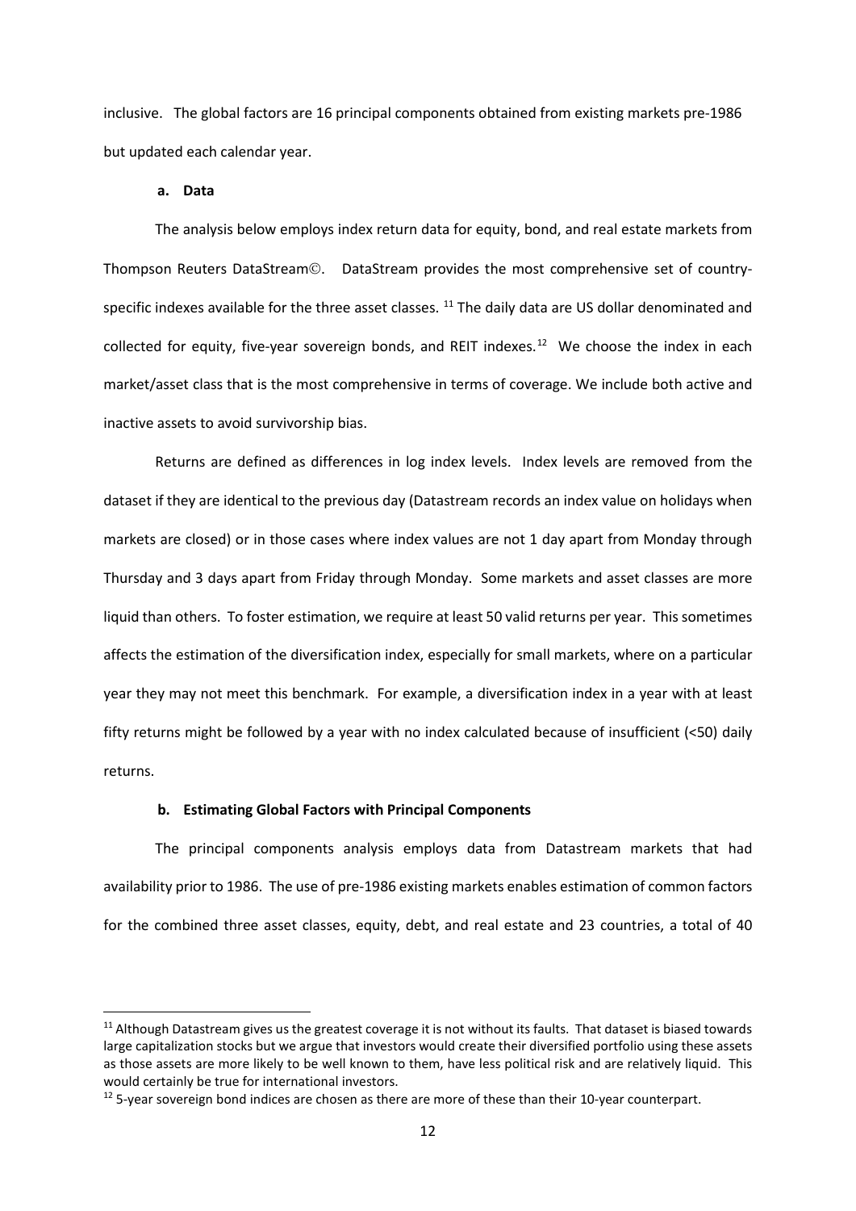inclusive. The global factors are 16 principal components obtained from existing markets pre-1986 but updated each calendar year.

### a. Data

The analysis below employs index return data for equity, bond, and real estate markets from Thompson Reuters DataStream©. DataStream provides the most comprehensive set of country-specific indexes available for the three asset classes. [11] The daily data are US dollar denominated and collected for equity, five-year sovereign bonds, and REIT indexes.[12] We choose the index in each market/asset class that is the most comprehensive in terms of coverage. We include both active and inactive assets to avoid survivorship bias.

Returns are defined as differences in log index levels. Index levels are removed from the dataset if they are identical to the previous day (Datastream records an index value on holidays when markets are closed) or in those cases where index values are not 1 day apart from Monday through Thursday and 3 days apart from Friday through Monday. Some markets and asset classes are more liquid than others. To foster estimation, we require at least 50 valid returns per year. This sometimes affects the estimation of the diversification index, especially for small markets, where on a particular year they may not meet this benchmark. For example, a diversification index in a year with at least fifty returns might be followed by a year with no index calculated because of insufficient (<50) daily returns.

### b. Estimating Global Factors with Principal Components

The principal components analysis employs data from Datastream markets that had availability prior to 1986. The use of pre-1986 existing markets enables estimation of common factors for the combined three asset classes, equity, debt, and real estate and 23 countries, a total of 40

---

[11] Although Datastream gives us the greatest coverage it is not without its faults. That dataset is biased towards large capitalization stocks but we argue that investors would create their diversified portfolio using these assets as those assets are more likely to be well known to them, have less political risk and are relatively liquid. This would certainly be true for international investors.

[12] 5-year sovereign bond indices are chosen as there are more of these than their 10-year counterpart.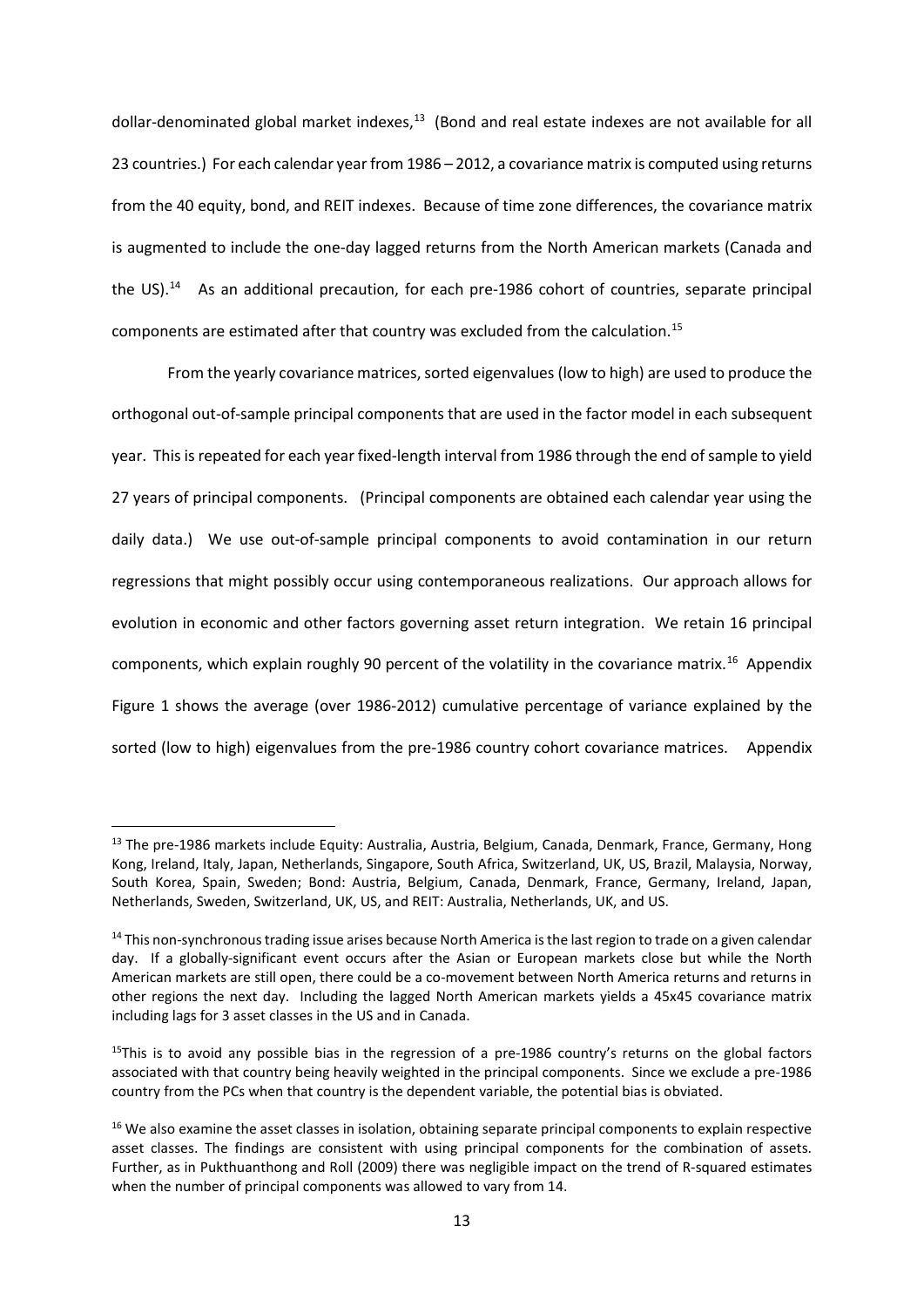dollar-denominated global market indexes,[13] (Bond and real estate indexes are not available for all 23 countries.) For each calendar year from 1986 – 2012, a covariance matrix is computed using returns from the 40 equity, bond, and REIT indexes. Because of time zone differences, the covariance matrix is augmented to include the one-day lagged returns from the North American markets (Canada and the US).[14] As an additional precaution, for each pre-1986 cohort of countries, separate principal components are estimated after that country was excluded from the calculation.[15]

From the yearly covariance matrices, sorted eigenvalues (low to high) are used to produce the orthogonal out-of-sample principal components that are used in the factor model in each subsequent year. This is repeated for each year fixed-length interval from 1986 through the end of sample to yield 27 years of principal components. (Principal components are obtained each calendar year using the daily data.) We use out-of-sample principal components to avoid contamination in our return regressions that might possibly occur using contemporaneous realizations. Our approach allows for evolution in economic and other factors governing asset return integration. We retain 16 principal components, which explain roughly 90 percent of the volatility in the covariance matrix.[16] Appendix Figure 1 shows the average (over 1986-2012) cumulative percentage of variance explained by the sorted (low to high) eigenvalues from the pre-1986 country cohort covariance matrices. Appendix

---

[13] The pre-1986 markets include Equity: Australia, Austria, Belgium, Canada, Denmark, France, Germany, Hong Kong, Ireland, Italy, Japan, Netherlands, Singapore, South Africa, Switzerland, UK, US, Brazil, Malaysia, Norway, South Korea, Spain, Sweden; Bond: Austria, Belgium, Canada, Denmark, France, Germany, Ireland, Japan, Netherlands, Sweden, Switzerland, UK, US, and REIT: Australia, Netherlands, UK, and US.

[14] This non-synchronous trading issue arises because North America is the last region to trade on a given calendar day. If a globally-significant event occurs after the Asian or European markets close but while the North American markets are still open, there could be a co-movement between North America returns and returns in other regions the next day. Including the lagged North American markets yields a 45x45 covariance matrix including lags for 3 asset classes in the US and in Canada.

[15] This is to avoid any possible bias in the regression of a pre-1986 country's returns on the global factors associated with that country being heavily weighted in the principal components. Since we exclude a pre-1986 country from the PCs when that country is the dependent variable, the potential bias is obviated.

[16] We also examine the asset classes in isolation, obtaining separate principal components to explain respective asset classes. The findings are consistent with using principal components for the combination of assets. Further, as in Pukthuanthong and Roll (2009) there was negligible impact on the trend of R-squared estimates when the number of principal components was allowed to vary from 14.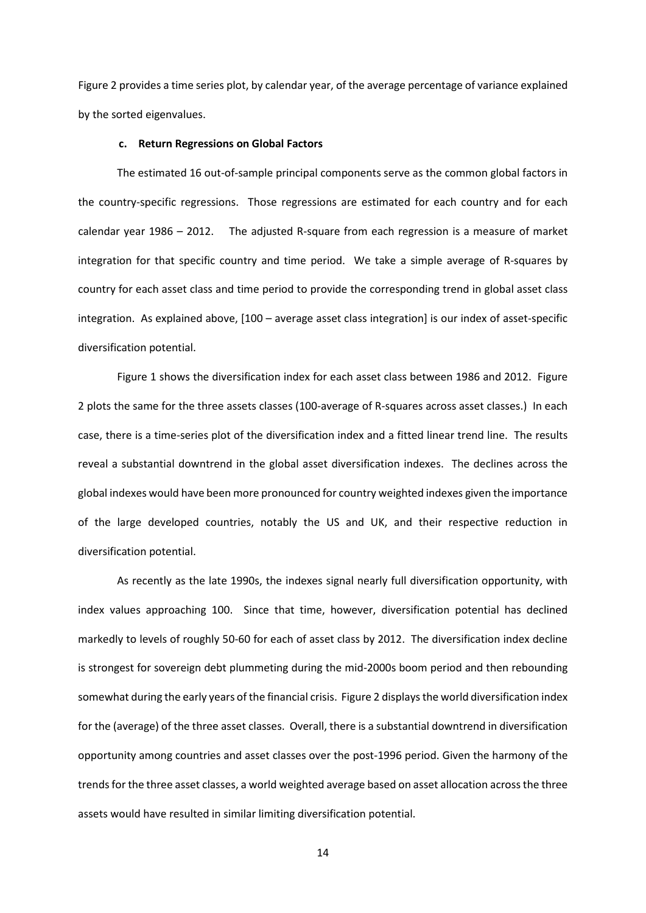Figure 2 provides a time series plot, by calendar year, of the average percentage of variance explained by the sorted eigenvalues.

### c. Return Regressions on Global Factors

The estimated 16 out-of-sample principal components serve as the common global factors in the country-specific regressions. Those regressions are estimated for each country and for each calendar year 1986 – 2012. The adjusted R-square from each regression is a measure of market integration for that specific country and time period. We take a simple average of R-squares by country for each asset class and time period to provide the corresponding trend in global asset class integration. As explained above, [100 – average asset class integration] is our index of asset-specific diversification potential.

Figure 1 shows the diversification index for each asset class between 1986 and 2012. Figure 2 plots the same for the three assets classes (100-average of R-squares across asset classes.) In each case, there is a time-series plot of the diversification index and a fitted linear trend line. The results reveal a substantial downtrend in the global asset diversification indexes. The declines across the global indexes would have been more pronounced for country weighted indexes given the importance of the large developed countries, notably the US and UK, and their respective reduction in diversification potential.

As recently as the late 1990s, the indexes signal nearly full diversification opportunity, with index values approaching 100. Since that time, however, diversification potential has declined markedly to levels of roughly 50-60 for each of asset class by 2012. The diversification index decline is strongest for sovereign debt plummeting during the mid-2000s boom period and then rebounding somewhat during the early years of the financial crisis. Figure 2 displays the world diversification index for the (average) of the three asset classes. Overall, there is a substantial downtrend in diversification opportunity among countries and asset classes over the post-1996 period. Given the harmony of the trends for the three asset classes, a world weighted average based on asset allocation across the three assets would have resulted in similar limiting diversification potential.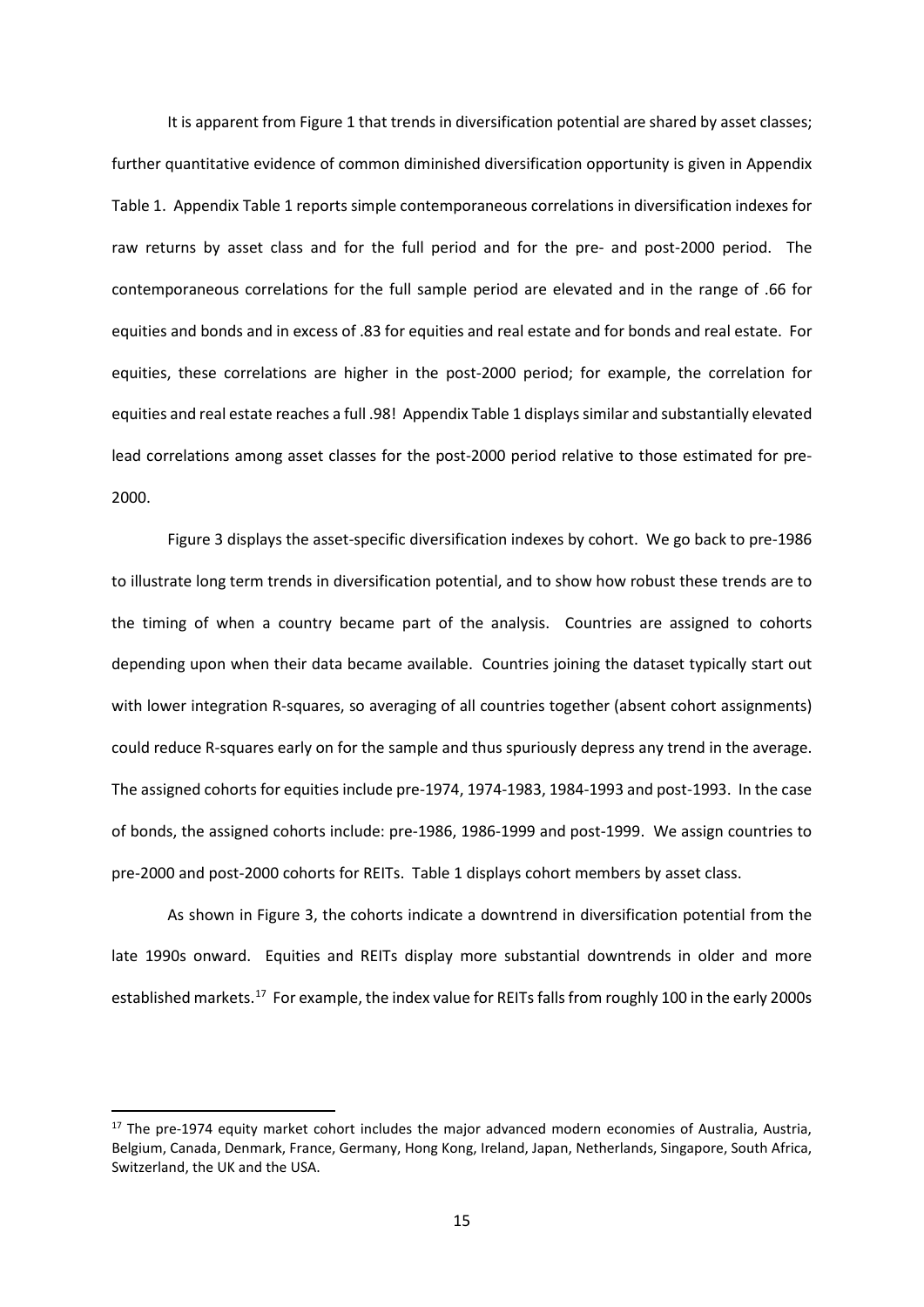It is apparent from Figure 1 that trends in diversification potential are shared by asset classes; further quantitative evidence of common diminished diversification opportunity is given in Appendix Table 1. Appendix Table 1 reports simple contemporaneous correlations in diversification indexes for raw returns by asset class and for the full period and for the pre- and post-2000 period. The contemporaneous correlations for the full sample period are elevated and in the range of .66 for equities and bonds and in excess of .83 for equities and real estate and for bonds and real estate. For equities, these correlations are higher in the post-2000 period; for example, the correlation for equities and real estate reaches a full .98! Appendix Table 1 displays similar and substantially elevated lead correlations among asset classes for the post-2000 period relative to those estimated for pre-2000.

Figure 3 displays the asset-specific diversification indexes by cohort. We go back to pre-1986 to illustrate long term trends in diversification potential, and to show how robust these trends are to the timing of when a country became part of the analysis. Countries are assigned to cohorts depending upon when their data became available. Countries joining the dataset typically start out with lower integration R-squares, so averaging of all countries together (absent cohort assignments) could reduce R-squares early on for the sample and thus spuriously depress any trend in the average. The assigned cohorts for equities include pre-1974, 1974-1983, 1984-1993 and post-1993. In the case of bonds, the assigned cohorts include: pre-1986, 1986-1999 and post-1999. We assign countries to pre-2000 and post-2000 cohorts for REITs. Table 1 displays cohort members by asset class.

As shown in Figure 3, the cohorts indicate a downtrend in diversification potential from the late 1990s onward. Equities and REITs display more substantial downtrends in older and more established markets.[17] For example, the index value for REITs falls from roughly 100 in the early 2000s

[17] The pre-1974 equity market cohort includes the major advanced modern economies of Australia, Austria, Belgium, Canada, Denmark, France, Germany, Hong Kong, Ireland, Japan, Netherlands, Singapore, South Africa, Switzerland, the UK and the USA.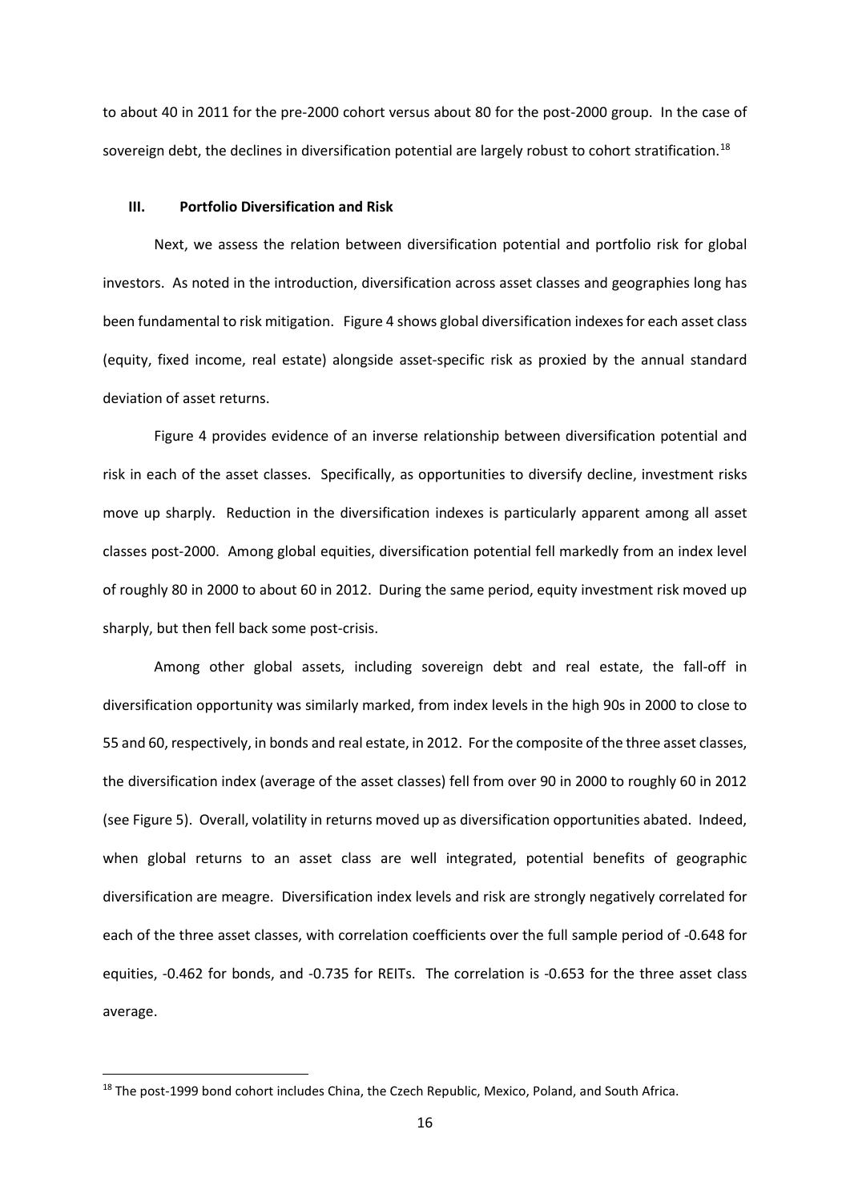to about 40 in 2011 for the pre-2000 cohort versus about 80 for the post-2000 group. In the case of sovereign debt, the declines in diversification potential are largely robust to cohort stratification.[18]

## III. Portfolio Diversification and Risk

Next, we assess the relation between diversification potential and portfolio risk for global investors. As noted in the introduction, diversification across asset classes and geographies long has been fundamental to risk mitigation. Figure 4 shows global diversification indexes for each asset class (equity, fixed income, real estate) alongside asset-specific risk as proxied by the annual standard deviation of asset returns.

Figure 4 provides evidence of an inverse relationship between diversification potential and risk in each of the asset classes. Specifically, as opportunities to diversify decline, investment risks move up sharply. Reduction in the diversification indexes is particularly apparent among all asset classes post-2000. Among global equities, diversification potential fell markedly from an index level of roughly 80 in 2000 to about 60 in 2012. During the same period, equity investment risk moved up sharply, but then fell back some post-crisis.

Among other global assets, including sovereign debt and real estate, the fall-off in diversification opportunity was similarly marked, from index levels in the high 90s in 2000 to close to 55 and 60, respectively, in bonds and real estate, in 2012. For the composite of the three asset classes, the diversification index (average of the asset classes) fell from over 90 in 2000 to roughly 60 in 2012 (see Figure 5). Overall, volatility in returns moved up as diversification opportunities abated. Indeed, when global returns to an asset class are well integrated, potential benefits of geographic diversification are meagre. Diversification index levels and risk are strongly negatively correlated for each of the three asset classes, with correlation coefficients over the full sample period of -0.648 for equities, -0.462 for bonds, and -0.735 for REITs. The correlation is -0.653 for the three asset class average.

---

[18] The post-1999 bond cohort includes China, the Czech Republic, Mexico, Poland, and South Africa.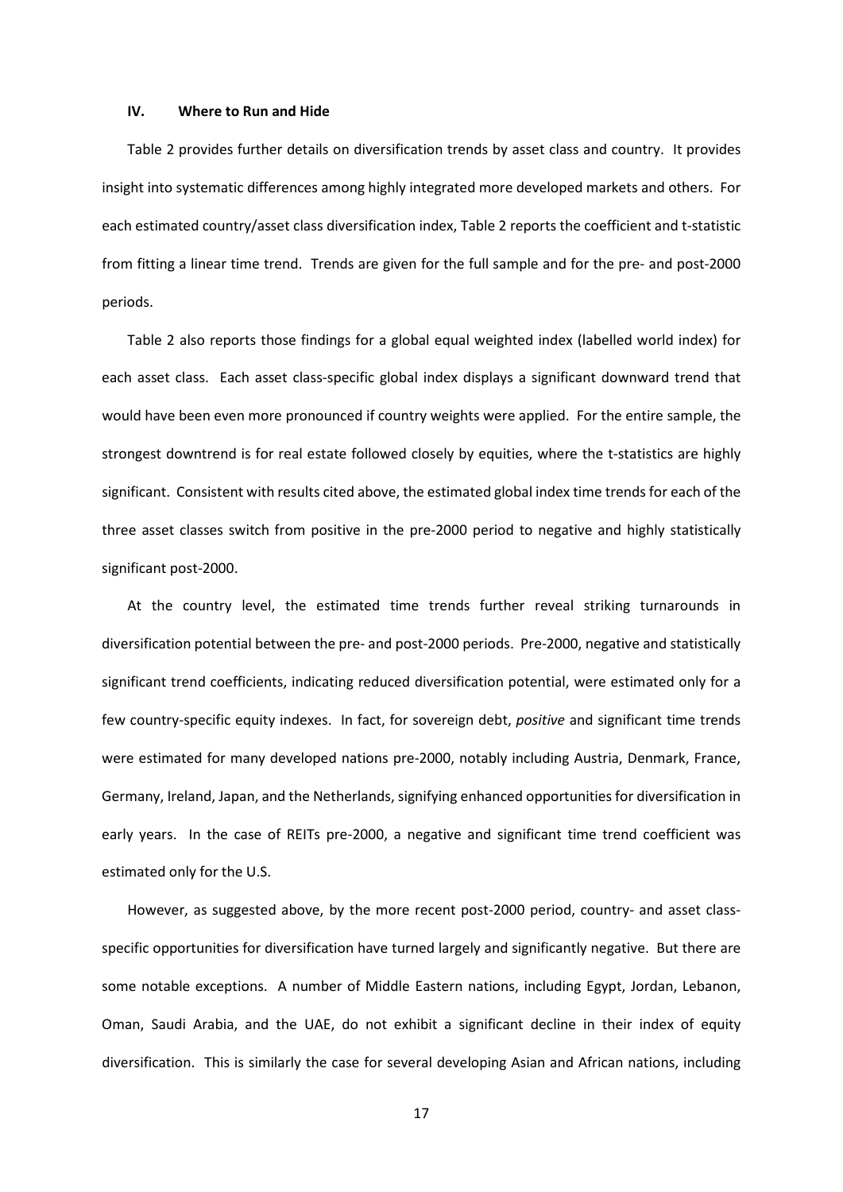## IV. Where to Run and Hide

Table 2 provides further details on diversification trends by asset class and country. It provides insight into systematic differences among highly integrated more developed markets and others. For each estimated country/asset class diversification index, Table 2 reports the coefficient and t-statistic from fitting a linear time trend. Trends are given for the full sample and for the pre- and post-2000 periods.

Table 2 also reports those findings for a global equal weighted index (labelled world index) for each asset class. Each asset class-specific global index displays a significant downward trend that would have been even more pronounced if country weights were applied. For the entire sample, the strongest downtrend is for real estate followed closely by equities, where the t-statistics are highly significant. Consistent with results cited above, the estimated global index time trends for each of the three asset classes switch from positive in the pre-2000 period to negative and highly statistically significant post-2000.

At the country level, the estimated time trends further reveal striking turnarounds in diversification potential between the pre- and post-2000 periods. Pre-2000, negative and statistically significant trend coefficients, indicating reduced diversification potential, were estimated only for a few country-specific equity indexes. In fact, for sovereign debt, *positive* and significant time trends were estimated for many developed nations pre-2000, notably including Austria, Denmark, France, Germany, Ireland, Japan, and the Netherlands, signifying enhanced opportunities for diversification in early years. In the case of REITs pre-2000, a negative and significant time trend coefficient was estimated only for the U.S.

However, as suggested above, by the more recent post-2000 period, country- and asset class-specific opportunities for diversification have turned largely and significantly negative. But there are some notable exceptions. A number of Middle Eastern nations, including Egypt, Jordan, Lebanon, Oman, Saudi Arabia, and the UAE, do not exhibit a significant decline in their index of equity diversification. This is similarly the case for several developing Asian and African nations, including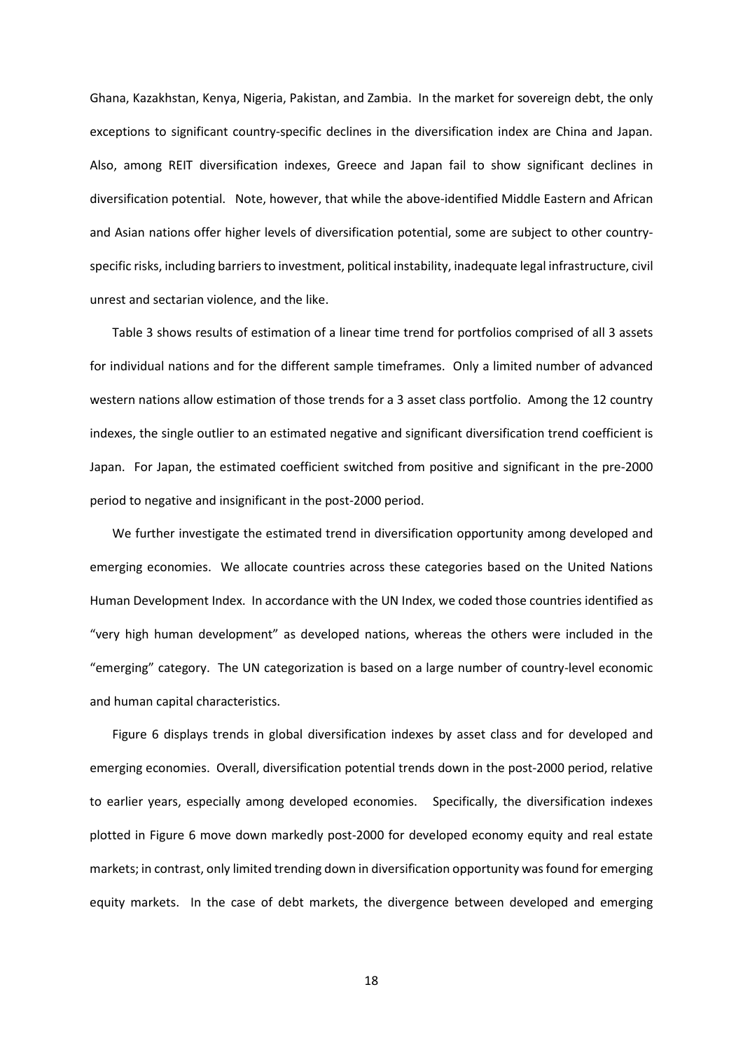Ghana, Kazakhstan, Kenya, Nigeria, Pakistan, and Zambia. In the market for sovereign debt, the only exceptions to significant country-specific declines in the diversification index are China and Japan. Also, among REIT diversification indexes, Greece and Japan fail to show significant declines in diversification potential. Note, however, that while the above-identified Middle Eastern and African and Asian nations offer higher levels of diversification potential, some are subject to other country-specific risks, including barriers to investment, political instability, inadequate legal infrastructure, civil unrest and sectarian violence, and the like.

Table 3 shows results of estimation of a linear time trend for portfolios comprised of all 3 assets for individual nations and for the different sample timeframes. Only a limited number of advanced western nations allow estimation of those trends for a 3 asset class portfolio. Among the 12 country indexes, the single outlier to an estimated negative and significant diversification trend coefficient is Japan. For Japan, the estimated coefficient switched from positive and significant in the pre-2000 period to negative and insignificant in the post-2000 period.

We further investigate the estimated trend in diversification opportunity among developed and emerging economies. We allocate countries across these categories based on the United Nations Human Development Index. In accordance with the UN Index, we coded those countries identified as "very high human development" as developed nations, whereas the others were included in the "emerging" category. The UN categorization is based on a large number of country-level economic and human capital characteristics.

Figure 6 displays trends in global diversification indexes by asset class and for developed and emerging economies. Overall, diversification potential trends down in the post-2000 period, relative to earlier years, especially among developed economies. Specifically, the diversification indexes plotted in Figure 6 move down markedly post-2000 for developed economy equity and real estate markets; in contrast, only limited trending down in diversification opportunity was found for emerging equity markets. In the case of debt markets, the divergence between developed and emerging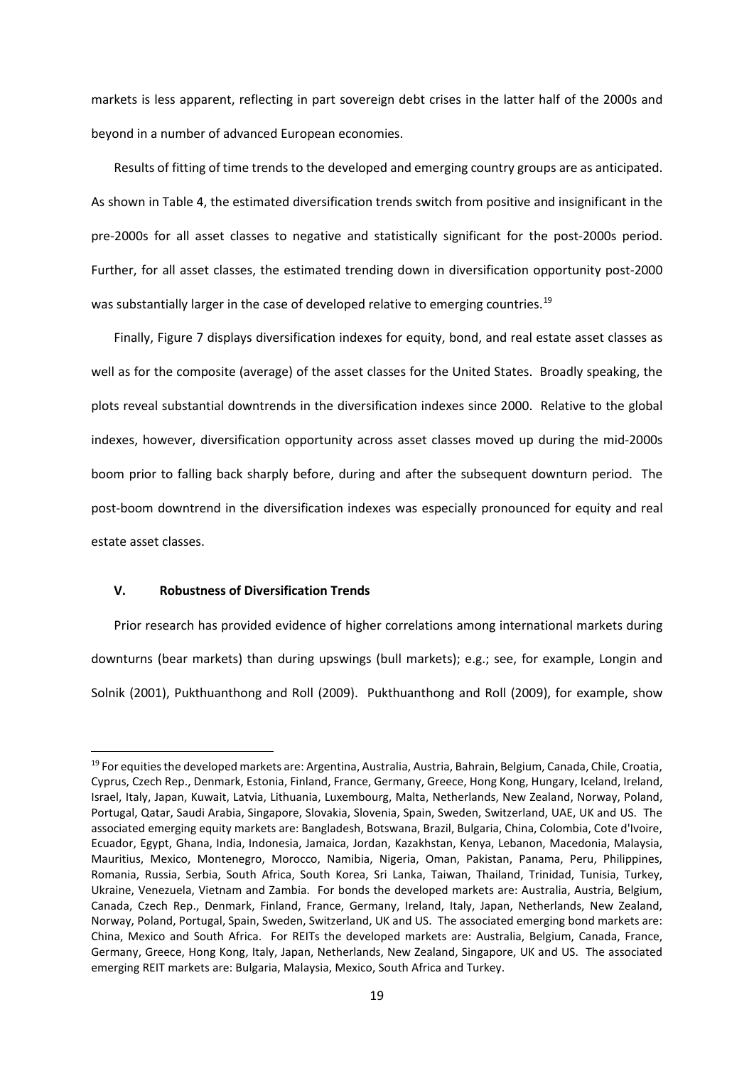markets is less apparent, reflecting in part sovereign debt crises in the latter half of the 2000s and beyond in a number of advanced European economies.

Results of fitting of time trends to the developed and emerging country groups are as anticipated. As shown in Table 4, the estimated diversification trends switch from positive and insignificant in the pre-2000s for all asset classes to negative and statistically significant for the post-2000s period. Further, for all asset classes, the estimated trending down in diversification opportunity post-2000 was substantially larger in the case of developed relative to emerging countries.[19]

Finally, Figure 7 displays diversification indexes for equity, bond, and real estate asset classes as well as for the composite (average) of the asset classes for the United States. Broadly speaking, the plots reveal substantial downtrends in the diversification indexes since 2000. Relative to the global indexes, however, diversification opportunity across asset classes moved up during the mid-2000s boom prior to falling back sharply before, during and after the subsequent downturn period. The post-boom downtrend in the diversification indexes was especially pronounced for equity and real estate asset classes.

## V. Robustness of Diversification Trends

Prior research has provided evidence of higher correlations among international markets during downturns (bear markets) than during upswings (bull markets); e.g.; see, for example, Longin and Solnik (2001), Pukthuanthong and Roll (2009). Pukthuanthong and Roll (2009), for example, show

---

[19] For equities the developed markets are: Argentina, Australia, Austria, Bahrain, Belgium, Canada, Chile, Croatia, Cyprus, Czech Rep., Denmark, Estonia, Finland, France, Germany, Greece, Hong Kong, Hungary, Iceland, Ireland, Israel, Italy, Japan, Kuwait, Latvia, Lithuania, Luxembourg, Malta, Netherlands, New Zealand, Norway, Poland, Portugal, Qatar, Saudi Arabia, Singapore, Slovakia, Slovenia, Spain, Sweden, Switzerland, UAE, UK and US. The associated emerging equity markets are: Bangladesh, Botswana, Brazil, Bulgaria, China, Colombia, Cote d'Ivoire, Ecuador, Egypt, Ghana, India, Indonesia, Jamaica, Jordan, Kazakhstan, Kenya, Lebanon, Macedonia, Malaysia, Mauritius, Mexico, Montenegro, Morocco, Namibia, Nigeria, Oman, Pakistan, Panama, Peru, Philippines, Romania, Russia, Serbia, South Africa, South Korea, Sri Lanka, Taiwan, Thailand, Trinidad, Tunisia, Turkey, Ukraine, Venezuela, Vietnam and Zambia. For bonds the developed markets are: Australia, Austria, Belgium, Canada, Czech Rep., Denmark, Finland, France, Germany, Ireland, Italy, Japan, Netherlands, New Zealand, Norway, Poland, Portugal, Spain, Sweden, Switzerland, UK and US. The associated emerging bond markets are: China, Mexico and South Africa. For REITs the developed markets are: Australia, Belgium, Canada, France, Germany, Greece, Hong Kong, Italy, Japan, Netherlands, New Zealand, Singapore, UK and US. The associated emerging REIT markets are: Bulgaria, Malaysia, Mexico, South Africa and Turkey.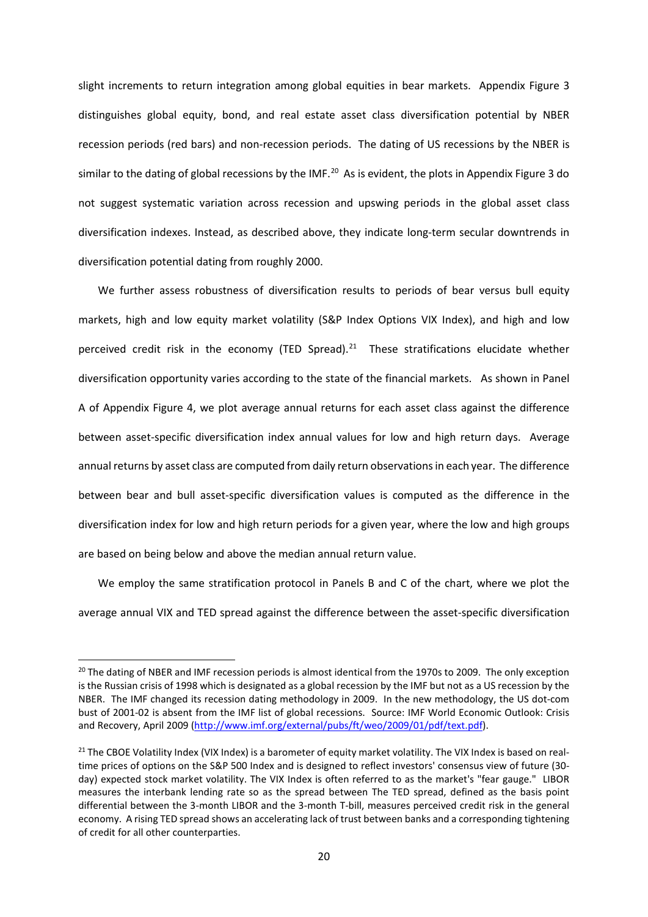slight increments to return integration among global equities in bear markets. Appendix Figure 3 distinguishes global equity, bond, and real estate asset class diversification potential by NBER recession periods (red bars) and non-recession periods. The dating of US recessions by the NBER is similar to the dating of global recessions by the IMF.[20] As is evident, the plots in Appendix Figure 3 do not suggest systematic variation across recession and upswing periods in the global asset class diversification indexes. Instead, as described above, they indicate long-term secular downtrends in diversification potential dating from roughly 2000.

We further assess robustness of diversification results to periods of bear versus bull equity markets, high and low equity market volatility (S&P Index Options VIX Index), and high and low perceived credit risk in the economy (TED Spread).[21] These stratifications elucidate whether diversification opportunity varies according to the state of the financial markets. As shown in Panel A of Appendix Figure 4, we plot average annual returns for each asset class against the difference between asset-specific diversification index annual values for low and high return days. Average annual returns by asset class are computed from daily return observations in each year. The difference between bear and bull asset-specific diversification values is computed as the difference in the diversification index for low and high return periods for a given year, where the low and high groups are based on being below and above the median annual return value.

We employ the same stratification protocol in Panels B and C of the chart, where we plot the average annual VIX and TED spread against the difference between the asset-specific diversification

---

[20] The dating of NBER and IMF recession periods is almost identical from the 1970s to 2009. The only exception is the Russian crisis of 1998 which is designated as a global recession by the IMF but not as a US recession by the NBER. The IMF changed its recession dating methodology in 2009. In the new methodology, the US dot-com bust of 2001-02 is absent from the IMF list of global recessions. Source: IMF World Economic Outlook: Crisis and Recovery, April 2009 (http://www.imf.org/external/pubs/ft/weo/2009/01/pdf/text.pdf).

[21] The CBOE Volatility Index (VIX Index) is a barometer of equity market volatility. The VIX Index is based on real-time prices of options on the S&P 500 Index and is designed to reflect investors' consensus view of future (30-day) expected stock market volatility. The VIX Index is often referred to as the market's "fear gauge." LIBOR measures the interbank lending rate so as the spread between The TED spread, defined as the basis point differential between the 3-month LIBOR and the 3-month T-bill, measures perceived credit risk in the general economy. A rising TED spread shows an accelerating lack of trust between banks and a corresponding tightening of credit for all other counterparties.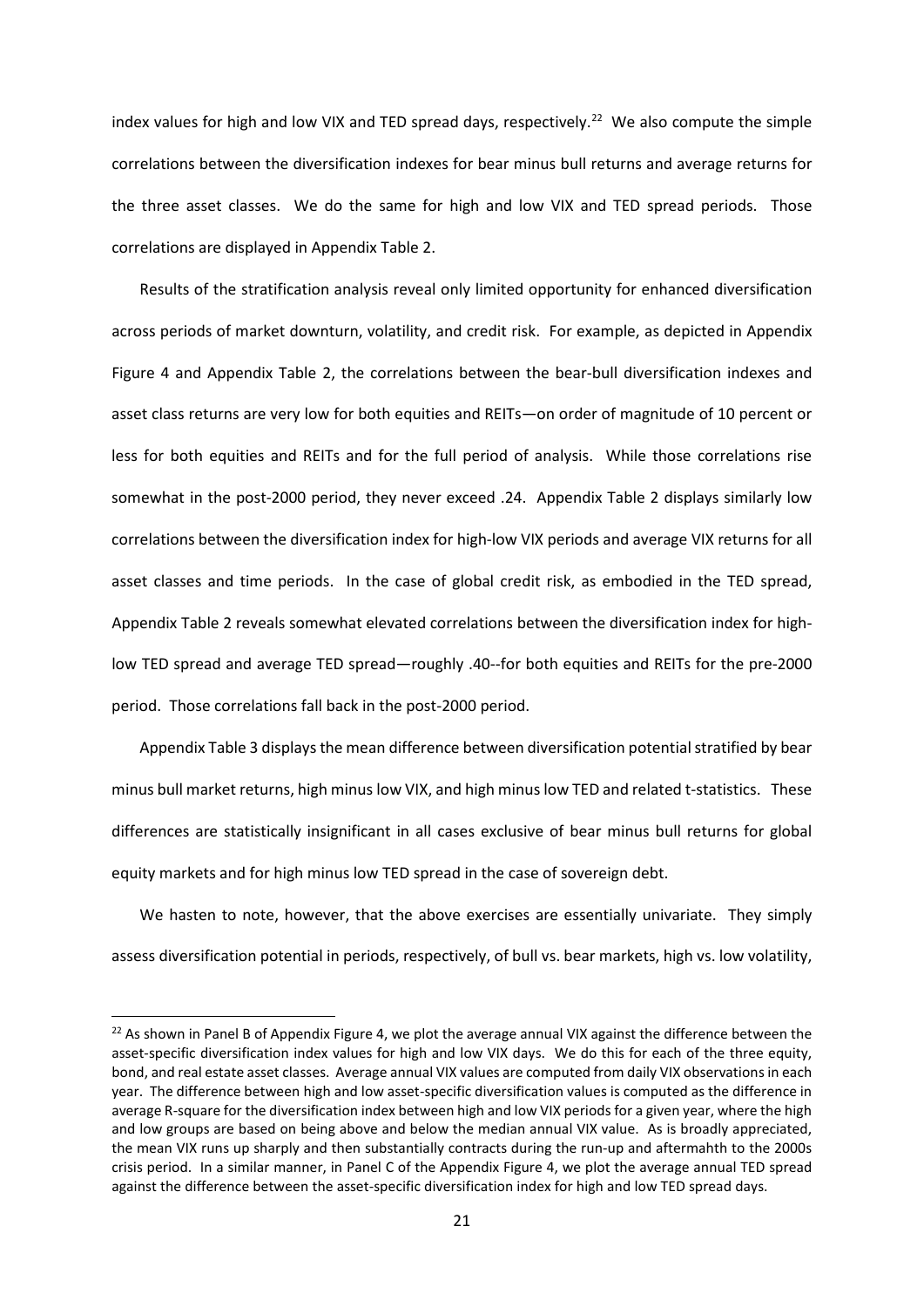index values for high and low VIX and TED spread days, respectively.[22] We also compute the simple correlations between the diversification indexes for bear minus bull returns and average returns for the three asset classes. We do the same for high and low VIX and TED spread periods. Those correlations are displayed in Appendix Table 2.

Results of the stratification analysis reveal only limited opportunity for enhanced diversification across periods of market downturn, volatility, and credit risk. For example, as depicted in Appendix Figure 4 and Appendix Table 2, the correlations between the bear-bull diversification indexes and asset class returns are very low for both equities and REITs—on order of magnitude of 10 percent or less for both equities and REITs and for the full period of analysis. While those correlations rise somewhat in the post-2000 period, they never exceed .24. Appendix Table 2 displays similarly low correlations between the diversification index for high-low VIX periods and average VIX returns for all asset classes and time periods. In the case of global credit risk, as embodied in the TED spread, Appendix Table 2 reveals somewhat elevated correlations between the diversification index for high-low TED spread and average TED spread—roughly .40--for both equities and REITs for the pre-2000 period. Those correlations fall back in the post-2000 period.

Appendix Table 3 displays the mean difference between diversification potential stratified by bear minus bull market returns, high minus low VIX, and high minus low TED and related t-statistics. These differences are statistically insignificant in all cases exclusive of bear minus bull returns for global equity markets and for high minus low TED spread in the case of sovereign debt.

We hasten to note, however, that the above exercises are essentially univariate. They simply assess diversification potential in periods, respectively, of bull vs. bear markets, high vs. low volatility,

---

[22] As shown in Panel B of Appendix Figure 4, we plot the average annual VIX against the difference between the asset-specific diversification index values for high and low VIX days. We do this for each of the three equity, bond, and real estate asset classes. Average annual VIX values are computed from daily VIX observations in each year. The difference between high and low asset-specific diversification values is computed as the difference in average R-square for the diversification index between high and low VIX periods for a given year, where the high and low groups are based on being above and below the median annual VIX value. As is broadly appreciated, the mean VIX runs up sharply and then substantially contracts during the run-up and aftermahth to the 2000s crisis period. In a similar manner, in Panel C of the Appendix Figure 4, we plot the average annual TED spread against the difference between the asset-specific diversification index for high and low TED spread days.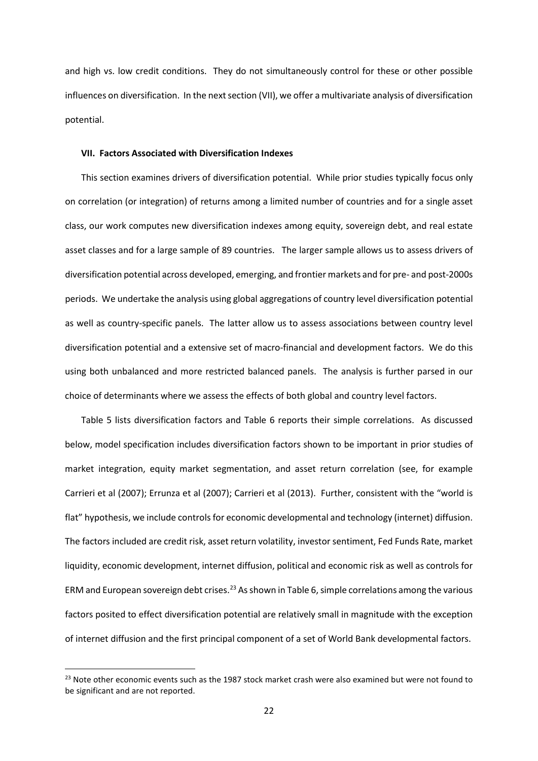and high vs. low credit conditions. They do not simultaneously control for these or other possible influences on diversification. In the next section (VII), we offer a multivariate analysis of diversification potential.

### VII. Factors Associated with Diversification Indexes

This section examines drivers of diversification potential. While prior studies typically focus only on correlation (or integration) of returns among a limited number of countries and for a single asset class, our work computes new diversification indexes among equity, sovereign debt, and real estate asset classes and for a large sample of 89 countries. The larger sample allows us to assess drivers of diversification potential across developed, emerging, and frontier markets and for pre- and post-2000s periods. We undertake the analysis using global aggregations of country level diversification potential as well as country-specific panels. The latter allow us to assess associations between country level diversification potential and a extensive set of macro-financial and development factors. We do this using both unbalanced and more restricted balanced panels. The analysis is further parsed in our choice of determinants where we assess the effects of both global and country level factors.

Table 5 lists diversification factors and Table 6 reports their simple correlations. As discussed below, model specification includes diversification factors shown to be important in prior studies of market integration, equity market segmentation, and asset return correlation (see, for example Carrieri et al (2007); Errunza et al (2007); Carrieri et al (2013). Further, consistent with the "world is flat" hypothesis, we include controls for economic developmental and technology (internet) diffusion. The factors included are credit risk, asset return volatility, investor sentiment, Fed Funds Rate, market liquidity, economic development, internet diffusion, political and economic risk as well as controls for ERM and European sovereign debt crises.[23] As shown in Table 6, simple correlations among the various factors posited to effect diversification potential are relatively small in magnitude with the exception of internet diffusion and the first principal component of a set of World Bank developmental factors.

[23] Note other economic events such as the 1987 stock market crash were also examined but were not found to be significant and are not reported.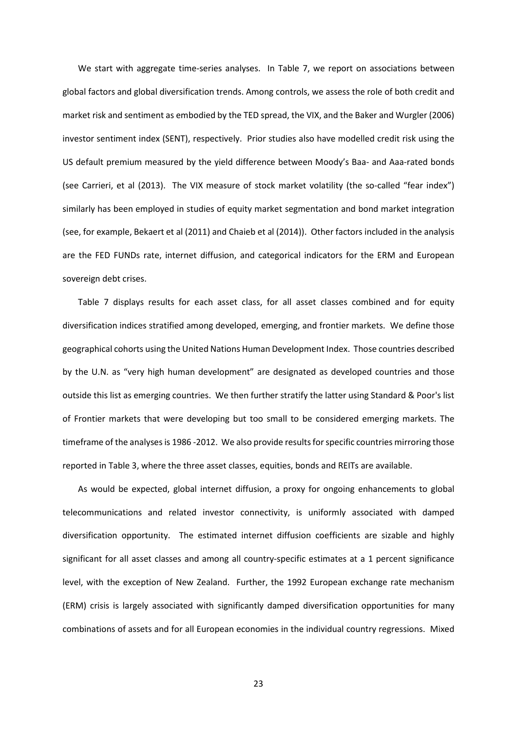We start with aggregate time-series analyses. In Table 7, we report on associations between global factors and global diversification trends. Among controls, we assess the role of both credit and market risk and sentiment as embodied by the TED spread, the VIX, and the Baker and Wurgler (2006) investor sentiment index (SENT), respectively. Prior studies also have modelled credit risk using the US default premium measured by the yield difference between Moody's Baa- and Aaa-rated bonds (see Carrieri, et al (2013). The VIX measure of stock market volatility (the so-called "fear index") similarly has been employed in studies of equity market segmentation and bond market integration (see, for example, Bekaert et al (2011) and Chaieb et al (2014)). Other factors included in the analysis are the FED FUNDs rate, internet diffusion, and categorical indicators for the ERM and European sovereign debt crises.

Table 7 displays results for each asset class, for all asset classes combined and for equity diversification indices stratified among developed, emerging, and frontier markets. We define those geographical cohorts using the United Nations Human Development Index. Those countries described by the U.N. as "very high human development" are designated as developed countries and those outside this list as emerging countries. We then further stratify the latter using Standard & Poor's list of Frontier markets that were developing but too small to be considered emerging markets. The timeframe of the analyses is 1986 -2012. We also provide results for specific countries mirroring those reported in Table 3, where the three asset classes, equities, bonds and REITs are available.

As would be expected, global internet diffusion, a proxy for ongoing enhancements to global telecommunications and related investor connectivity, is uniformly associated with damped diversification opportunity. The estimated internet diffusion coefficients are sizable and highly significant for all asset classes and among all country-specific estimates at a 1 percent significance level, with the exception of New Zealand. Further, the 1992 European exchange rate mechanism (ERM) crisis is largely associated with significantly damped diversification opportunities for many combinations of assets and for all European economies in the individual country regressions. Mixed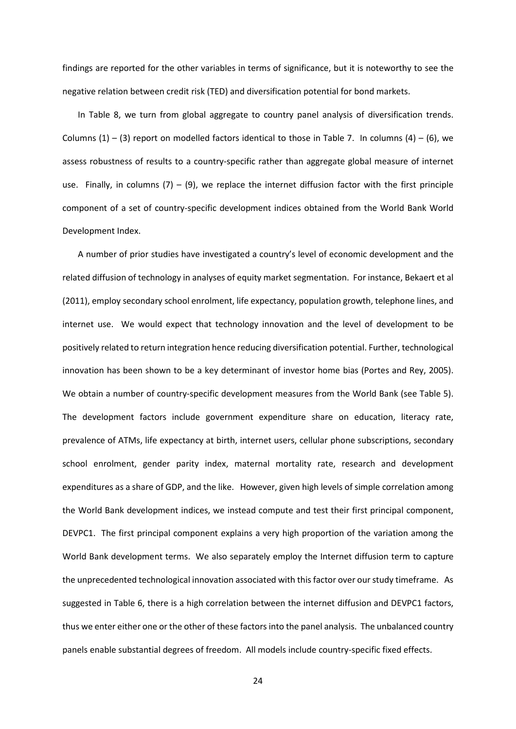findings are reported for the other variables in terms of significance, but it is noteworthy to see the negative relation between credit risk (TED) and diversification potential for bond markets.

In Table 8, we turn from global aggregate to country panel analysis of diversification trends. Columns (1) – (3) report on modelled factors identical to those in Table 7. In columns (4) – (6), we assess robustness of results to a country-specific rather than aggregate global measure of internet use. Finally, in columns (7) – (9), we replace the internet diffusion factor with the first principle component of a set of country-specific development indices obtained from the World Bank World Development Index.

A number of prior studies have investigated a country's level of economic development and the related diffusion of technology in analyses of equity market segmentation. For instance, Bekaert et al (2011), employ secondary school enrolment, life expectancy, population growth, telephone lines, and internet use. We would expect that technology innovation and the level of development to be positively related to return integration hence reducing diversification potential. Further, technological innovation has been shown to be a key determinant of investor home bias (Portes and Rey, 2005). We obtain a number of country-specific development measures from the World Bank (see Table 5). The development factors include government expenditure share on education, literacy rate, prevalence of ATMs, life expectancy at birth, internet users, cellular phone subscriptions, secondary school enrolment, gender parity index, maternal mortality rate, research and development expenditures as a share of GDP, and the like. However, given high levels of simple correlation among the World Bank development indices, we instead compute and test their first principal component, DEVPC1. The first principal component explains a very high proportion of the variation among the World Bank development terms. We also separately employ the Internet diffusion term to capture the unprecedented technological innovation associated with this factor over our study timeframe. As suggested in Table 6, there is a high correlation between the internet diffusion and DEVPC1 factors, thus we enter either one or the other of these factors into the panel analysis. The unbalanced country panels enable substantial degrees of freedom. All models include country-specific fixed effects.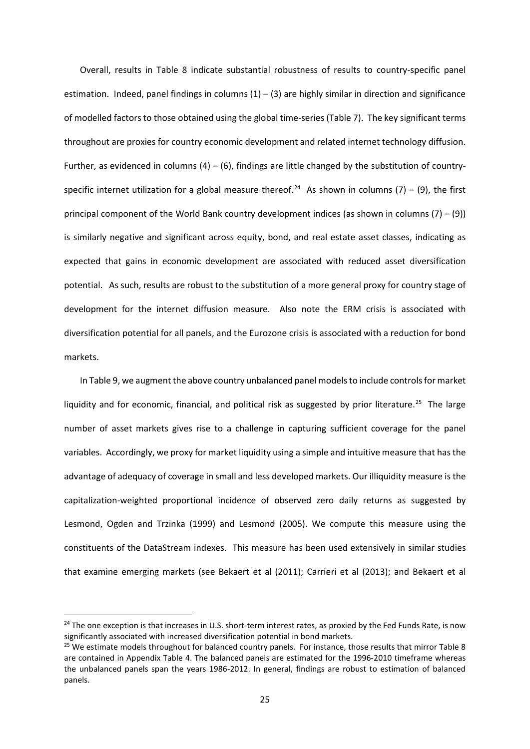Overall, results in Table 8 indicate substantial robustness of results to country-specific panel estimation. Indeed, panel findings in columns (1) – (3) are highly similar in direction and significance of modelled factors to those obtained using the global time-series (Table 7). The key significant terms throughout are proxies for country economic development and related internet technology diffusion. Further, as evidenced in columns (4) – (6), findings are little changed by the substitution of country-specific internet utilization for a global measure thereof.[24] As shown in columns (7) – (9), the first principal component of the World Bank country development indices (as shown in columns (7) – (9)) is similarly negative and significant across equity, bond, and real estate asset classes, indicating as expected that gains in economic development are associated with reduced asset diversification potential. As such, results are robust to the substitution of a more general proxy for country stage of development for the internet diffusion measure. Also note the ERM crisis is associated with diversification potential for all panels, and the Eurozone crisis is associated with a reduction for bond markets.

In Table 9, we augment the above country unbalanced panel models to include controls for market liquidity and for economic, financial, and political risk as suggested by prior literature.[25] The large number of asset markets gives rise to a challenge in capturing sufficient coverage for the panel variables. Accordingly, we proxy for market liquidity using a simple and intuitive measure that has the advantage of adequacy of coverage in small and less developed markets. Our illiquidity measure is the capitalization-weighted proportional incidence of observed zero daily returns as suggested by Lesmond, Ogden and Trzinka (1999) and Lesmond (2005). We compute this measure using the constituents of the DataStream indexes. This measure has been used extensively in similar studies that examine emerging markets (see Bekaert et al (2011); Carrieri et al (2013); and Bekaert et al

---

[24] The one exception is that increases in U.S. short-term interest rates, as proxied by the Fed Funds Rate, is now significantly associated with increased diversification potential in bond markets.

[25] We estimate models throughout for balanced country panels. For instance, those results that mirror Table 8 are contained in Appendix Table 4. The balanced panels are estimated for the 1996-2010 timeframe whereas the unbalanced panels span the years 1986-2012. In general, findings are robust to estimation of balanced panels.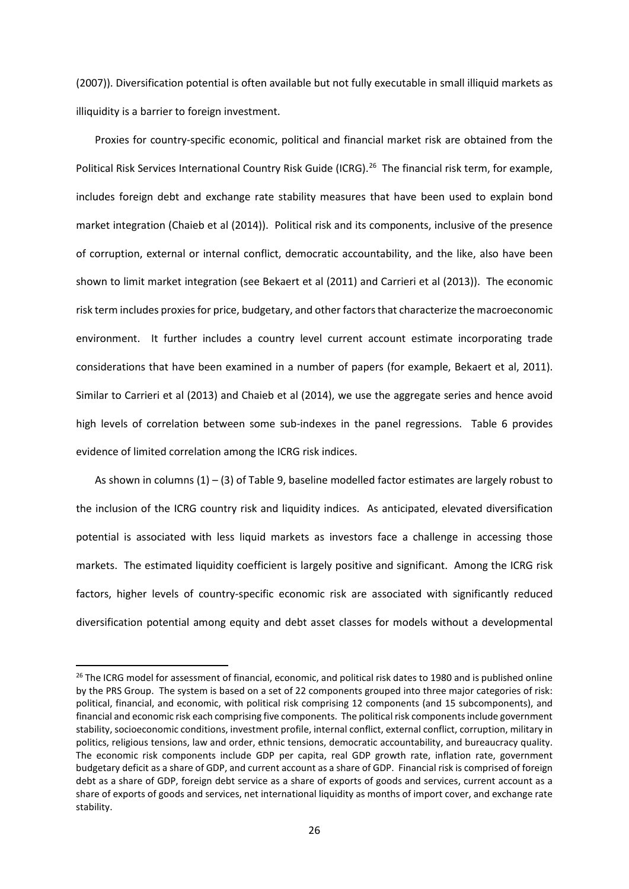(2007)). Diversification potential is often available but not fully executable in small illiquid markets as illiquidity is a barrier to foreign investment.

Proxies for country-specific economic, political and financial market risk are obtained from the Political Risk Services International Country Risk Guide (ICRG).[26] The financial risk term, for example, includes foreign debt and exchange rate stability measures that have been used to explain bond market integration (Chaieb et al (2014)). Political risk and its components, inclusive of the presence of corruption, external or internal conflict, democratic accountability, and the like, also have been shown to limit market integration (see Bekaert et al (2011) and Carrieri et al (2013)). The economic risk term includes proxies for price, budgetary, and other factors that characterize the macroeconomic environment. It further includes a country level current account estimate incorporating trade considerations that have been examined in a number of papers (for example, Bekaert et al, 2011). Similar to Carrieri et al (2013) and Chaieb et al (2014), we use the aggregate series and hence avoid high levels of correlation between some sub-indexes in the panel regressions. Table 6 provides evidence of limited correlation among the ICRG risk indices.

As shown in columns (1) – (3) of Table 9, baseline modelled factor estimates are largely robust to the inclusion of the ICRG country risk and liquidity indices. As anticipated, elevated diversification potential is associated with less liquid markets as investors face a challenge in accessing those markets. The estimated liquidity coefficient is largely positive and significant. Among the ICRG risk factors, higher levels of country-specific economic risk are associated with significantly reduced diversification potential among equity and debt asset classes for models without a developmental

[26] The ICRG model for assessment of financial, economic, and political risk dates to 1980 and is published online by the PRS Group. The system is based on a set of 22 components grouped into three major categories of risk: political, financial, and economic, with political risk comprising 12 components (and 15 subcomponents), and financial and economic risk each comprising five components. The political risk components include government stability, socioeconomic conditions, investment profile, internal conflict, external conflict, corruption, military in politics, religious tensions, law and order, ethnic tensions, democratic accountability, and bureaucracy quality. The economic risk components include GDP per capita, real GDP growth rate, inflation rate, government budgetary deficit as a share of GDP, and current account as a share of GDP. Financial risk is comprised of foreign debt as a share of GDP, foreign debt service as a share of exports of goods and services, current account as a share of exports of goods and services, net international liquidity as months of import cover, and exchange rate stability.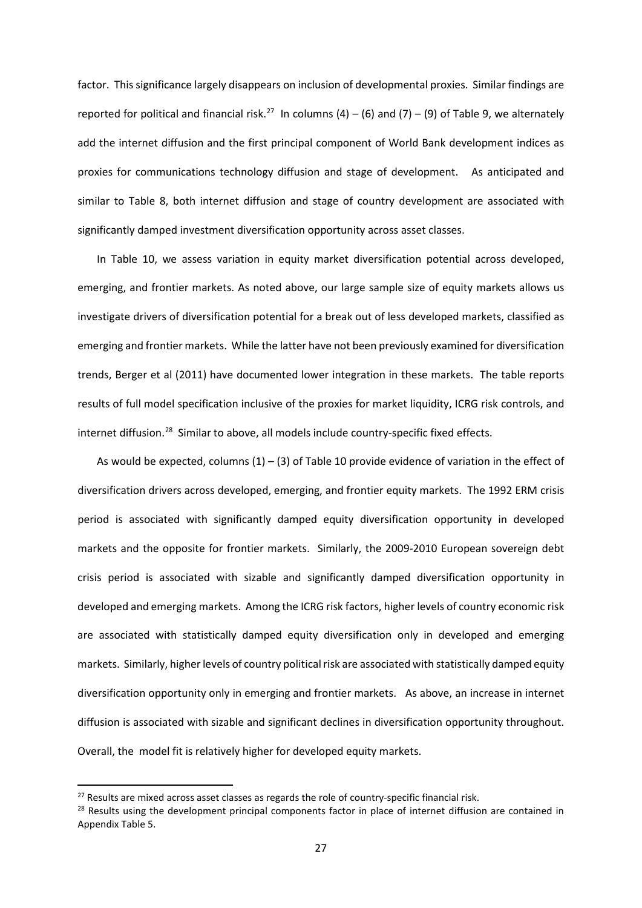factor. This significance largely disappears on inclusion of developmental proxies. Similar findings are reported for political and financial risk.[27] In columns (4) – (6) and (7) – (9) of Table 9, we alternately add the internet diffusion and the first principal component of World Bank development indices as proxies for communications technology diffusion and stage of development. As anticipated and similar to Table 8, both internet diffusion and stage of country development are associated with significantly damped investment diversification opportunity across asset classes.

In Table 10, we assess variation in equity market diversification potential across developed, emerging, and frontier markets. As noted above, our large sample size of equity markets allows us investigate drivers of diversification potential for a break out of less developed markets, classified as emerging and frontier markets. While the latter have not been previously examined for diversification trends, Berger et al (2011) have documented lower integration in these markets. The table reports results of full model specification inclusive of the proxies for market liquidity, ICRG risk controls, and internet diffusion.[28] Similar to above, all models include country-specific fixed effects.

As would be expected, columns (1) – (3) of Table 10 provide evidence of variation in the effect of diversification drivers across developed, emerging, and frontier equity markets. The 1992 ERM crisis period is associated with significantly damped equity diversification opportunity in developed markets and the opposite for frontier markets. Similarly, the 2009-2010 European sovereign debt crisis period is associated with sizable and significantly damped diversification opportunity in developed and emerging markets. Among the ICRG risk factors, higher levels of country economic risk are associated with statistically damped equity diversification only in developed and emerging markets. Similarly, higher levels of country political risk are associated with statistically damped equity diversification opportunity only in emerging and frontier markets. As above, an increase in internet diffusion is associated with sizable and significant declines in diversification opportunity throughout. Overall, the model fit is relatively higher for developed equity markets.

[27] Results are mixed across asset classes as regards the role of country-specific financial risk.

[28] Results using the development principal components factor in place of internet diffusion are contained in Appendix Table 5.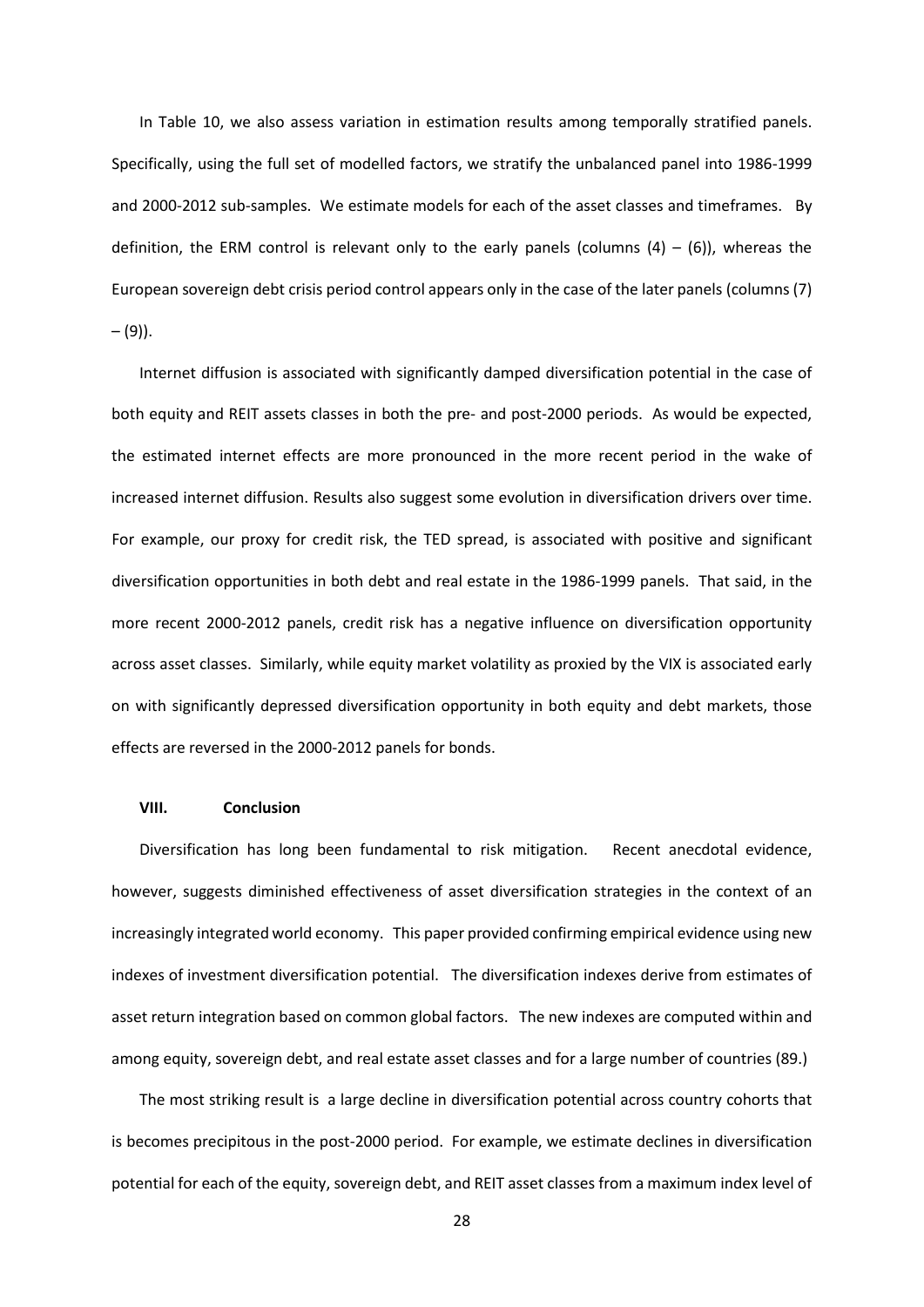In Table 10, we also assess variation in estimation results among temporally stratified panels. Specifically, using the full set of modelled factors, we stratify the unbalanced panel into 1986-1999 and 2000-2012 sub-samples. We estimate models for each of the asset classes and timeframes. By definition, the ERM control is relevant only to the early panels (columns (4) – (6)), whereas the European sovereign debt crisis period control appears only in the case of the later panels (columns (7) – (9)).

Internet diffusion is associated with significantly damped diversification potential in the case of both equity and REIT assets classes in both the pre- and post-2000 periods. As would be expected, the estimated internet effects are more pronounced in the more recent period in the wake of increased internet diffusion. Results also suggest some evolution in diversification drivers over time. For example, our proxy for credit risk, the TED spread, is associated with positive and significant diversification opportunities in both debt and real estate in the 1986-1999 panels. That said, in the more recent 2000-2012 panels, credit risk has a negative influence on diversification opportunity across asset classes. Similarly, while equity market volatility as proxied by the VIX is associated early on with significantly depressed diversification opportunity in both equity and debt markets, those effects are reversed in the 2000-2012 panels for bonds.

## VIII. Conclusion

Diversification has long been fundamental to risk mitigation. Recent anecdotal evidence, however, suggests diminished effectiveness of asset diversification strategies in the context of an increasingly integrated world economy. This paper provided confirming empirical evidence using new indexes of investment diversification potential. The diversification indexes derive from estimates of asset return integration based on common global factors. The new indexes are computed within and among equity, sovereign debt, and real estate asset classes and for a large number of countries (89.)

The most striking result is a large decline in diversification potential across country cohorts that is becomes precipitous in the post-2000 period. For example, we estimate declines in diversification potential for each of the equity, sovereign debt, and REIT asset classes from a maximum index level of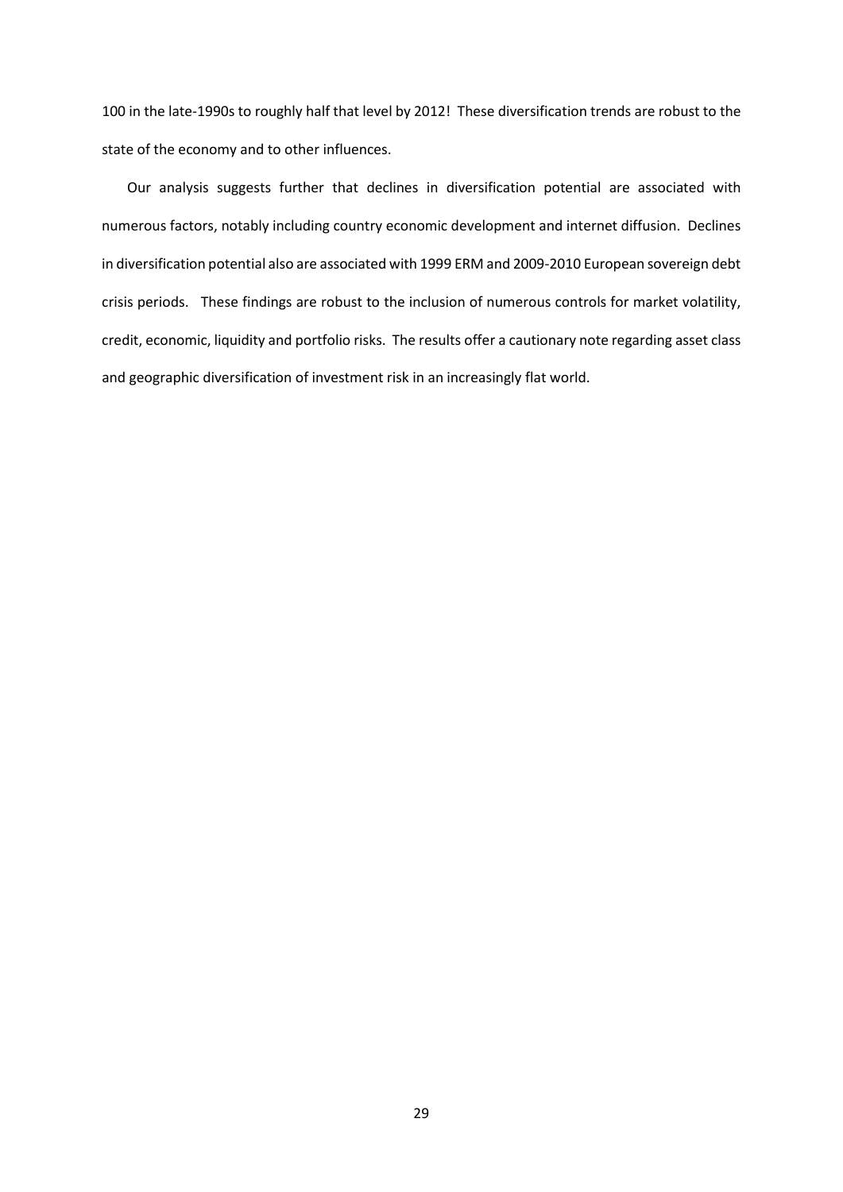100 in the late-1990s to roughly half that level by 2012! These diversification trends are robust to the state of the economy and to other influences.

Our analysis suggests further that declines in diversification potential are associated with numerous factors, notably including country economic development and internet diffusion. Declines in diversification potential also are associated with 1999 ERM and 2009-2010 European sovereign debt crisis periods. These findings are robust to the inclusion of numerous controls for market volatility, credit, economic, liquidity and portfolio risks. The results offer a cautionary note regarding asset class and geographic diversification of investment risk in an increasingly flat world.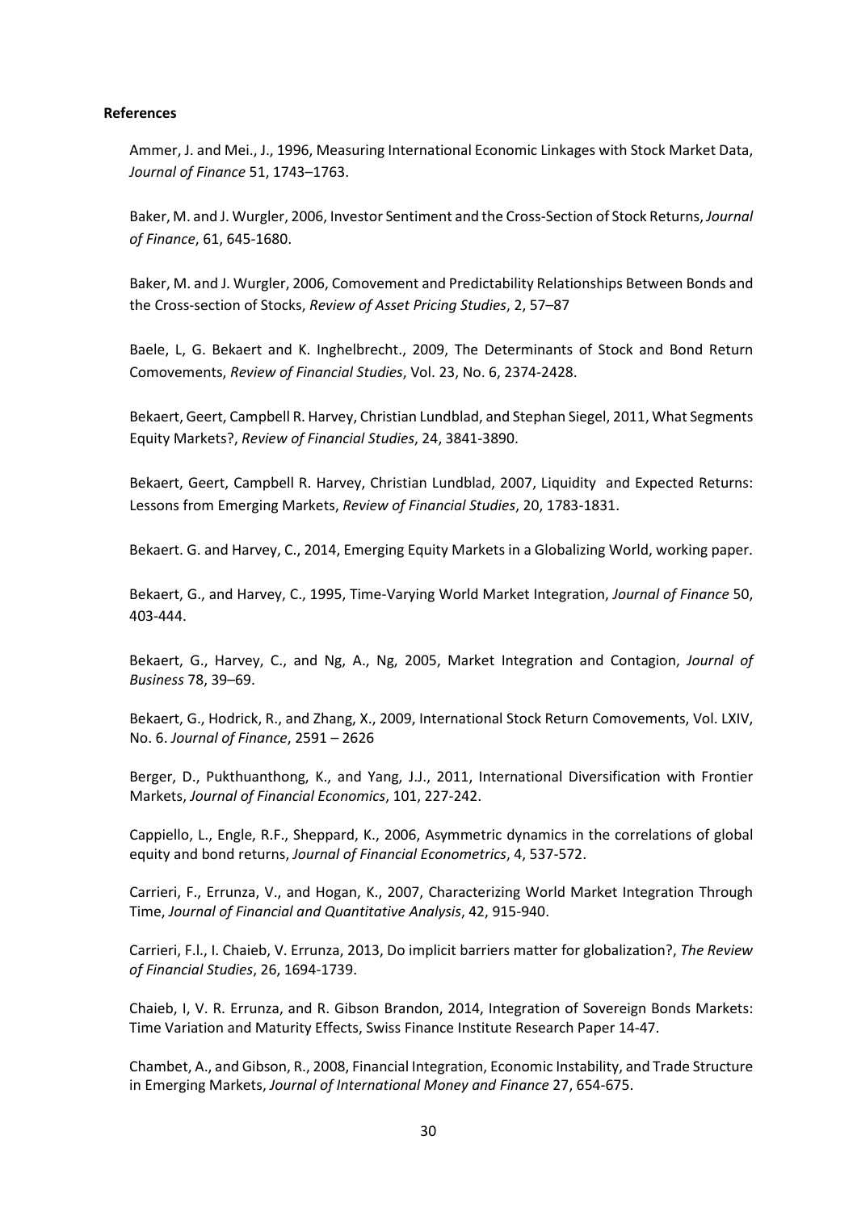**References**

Ammer, J. and Mei., J., 1996, Measuring International Economic Linkages with Stock Market Data, *Journal of Finance* 51, 1743–1763.

Baker, M. and J. Wurgler, 2006, Investor Sentiment and the Cross-Section of Stock Returns, *Journal of Finance*, 61, 645-1680.

Baker, M. and J. Wurgler, 2006, Comovement and Predictability Relationships Between Bonds and the Cross-section of Stocks, *Review of Asset Pricing Studies*, 2, 57–87

Baele, L, G. Bekaert and K. Inghelbrecht., 2009, The Determinants of Stock and Bond Return Comovements, *Review of Financial Studies*, Vol. 23, No. 6, 2374-2428.

Bekaert, Geert, Campbell R. Harvey, Christian Lundblad, and Stephan Siegel, 2011, What Segments Equity Markets?, *Review of Financial Studies*, 24, 3841-3890.

Bekaert, Geert, Campbell R. Harvey, Christian Lundblad, 2007, Liquidity and Expected Returns: Lessons from Emerging Markets, *Review of Financial Studies*, 20, 1783-1831.

Bekaert. G. and Harvey, C., 2014, Emerging Equity Markets in a Globalizing World, working paper.

Bekaert, G., and Harvey, C., 1995, Time-Varying World Market Integration, *Journal of Finance* 50, 403-444.

Bekaert, G., Harvey, C., and Ng, A., Ng, 2005, Market Integration and Contagion, *Journal of Business* 78, 39–69.

Bekaert, G., Hodrick, R., and Zhang, X., 2009, International Stock Return Comovements, Vol. LXIV, No. 6. *Journal of Finance*, 2591 – 2626

Berger, D., Pukthuanthong, K., and Yang, J.J., 2011, International Diversification with Frontier Markets, *Journal of Financial Economics*, 101, 227-242.

Cappiello, L., Engle, R.F., Sheppard, K., 2006, Asymmetric dynamics in the correlations of global equity and bond returns, *Journal of Financial Econometrics*, 4, 537-572.

Carrieri, F., Errunza, V., and Hogan, K., 2007, Characterizing World Market Integration Through Time, *Journal of Financial and Quantitative Analysis*, 42, 915-940.

Carrieri, F.l., I. Chaieb, V. Errunza, 2013, Do implicit barriers matter for globalization?, *The Review of Financial Studies*, 26, 1694-1739.

Chaieb, I, V. R. Errunza, and R. Gibson Brandon, 2014, Integration of Sovereign Bonds Markets: Time Variation and Maturity Effects, Swiss Finance Institute Research Paper 14-47.

Chambet, A., and Gibson, R., 2008, Financial Integration, Economic Instability, and Trade Structure in Emerging Markets, *Journal of International Money and Finance* 27, 654-675.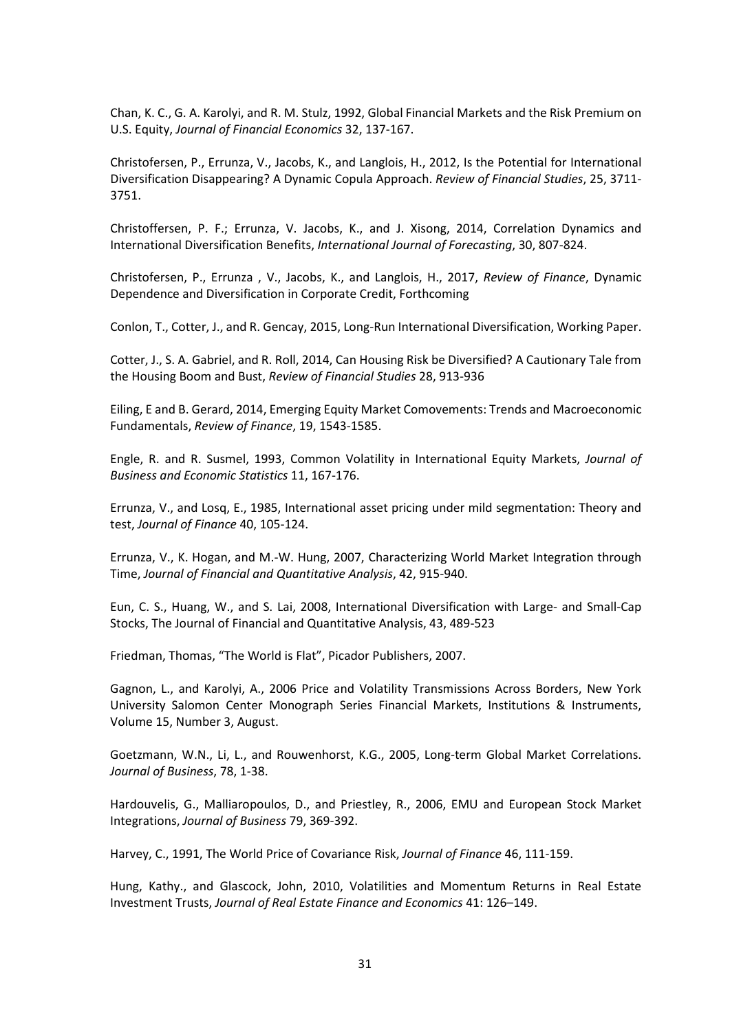Chan, K. C., G. A. Karolyi, and R. M. Stulz, 1992, Global Financial Markets and the Risk Premium on U.S. Equity, *Journal of Financial Economics* 32, 137-167.

Christofersen, P., Errunza, V., Jacobs, K., and Langlois, H., 2012, Is the Potential for International Diversification Disappearing? A Dynamic Copula Approach. *Review of Financial Studies*, 25, 3711-3751.

Christoffersen, P. F.; Errunza, V. Jacobs, K., and J. Xisong, 2014, Correlation Dynamics and International Diversification Benefits, *International Journal of Forecasting*, 30, 807-824.

Christofersen, P., Errunza , V., Jacobs, K., and Langlois, H., 2017, *Review of Finance*, Dynamic Dependence and Diversification in Corporate Credit, Forthcoming

Conlon, T., Cotter, J., and R. Gencay, 2015, Long-Run International Diversification, Working Paper.

Cotter, J., S. A. Gabriel, and R. Roll, 2014, Can Housing Risk be Diversified? A Cautionary Tale from the Housing Boom and Bust, *Review of Financial Studies* 28, 913-936

Eiling, E and B. Gerard, 2014, Emerging Equity Market Comovements: Trends and Macroeconomic Fundamentals, *Review of Finance*, 19, 1543-1585.

Engle, R. and R. Susmel, 1993, Common Volatility in International Equity Markets, *Journal of Business and Economic Statistics* 11, 167-176.

Errunza, V., and Losq, E., 1985, International asset pricing under mild segmentation: Theory and test, *Journal of Finance* 40, 105-124.

Errunza, V., K. Hogan, and M.-W. Hung, 2007, Characterizing World Market Integration through Time, *Journal of Financial and Quantitative Analysis*, 42, 915-940.

Eun, C. S., Huang, W., and S. Lai, 2008, International Diversification with Large- and Small-Cap Stocks, The Journal of Financial and Quantitative Analysis, 43, 489-523

Friedman, Thomas, "The World is Flat", Picador Publishers, 2007.

Gagnon, L., and Karolyi, A., 2006 Price and Volatility Transmissions Across Borders, New York University Salomon Center Monograph Series Financial Markets, Institutions & Instruments, Volume 15, Number 3, August.

Goetzmann, W.N., Li, L., and Rouwenhorst, K.G., 2005, Long-term Global Market Correlations. *Journal of Business*, 78, 1-38.

Hardouvelis, G., Malliaropoulos, D., and Priestley, R., 2006, EMU and European Stock Market Integrations, *Journal of Business* 79, 369-392.

Harvey, C., 1991, The World Price of Covariance Risk, *Journal of Finance* 46, 111-159.

Hung, Kathy., and Glascock, John, 2010, Volatilities and Momentum Returns in Real Estate Investment Trusts, *Journal of Real Estate Finance and Economics* 41: 126–149.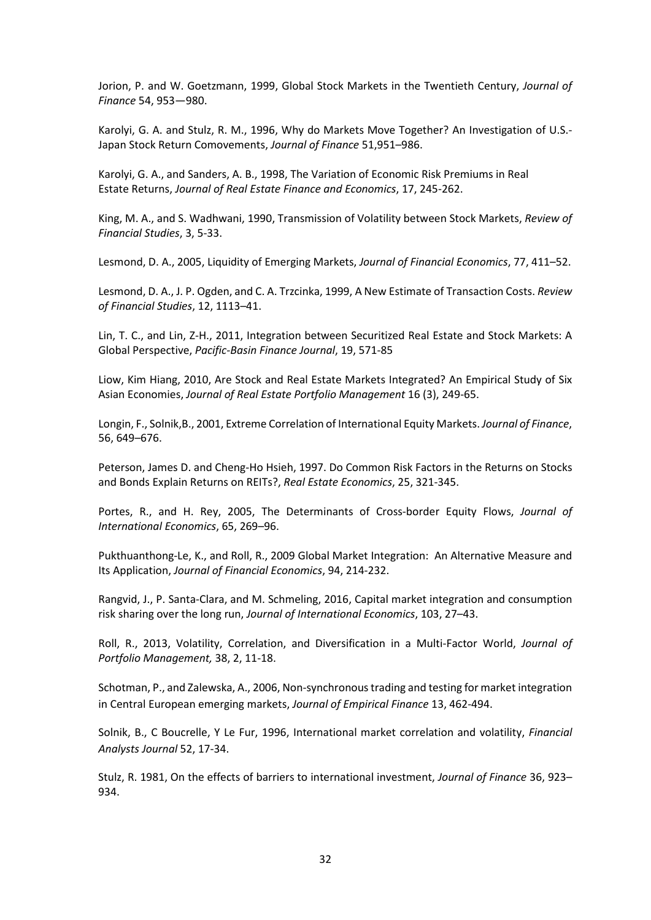Jorion, P. and W. Goetzmann, 1999, Global Stock Markets in the Twentieth Century, *Journal of Finance* 54, 953—980.

Karolyi, G. A. and Stulz, R. M., 1996, Why do Markets Move Together? An Investigation of U.S.-Japan Stock Return Comovements, *Journal of Finance* 51,951–986.

Karolyi, G. A., and Sanders, A. B., 1998, The Variation of Economic Risk Premiums in Real Estate Returns, *Journal of Real Estate Finance and Economics*, 17, 245-262.

King, M. A., and S. Wadhwani, 1990, Transmission of Volatility between Stock Markets, *Review of Financial Studies*, 3, 5-33.

Lesmond, D. A., 2005, Liquidity of Emerging Markets, *Journal of Financial Economics*, 77, 411–52.

Lesmond, D. A., J. P. Ogden, and C. A. Trzcinka, 1999, A New Estimate of Transaction Costs. *Review of Financial Studies*, 12, 1113–41.

Lin, T. C., and Lin, Z-H., 2011, Integration between Securitized Real Estate and Stock Markets: A Global Perspective, *Pacific-Basin Finance Journal*, 19, 571-85

Liow, Kim Hiang, 2010, Are Stock and Real Estate Markets Integrated? An Empirical Study of Six Asian Economies, *Journal of Real Estate Portfolio Management* 16 (3), 249-65.

Longin, F., Solnik,B., 2001, Extreme Correlation of International Equity Markets. *Journal of Finance*, 56, 649–676.

Peterson, James D. and Cheng-Ho Hsieh, 1997. Do Common Risk Factors in the Returns on Stocks and Bonds Explain Returns on REITs?, *Real Estate Economics*, 25, 321-345.

Portes, R., and H. Rey, 2005, The Determinants of Cross-border Equity Flows, *Journal of International Economics*, 65, 269–96.

Pukthuanthong-Le, K., and Roll, R., 2009 Global Market Integration: An Alternative Measure and Its Application, *Journal of Financial Economics*, 94, 214-232.

Rangvid, J., P. Santa-Clara, and M. Schmeling, 2016, Capital market integration and consumption risk sharing over the long run, *Journal of International Economics*, 103, 27–43.

Roll, R., 2013, Volatility, Correlation, and Diversification in a Multi-Factor World, *Journal of Portfolio Management,* 38, 2, 11-18.

Schotman, P., and Zalewska, A., 2006, Non-synchronous trading and testing for market integration in Central European emerging markets, *Journal of Empirical Finance* 13, 462-494.

Solnik, B., C Boucrelle, Y Le Fur, 1996, International market correlation and volatility, *Financial Analysts Journal* 52, 17-34.

Stulz, R. 1981, On the effects of barriers to international investment, *Journal of Finance* 36, 923–934.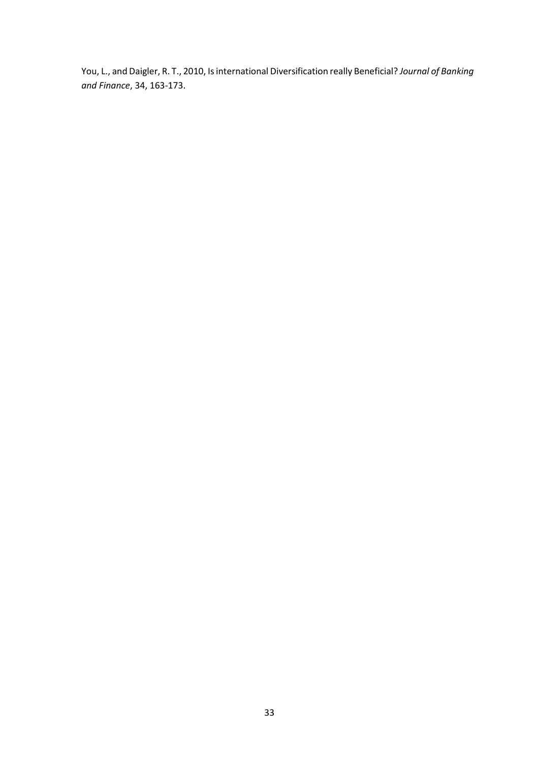You, L., and Daigler, R. T., 2010, Is international Diversification really Beneficial? *Journal of Banking and Finance*, 34, 163-173.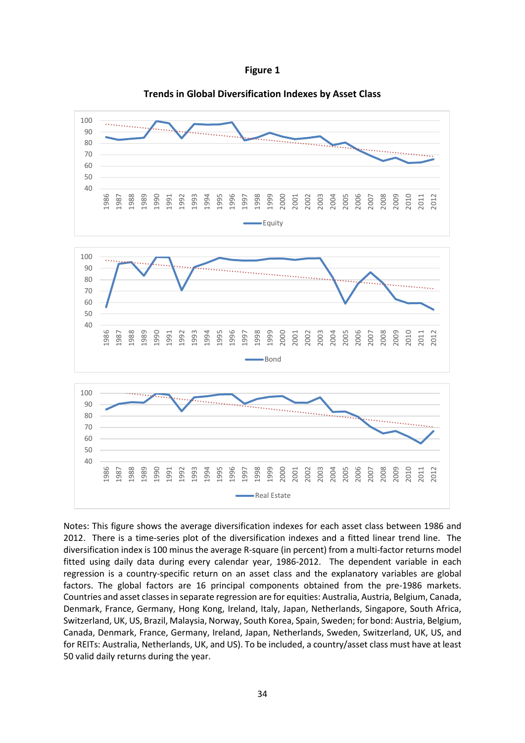**Figure 1**

**Trends in Global Diversification Indexes by Asset Class**

Notes: This figure shows the average diversification indexes for each asset class between 1986 and 2012. There is a time-series plot of the diversification indexes and a fitted linear trend line. The diversification index is 100 minus the average R-square (in percent) from a multi-factor returns model fitted using daily data during every calendar year, 1986-2012. The dependent variable in each regression is a country-specific return on an asset class and the explanatory variables are global factors. The global factors are 16 principal components obtained from the pre-1986 markets. Countries and asset classes in separate regression are for equities: Australia, Austria, Belgium, Canada, Denmark, France, Germany, Hong Kong, Ireland, Italy, Japan, Netherlands, Singapore, South Africa, Switzerland, UK, US, Brazil, Malaysia, Norway, South Korea, Spain, Sweden; for bond: Austria, Belgium, Canada, Denmark, France, Germany, Ireland, Japan, Netherlands, Sweden, Switzerland, UK, US, and for REITs: Australia, Netherlands, UK, and US). To be included, a country/asset class must have at least 50 valid daily returns during the year.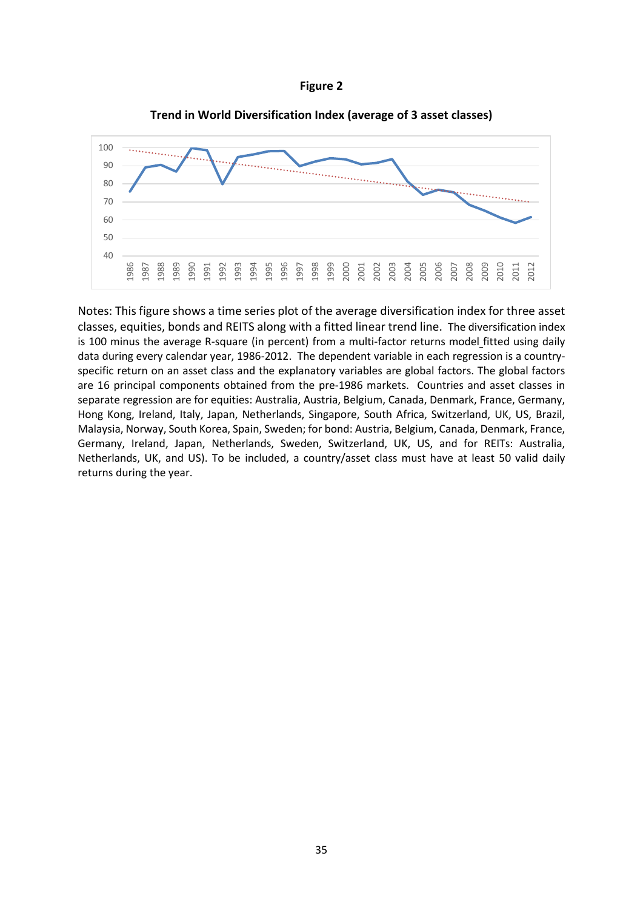**Figure 2**

**Trend in World Diversification Index (average of 3 asset classes)**

Notes: This figure shows a time series plot of the average diversification index for three asset classes, equities, bonds and REITS along with a fitted linear trend line. The diversification index is 100 minus the average R-square (in percent) from a multi-factor returns model fitted using daily data during every calendar year, 1986-2012. The dependent variable in each regression is a country-specific return on an asset class and the explanatory variables are global factors. The global factors are 16 principal components obtained from the pre-1986 markets. Countries and asset classes in separate regression are for equities: Australia, Austria, Belgium, Canada, Denmark, France, Germany, Hong Kong, Ireland, Italy, Japan, Netherlands, Singapore, South Africa, Switzerland, UK, US, Brazil, Malaysia, Norway, South Korea, Spain, Sweden; for bond: Austria, Belgium, Canada, Denmark, France, Germany, Ireland, Japan, Netherlands, Sweden, Switzerland, UK, US, and for REITs: Australia, Netherlands, UK, and US). To be included, a country/asset class must have at least 50 valid daily returns during the year.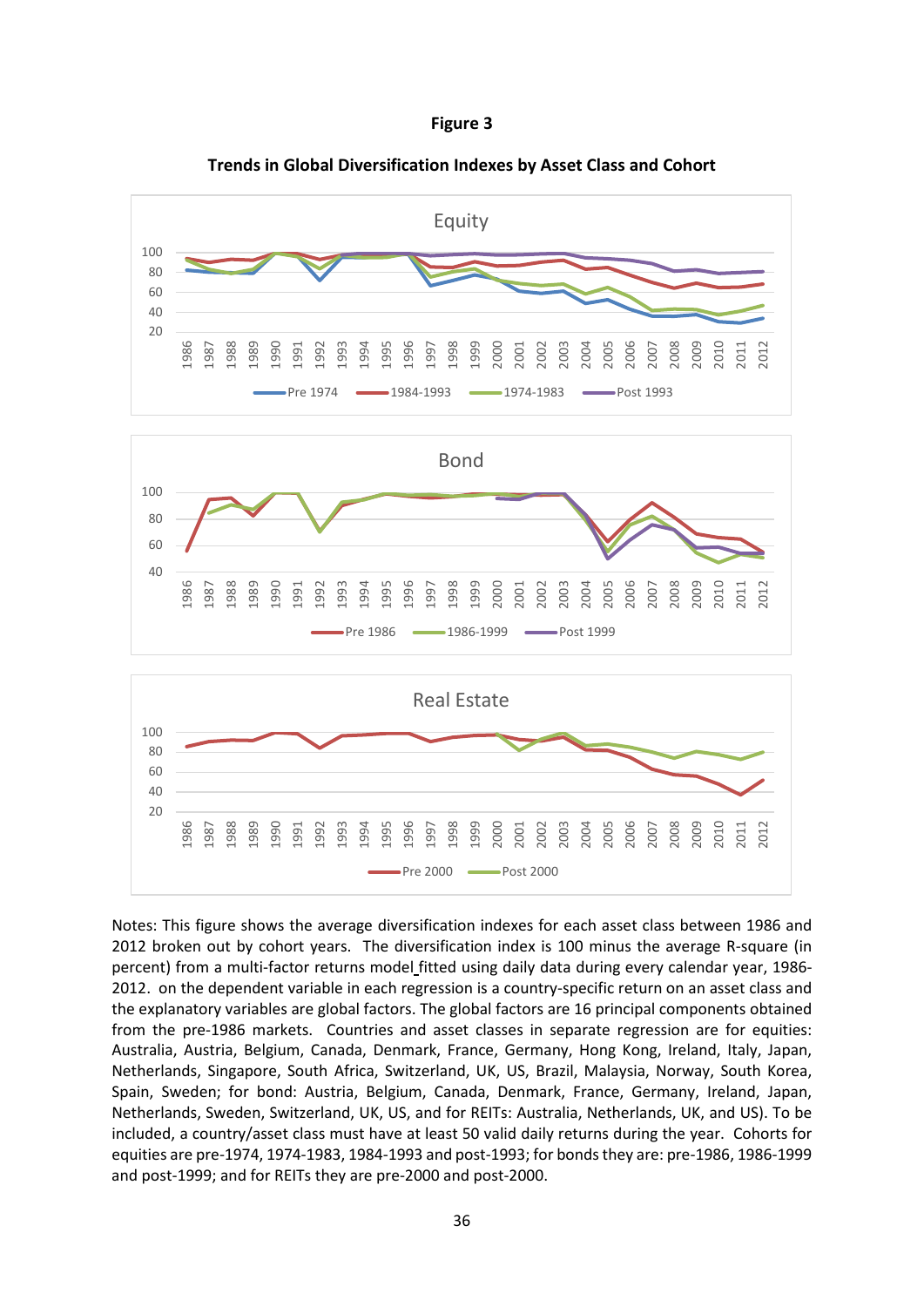**Figure 3**

**Trends in Global Diversification Indexes by Asset Class and Cohort**

Notes: This figure shows the average diversification indexes for each asset class between 1986 and 2012 broken out by cohort years. The diversification index is 100 minus the average R-square (in percent) from a multi-factor returns model fitted using daily data during every calendar year, 1986-2012. on the dependent variable in each regression is a country-specific return on an asset class and the explanatory variables are global factors. The global factors are 16 principal components obtained from the pre-1986 markets. Countries and asset classes in separate regression are for equities: Australia, Austria, Belgium, Canada, Denmark, France, Germany, Hong Kong, Ireland, Italy, Japan, Netherlands, Singapore, South Africa, Switzerland, UK, US, Brazil, Malaysia, Norway, South Korea, Spain, Sweden; for bond: Austria, Belgium, Canada, Denmark, France, Germany, Ireland, Japan, Netherlands, Sweden, Switzerland, UK, US, and for REITs: Australia, Netherlands, UK, and US). To be included, a country/asset class must have at least 50 valid daily returns during the year. Cohorts for equities are pre-1974, 1974-1983, 1984-1993 and post-1993; for bonds they are: pre-1986, 1986-1999 and post-1999; and for REITs they are pre-2000 and post-2000.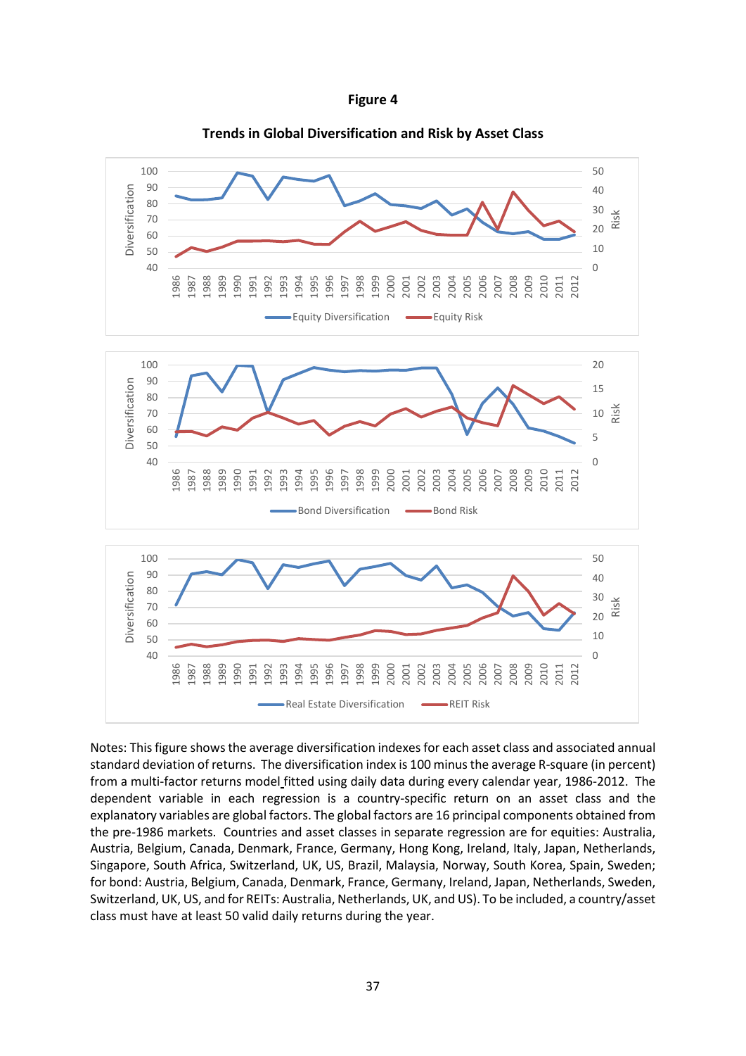**Figure 4**

**Trends in Global Diversification and Risk by Asset Class**

Notes: This figure shows the average diversification indexes for each asset class and associated annual standard deviation of returns. The diversification index is 100 minus the average R-square (in percent) from a multi-factor returns model fitted using daily data during every calendar year, 1986-2012. The dependent variable in each regression is a country-specific return on an asset class and the explanatory variables are global factors. The global factors are 16 principal components obtained from the pre-1986 markets. Countries and asset classes in separate regression are for equities: Australia, Austria, Belgium, Canada, Denmark, France, Germany, Hong Kong, Ireland, Italy, Japan, Netherlands, Singapore, South Africa, Switzerland, UK, US, Brazil, Malaysia, Norway, South Korea, Spain, Sweden; for bond: Austria, Belgium, Canada, Denmark, France, Germany, Ireland, Japan, Netherlands, Sweden, Switzerland, UK, US, and for REITs: Australia, Netherlands, UK, and US). To be included, a country/asset class must have at least 50 valid daily returns during the year.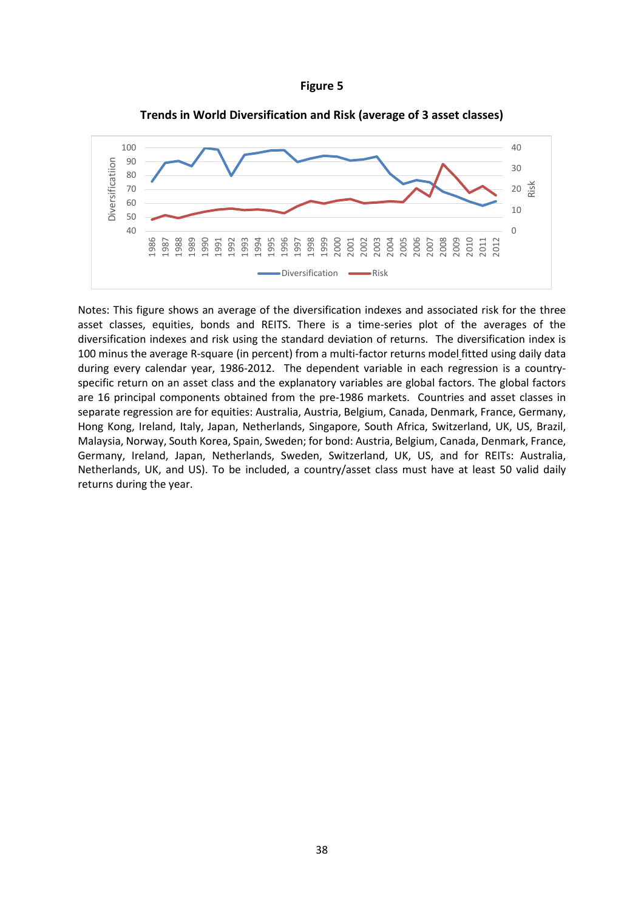**Figure 5**

**Trends in World Diversification and Risk (average of 3 asset classes)**

Notes: This figure shows an average of the diversification indexes and associated risk for the three asset classes, equities, bonds and REITS. There is a time-series plot of the averages of the diversification indexes and risk using the standard deviation of returns. The diversification index is 100 minus the average R-square (in percent) from a multi-factor returns model fitted using daily data during every calendar year, 1986-2012. The dependent variable in each regression is a country-specific return on an asset class and the explanatory variables are global factors. The global factors are 16 principal components obtained from the pre-1986 markets. Countries and asset classes in separate regression are for equities: Australia, Austria, Belgium, Canada, Denmark, France, Germany, Hong Kong, Ireland, Italy, Japan, Netherlands, Singapore, South Africa, Switzerland, UK, US, Brazil, Malaysia, Norway, South Korea, Spain, Sweden; for bond: Austria, Belgium, Canada, Denmark, France, Germany, Ireland, Japan, Netherlands, Sweden, Switzerland, UK, US, and for REITs: Australia, Netherlands, UK, and US). To be included, a country/asset class must have at least 50 valid daily returns during the year.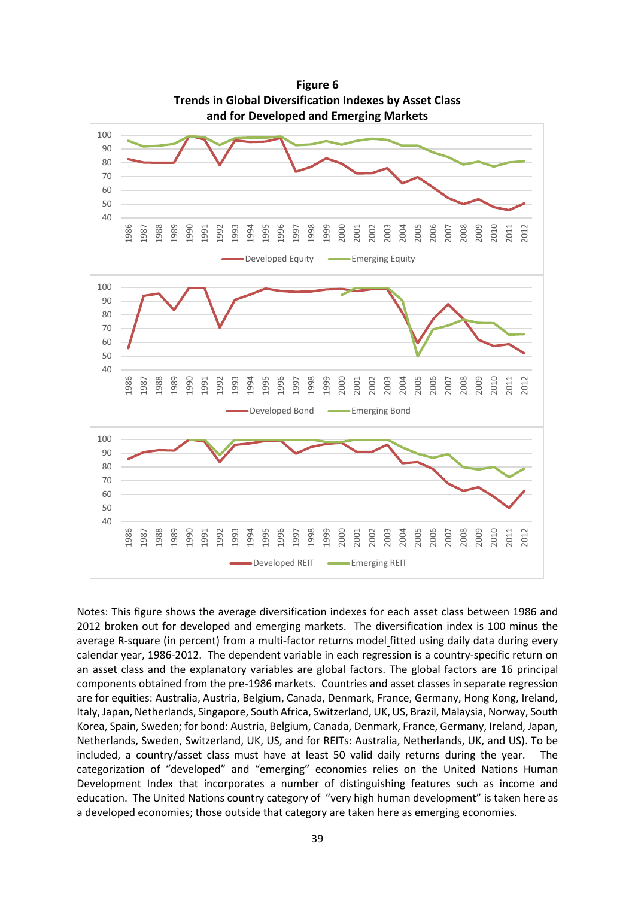**Figure 6**
**Trends in Global Diversification Indexes by Asset Class and for Developed and Emerging Markets**

Notes: This figure shows the average diversification indexes for each asset class between 1986 and 2012 broken out for developed and emerging markets. The diversification index is 100 minus the average R-square (in percent) from a multi-factor returns model fitted using daily data during every calendar year, 1986-2012. The dependent variable in each regression is a country-specific return on an asset class and the explanatory variables are global factors. The global factors are 16 principal components obtained from the pre-1986 markets. Countries and asset classes in separate regression are for equities: Australia, Austria, Belgium, Canada, Denmark, France, Germany, Hong Kong, Ireland, Italy, Japan, Netherlands, Singapore, South Africa, Switzerland, UK, US, Brazil, Malaysia, Norway, South Korea, Spain, Sweden; for bond: Austria, Belgium, Canada, Denmark, France, Germany, Ireland, Japan, Netherlands, Sweden, Switzerland, UK, US, and for REITs: Australia, Netherlands, UK, and US). To be included, a country/asset class must have at least 50 valid daily returns during the year. The categorization of "developed" and "emerging" economies relies on the United Nations Human Development Index that incorporates a number of distinguishing features such as income and education. The United Nations country category of "very high human development" is taken here as a developed economies; those outside that category are taken here as emerging economies.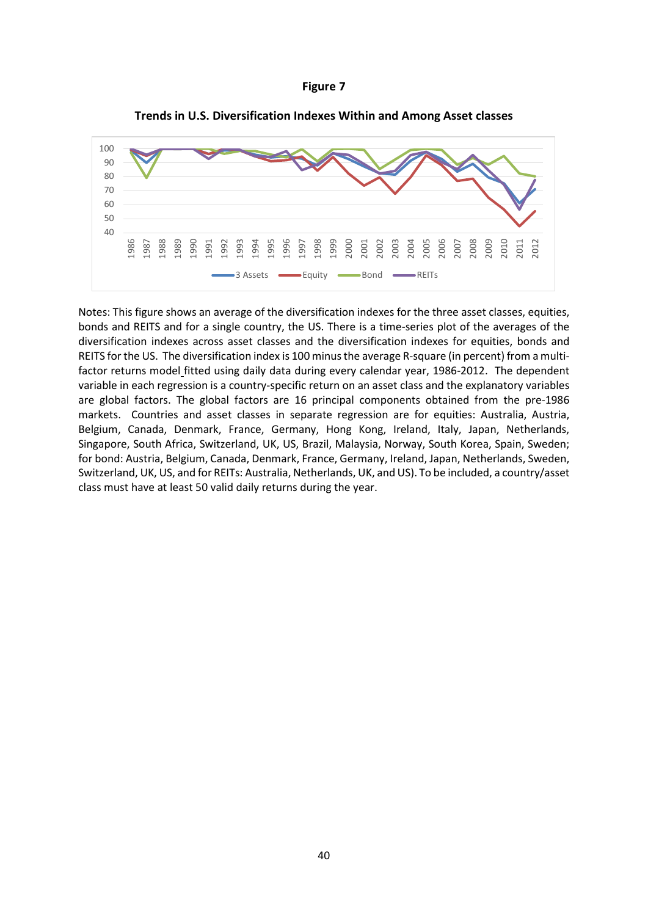**Figure 7**

**Trends in U.S. Diversification Indexes Within and Among Asset classes**

Notes: This figure shows an average of the diversification indexes for the three asset classes, equities, bonds and REITS and for a single country, the US. There is a time-series plot of the averages of the diversification indexes across asset classes and the diversification indexes for equities, bonds and REITS for the US. The diversification index is 100 minus the average R-square (in percent) from a multi-factor returns model fitted using daily data during every calendar year, 1986-2012. The dependent variable in each regression is a country-specific return on an asset class and the explanatory variables are global factors. The global factors are 16 principal components obtained from the pre-1986 markets. Countries and asset classes in separate regression are for equities: Australia, Austria, Belgium, Canada, Denmark, France, Germany, Hong Kong, Ireland, Italy, Japan, Netherlands, Singapore, South Africa, Switzerland, UK, US, Brazil, Malaysia, Norway, South Korea, Spain, Sweden; for bond: Austria, Belgium, Canada, Denmark, France, Germany, Ireland, Japan, Netherlands, Sweden, Switzerland, UK, US, and for REITs: Australia, Netherlands, UK, and US). To be included, a country/asset class must have at least 50 valid daily returns during the year.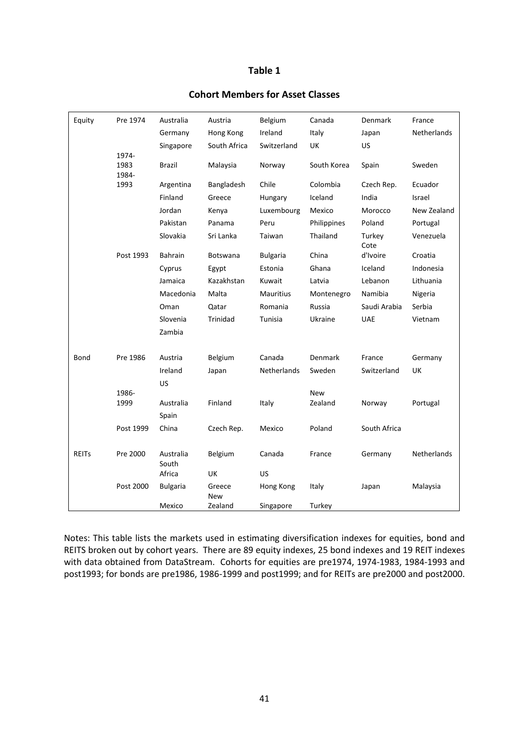## Table 1

### Cohort Members for Asset Classes

| | | | | | | | |
|---|---|---|---|---|---|---|---|
| Equity | Pre 1974 | Australia | Austria | Belgium | Canada | Denmark | France |
| | | Germany | Hong Kong | Ireland | Italy | Japan | Netherlands |
| | | Singapore | South Africa | Switzerland | UK | US | |
| | 1974-1983 | Brazil | Malaysia | Norway | South Korea | Spain | Sweden |
| | 1984-1993 | Argentina | Bangladesh | Chile | Colombia | Czech Rep. | Ecuador |
| | | Finland | Greece | Hungary | Iceland | India | Israel |
| | | Jordan | Kenya | Luxembourg | Mexico | Morocco | New Zealand |
| | | Pakistan | Panama | Peru | Philippines | Poland | Portugal |
| | | Slovakia | Sri Lanka | Taiwan | Thailand | Turkey | Venezuela |
| | Post 1993 | Bahrain | Botswana | Bulgaria | China | Cote d'Ivoire | Croatia |
| | | Cyprus | Egypt | Estonia | Ghana | Iceland | Indonesia |
| | | Jamaica | Kazakhstan | Kuwait | Latvia | Lebanon | Lithuania |
| | | Macedonia | Malta | Mauritius | Montenegro | Namibia | Nigeria |
| | | Oman | Qatar | Romania | Russia | Saudi Arabia | Serbia |
| | | Slovenia | Trinidad | Tunisia | Ukraine | UAE | Vietnam |
| | | Zambia | | | | | |
| Bond | Pre 1986 | Austria | Belgium | Canada | Denmark | France | Germany |
| | | Ireland | Japan | Netherlands | Sweden | Switzerland | UK |
| | | US | | | | | |
| | 1986-1999 | Australia | Finland | Italy | New Zealand | Norway | Portugal |
| | | Spain | | | | | |
| | Post 1999 | China | Czech Rep. | Mexico | Poland | South Africa | |
| REITs | Pre 2000 | Australia | Belgium | Canada | France | Germany | Netherlands |
| | | South Africa | UK | US | | | |
| | Post 2000 | Bulgaria | Greece | Hong Kong | Italy | Japan | Malaysia |
| | | Mexico | New Zealand | Singapore | Turkey | | |

Notes: This table lists the markets used in estimating diversification indexes for equities, bond and REITS broken out by cohort years. There are 89 equity indexes, 25 bond indexes and 19 REIT indexes with data obtained from DataStream. Cohorts for equities are pre1974, 1974-1983, 1984-1993 and post1993; for bonds are pre1986, 1986-1999 and post1999; and for REITs are pre2000 and post2000.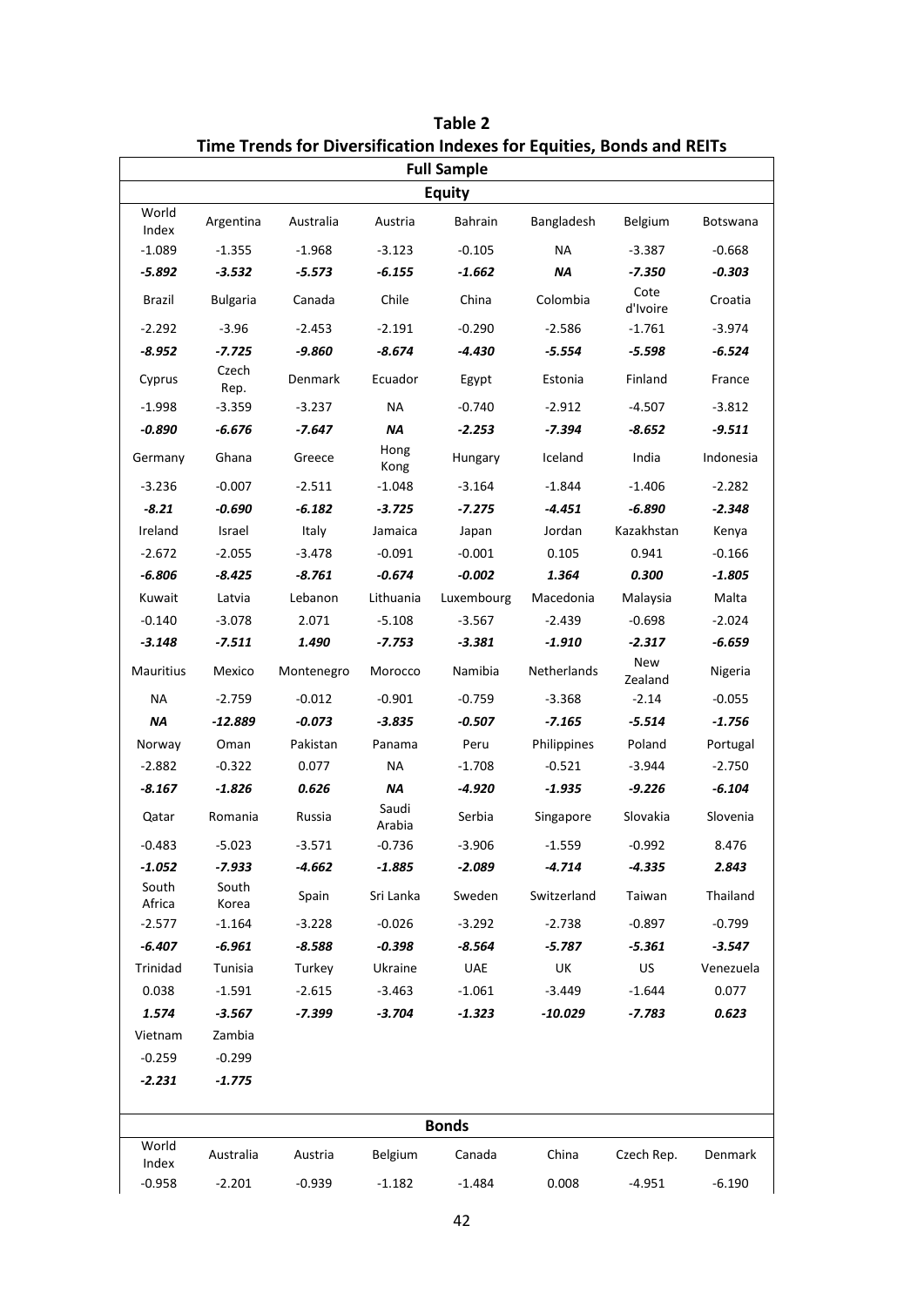**Table 2**
**Time Trends for Diversification Indexes for Equities, Bonds and REITs**

| **Full Sample** | | | | | | | |
|---|---|---|---|---|---|---|---|
| **Equity** | | | | | | | |
| World Index | Argentina | Australia | Austria | Bahrain | Bangladesh | Belgium | Botswana |
| -1.089 | -1.355 | -1.968 | -3.123 | -0.105 | NA | -3.387 | -0.668 |
| ***-5.892*** | ***-3.532*** | ***-5.573*** | ***-6.155*** | ***-1.662*** | ***NA*** | ***-7.350*** | ***-0.303*** |
| Brazil | Bulgaria | Canada | Chile | China | Colombia | Cote d'Ivoire | Croatia |
| -2.292 | -3.96 | -2.453 | -2.191 | -0.290 | -2.586 | -1.761 | -3.974 |
| ***-8.952*** | ***-7.725*** | ***-9.860*** | ***-8.674*** | ***-4.430*** | ***-5.554*** | ***-5.598*** | ***-6.524*** |
| Cyprus | Czech Rep. | Denmark | Ecuador | Egypt | Estonia | Finland | France |
| -1.998 | -3.359 | -3.237 | NA | -0.740 | -2.912 | -4.507 | -3.812 |
| ***-0.890*** | ***-6.676*** | ***-7.647*** | ***NA*** | ***-2.253*** | ***-7.394*** | ***-8.652*** | ***-9.511*** |
| Germany | Ghana | Greece | Hong Kong | Hungary | Iceland | India | Indonesia |
| -3.236 | -0.007 | -2.511 | -1.048 | -3.164 | -1.844 | -1.406 | -2.282 |
| ***-8.21*** | ***-0.690*** | ***-6.182*** | ***-3.725*** | ***-7.275*** | ***-4.451*** | ***-6.890*** | ***-2.348*** |
| Ireland | Israel | Italy | Jamaica | Japan | Jordan | Kazakhstan | Kenya |
| -2.672 | -2.055 | -3.478 | -0.091 | -0.001 | 0.105 | 0.941 | -0.166 |
| ***-6.806*** | ***-8.425*** | ***-8.761*** | ***-0.674*** | ***-0.002*** | ***1.364*** | ***0.300*** | ***-1.805*** |
| Kuwait | Latvia | Lebanon | Lithuania | Luxembourg | Macedonia | Malaysia | Malta |
| -0.140 | -3.078 | 2.071 | -5.108 | -3.567 | -2.439 | -0.698 | -2.024 |
| ***-3.148*** | ***-7.511*** | ***1.490*** | ***-7.753*** | ***-3.381*** | ***-1.910*** | ***-2.317*** | ***-6.659*** |
| Mauritius | Mexico | Montenegro | Morocco | Namibia | Netherlands | New Zealand | Nigeria |
| NA | -2.759 | -0.012 | -0.901 | -0.759 | -3.368 | -2.14 | -0.055 |
| ***NA*** | ***-12.889*** | ***-0.073*** | ***-3.835*** | ***-0.507*** | ***-7.165*** | ***-5.514*** | ***-1.756*** |
| Norway | Oman | Pakistan | Panama | Peru | Philippines | Poland | Portugal |
| -2.882 | -0.322 | 0.077 | NA | -1.708 | -0.521 | -3.944 | -2.750 |
| ***-8.167*** | ***-1.826*** | ***0.626*** | ***NA*** | ***-4.920*** | ***-1.935*** | ***-9.226*** | ***-6.104*** |
| Qatar | Romania | Russia | Saudi Arabia | Serbia | Singapore | Slovakia | Slovenia |
| -0.483 | -5.023 | -3.571 | -0.736 | -3.906 | -1.559 | -0.992 | 8.476 |
| ***-1.052*** | ***-7.933*** | ***-4.662*** | ***-1.885*** | ***-2.089*** | ***-4.714*** | ***-4.335*** | ***2.843*** |
| South Africa | South Korea | Spain | Sri Lanka | Sweden | Switzerland | Taiwan | Thailand |
| -2.577 | -1.164 | -3.228 | -0.026 | -3.292 | -2.738 | -0.897 | -0.799 |
| ***-6.407*** | ***-6.961*** | ***-8.588*** | ***-0.398*** | ***-8.564*** | ***-5.787*** | ***-5.361*** | ***-3.547*** |
| Trinidad | Tunisia | Turkey | Ukraine | UAE | UK | US | Venezuela |
| 0.038 | -1.591 | -2.615 | -3.463 | -1.061 | -3.449 | -1.644 | 0.077 |
| ***1.574*** | ***-3.567*** | ***-7.399*** | ***-3.704*** | ***-1.323*** | ***-10.029*** | ***-7.783*** | ***0.623*** |
| Vietnam | Zambia | | | | | | |
| -0.259 | -0.299 | | | | | | |
| ***-2.231*** | ***-1.775*** | | | | | | |
| **Bonds** | | | | | | | |
| World Index | Australia | Austria | Belgium | Canada | China | Czech Rep. | Denmark |
| -0.958 | -2.201 | -0.939 | -1.182 | -1.484 | 0.008 | -4.951 | -6.190 |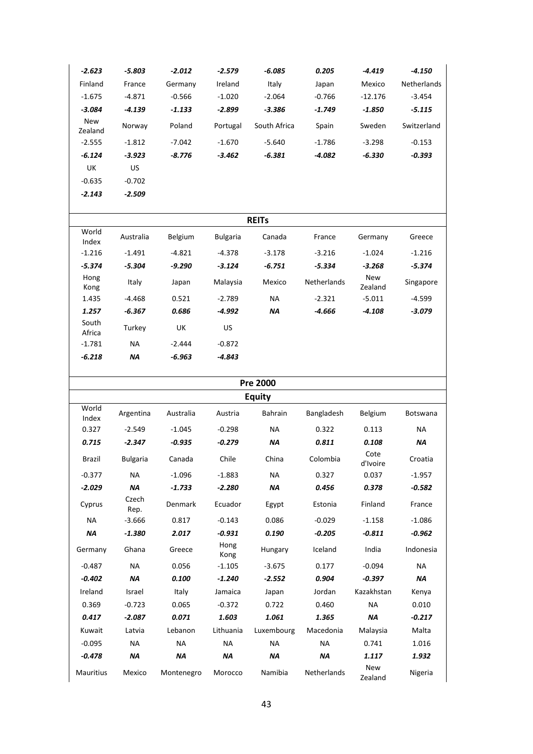| | | | | | | | |
|---|---|---|---|---|---|---|---|
| ***-2.623*** | ***-5.803*** | ***-2.012*** | ***-2.579*** | ***-6.085*** | ***0.205*** | ***-4.419*** | ***-4.150*** |
| Finland | France | Germany | Ireland | Italy | Japan | Mexico | Netherlands |
| -1.675 | -4.871 | -0.566 | -1.020 | -2.064 | -0.766 | -12.176 | -3.454 |
| ***-3.084*** | ***-4.139*** | ***-1.133*** | ***-2.899*** | ***-3.386*** | ***-1.749*** | ***-1.850*** | ***-5.115*** |
| New Zealand | Norway | Poland | Portugal | South Africa | Spain | Sweden | Switzerland |
| -2.555 | -1.812 | -7.042 | -1.670 | -5.640 | -1.786 | -3.298 | -0.153 |
| ***-6.124*** | ***-3.923*** | ***-8.776*** | ***-3.462*** | ***-6.381*** | ***-4.082*** | ***-6.330*** | ***-0.393*** |
| UK | US | | | | | | |
| -0.635 | -0.702 | | | | | | |
| ***-2.143*** | ***-2.509*** | | | | | | |

**REITs**

| | | | | | | | |
|---|---|---|---|---|---|---|---|
| World Index | Australia | Belgium | Bulgaria | Canada | France | Germany | Greece |
| -1.216 | -1.491 | -4.821 | -4.378 | -3.178 | -3.216 | -1.024 | -1.216 |
| ***-5.374*** | ***-5.304*** | ***-9.290*** | ***-3.124*** | ***-6.751*** | ***-5.334*** | ***-3.268*** | ***-5.374*** |
| Hong Kong | Italy | Japan | Malaysia | Mexico | Netherlands | New Zealand | Singapore |
| 1.435 | -4.468 | 0.521 | -2.789 | NA | -2.321 | -5.011 | -4.599 |
| ***1.257*** | ***-6.367*** | ***0.686*** | ***-4.992*** | ***NA*** | ***-4.666*** | ***-4.108*** | ***-3.079*** |
| South Africa | Turkey | UK | US | | | | |
| -1.781 | NA | -2.444 | -0.872 | | | | |
| ***-6.218*** | ***NA*** | ***-6.963*** | ***-4.843*** | | | | |

**Pre 2000**

**Equity**

| | | | | | | | |
|---|---|---|---|---|---|---|---|
| World Index | Argentina | Australia | Austria | Bahrain | Bangladesh | Belgium | Botswana |
| 0.327 | -2.549 | -1.045 | -0.298 | NA | 0.322 | 0.113 | NA |
| ***0.715*** | ***-2.347*** | ***-0.935*** | ***-0.279*** | ***NA*** | ***0.811*** | ***0.108*** | ***NA*** |
| Brazil | Bulgaria | Canada | Chile | China | Colombia | Cote d'Ivoire | Croatia |
| -0.377 | NA | -1.096 | -1.883 | NA | 0.327 | 0.037 | -1.957 |
| ***-2.029*** | ***NA*** | ***-1.733*** | ***-2.280*** | ***NA*** | ***0.456*** | ***0.378*** | ***-0.582*** |
| Cyprus | Czech Rep. | Denmark | Ecuador | Egypt | Estonia | Finland | France |
| NA | -3.666 | 0.817 | -0.143 | 0.086 | -0.029 | -1.158 | -1.086 |
| ***NA*** | ***-1.380*** | ***2.017*** | ***-0.931*** | ***0.190*** | ***-0.205*** | ***-0.811*** | ***-0.962*** |
| Germany | Ghana | Greece | Hong Kong | Hungary | Iceland | India | Indonesia |
| -0.487 | NA | 0.056 | -1.105 | -3.675 | 0.177 | -0.094 | NA |
| ***-0.402*** | ***NA*** | ***0.100*** | ***-1.240*** | ***-2.552*** | ***0.904*** | ***-0.397*** | ***NA*** |
| Ireland | Israel | Italy | Jamaica | Japan | Jordan | Kazakhstan | Kenya |
| 0.369 | -0.723 | 0.065 | -0.372 | 0.722 | 0.460 | NA | 0.010 |
| ***0.417*** | ***-2.087*** | ***0.071*** | ***1.603*** | ***1.061*** | ***1.365*** | ***NA*** | ***-0.217*** |
| Kuwait | Latvia | Lebanon | Lithuania | Luxembourg | Macedonia | Malaysia | Malta |
| -0.095 | NA | NA | NA | NA | NA | 0.741 | 1.016 |
| ***-0.478*** | ***NA*** | ***NA*** | ***NA*** | ***NA*** | ***NA*** | ***1.117*** | ***1.932*** |
| Mauritius | Mexico | Montenegro | Morocco | Namibia | Netherlands | New Zealand | Nigeria |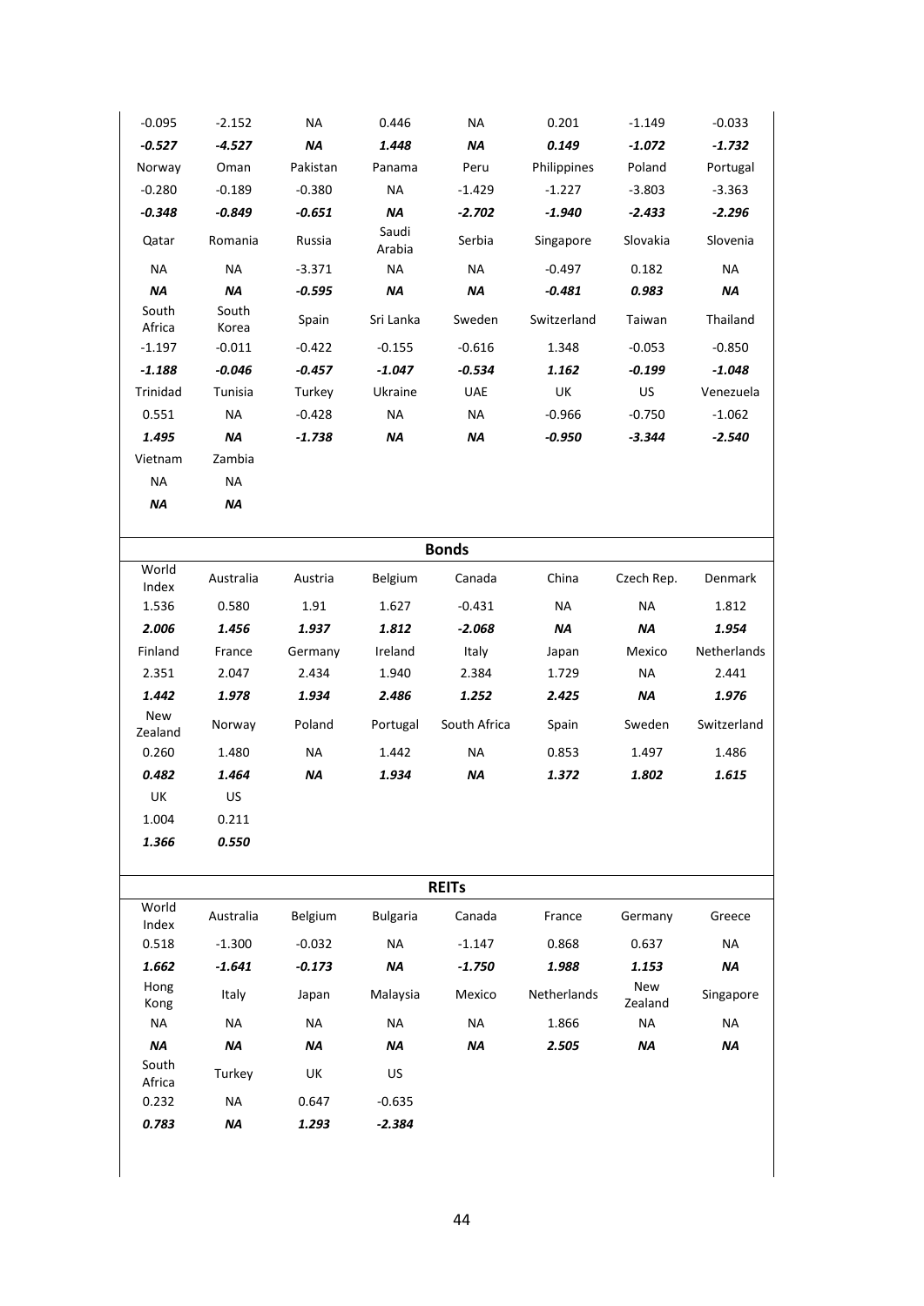| -0.095 | -2.152 | NA | 0.446 | NA | 0.201 | -1.149 | -0.033 |
|---|---|---|---|---|---|---|---|
| ***-0.527*** | ***-4.527*** | ***NA*** | ***1.448*** | ***NA*** | ***0.149*** | ***-1.072*** | ***-1.732*** |
| Norway | Oman | Pakistan | Panama | Peru | Philippines | Poland | Portugal |
| -0.280 | -0.189 | -0.380 | NA | -1.429 | -1.227 | -3.803 | -3.363 |
| ***-0.348*** | ***-0.849*** | ***-0.651*** | ***NA*** | ***-2.702*** | ***-1.940*** | ***-2.433*** | ***-2.296*** |
| Qatar | Romania | Russia | Saudi Arabia | Serbia | Singapore | Slovakia | Slovenia |
| NA | NA | -3.371 | NA | NA | -0.497 | 0.182 | NA |
| ***NA*** | ***NA*** | ***-0.595*** | ***NA*** | ***NA*** | ***-0.481*** | ***0.983*** | ***NA*** |
| South Africa | South Korea | Spain | Sri Lanka | Sweden | Switzerland | Taiwan | Thailand |
| -1.197 | -0.011 | -0.422 | -0.155 | -0.616 | 1.348 | -0.053 | -0.850 |
| ***-1.188*** | ***-0.046*** | ***-0.457*** | ***-1.047*** | ***-0.534*** | ***1.162*** | ***-0.199*** | ***-1.048*** |
| Trinidad | Tunisia | Turkey | Ukraine | UAE | UK | US | Venezuela |
| 0.551 | NA | -0.428 | NA | NA | -0.966 | -0.750 | -1.062 |
| ***1.495*** | ***NA*** | ***-1.738*** | ***NA*** | ***NA*** | ***-0.950*** | ***-3.344*** | ***-2.540*** |
| Vietnam | Zambia | | | | | | |
| NA | NA | | | | | | |
| ***NA*** | ***NA*** | | | | | | |

**Bonds**

| World Index | Australia | Austria | Belgium | Canada | China | Czech Rep. | Denmark |
|---|---|---|---|---|---|---|---|
| 1.536 | 0.580 | 1.91 | 1.627 | -0.431 | NA | NA | 1.812 |
| ***2.006*** | ***1.456*** | ***1.937*** | ***1.812*** | ***-2.068*** | ***NA*** | ***NA*** | ***1.954*** |
| Finland | France | Germany | Ireland | Italy | Japan | Mexico | Netherlands |
| 2.351 | 2.047 | 2.434 | 1.940 | 2.384 | 1.729 | NA | 2.441 |
| ***1.442*** | ***1.978*** | ***1.934*** | ***2.486*** | ***1.252*** | ***2.425*** | ***NA*** | ***1.976*** |
| New Zealand | Norway | Poland | Portugal | South Africa | Spain | Sweden | Switzerland |
| 0.260 | 1.480 | NA | 1.442 | NA | 0.853 | 1.497 | 1.486 |
| ***0.482*** | ***1.464*** | ***NA*** | ***1.934*** | ***NA*** | ***1.372*** | ***1.802*** | ***1.615*** |
| UK | US | | | | | | |
| 1.004 | 0.211 | | | | | | |
| ***1.366*** | ***0.550*** | | | | | | |

**REITs**

| World Index | Australia | Belgium | Bulgaria | Canada | France | Germany | Greece |
|---|---|---|---|---|---|---|---|
| 0.518 | -1.300 | -0.032 | NA | -1.147 | 0.868 | 0.637 | NA |
| ***1.662*** | ***-1.641*** | ***-0.173*** | ***NA*** | ***-1.750*** | ***1.988*** | ***1.153*** | ***NA*** |
| Hong Kong | Italy | Japan | Malaysia | Mexico | Netherlands | New Zealand | Singapore |
| NA | NA | NA | NA | NA | 1.866 | NA | NA |
| ***NA*** | ***NA*** | ***NA*** | ***NA*** | ***NA*** | ***2.505*** | ***NA*** | ***NA*** |
| South Africa | Turkey | UK | US | | | | |
| 0.232 | NA | 0.647 | -0.635 | | | | |
| ***0.783*** | ***NA*** | ***1.293*** | ***-2.384*** | | | | |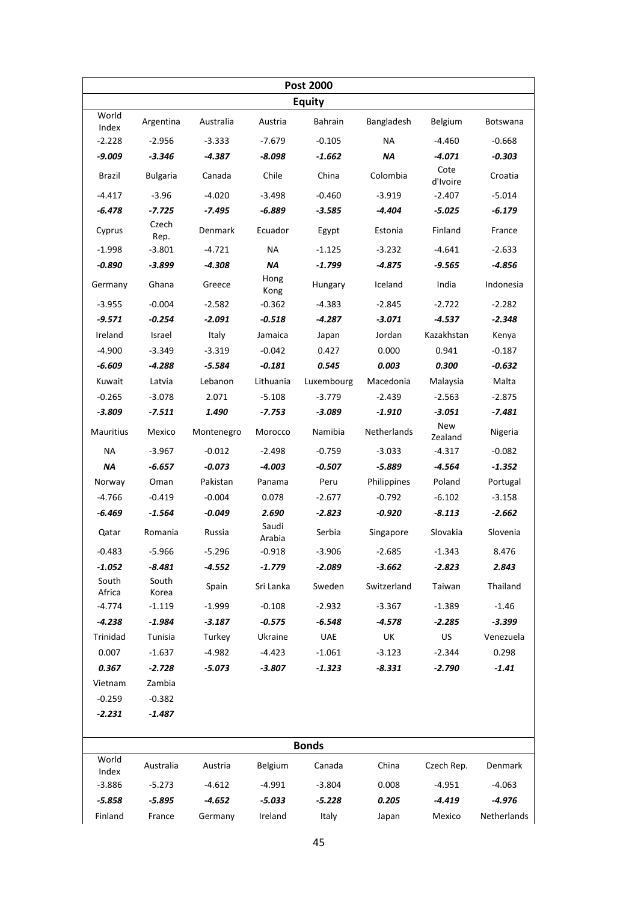| **Post 2000** | | | | | | | |
|---|---|---|---|---|---|---|---|
| **Equity** | | | | | | | |
| World Index | Argentina | Australia | Austria | Bahrain | Bangladesh | Belgium | Botswana |
| -2.228 | -2.956 | -3.333 | -7.679 | -0.105 | NA | -4.460 | -0.668 |
| ***-9.009*** | ***-3.346*** | ***-4.387*** | ***-8.098*** | ***-1.662*** | ***NA*** | ***-4.071*** | ***-0.303*** |
| Brazil | Bulgaria | Canada | Chile | China | Colombia | Cote d'Ivoire | Croatia |
| -4.417 | -3.96 | -4.020 | -3.498 | -0.460 | -3.919 | -2.407 | -5.014 |
| ***-6.478*** | ***-7.725*** | ***-7.495*** | ***-6.889*** | ***-3.585*** | ***-4.404*** | ***-5.025*** | ***-6.179*** |
| Cyprus | Czech Rep. | Denmark | Ecuador | Egypt | Estonia | Finland | France |
| -1.998 | -3.801 | -4.721 | NA | -1.125 | -3.232 | -4.641 | -2.633 |
| ***-0.890*** | ***-3.899*** | ***-4.308*** | ***NA*** | ***-1.799*** | ***-4.875*** | ***-9.565*** | ***-4.856*** |
| Germany | Ghana | Greece | Hong Kong | Hungary | Iceland | India | Indonesia |
| -3.955 | -0.004 | -2.582 | -0.362 | -4.383 | -2.845 | -2.722 | -2.282 |
| ***-9.571*** | ***-0.254*** | ***-2.091*** | ***-0.518*** | ***-4.287*** | ***-3.071*** | ***-4.537*** | ***-2.348*** |
| Ireland | Israel | Italy | Jamaica | Japan | Jordan | Kazakhstan | Kenya |
| -4.900 | -3.349 | -3.319 | -0.042 | 0.427 | 0.000 | 0.941 | -0.187 |
| ***-6.609*** | ***-4.288*** | ***-5.584*** | ***-0.181*** | ***0.545*** | ***0.003*** | ***0.300*** | ***-0.632*** |
| Kuwait | Latvia | Lebanon | Lithuania | Luxembourg | Macedonia | Malaysia | Malta |
| -0.265 | -3.078 | 2.071 | -5.108 | -3.779 | -2.439 | -2.563 | -2.875 |
| ***-3.809*** | ***-7.511*** | ***1.490*** | ***-7.753*** | ***-3.089*** | ***-1.910*** | ***-3.051*** | ***-7.481*** |
| Mauritius | Mexico | Montenegro | Morocco | Namibia | Netherlands | New Zealand | Nigeria |
| NA | -3.967 | -0.012 | -2.498 | -0.759 | -3.033 | -4.317 | -0.082 |
| ***NA*** | ***-6.657*** | ***-0.073*** | ***-4.003*** | ***-0.507*** | ***-5.889*** | ***-4.564*** | ***-1.352*** |
| Norway | Oman | Pakistan | Panama | Peru | Philippines | Poland | Portugal |
| -4.766 | -0.419 | -0.004 | 0.078 | -2.677 | -0.792 | -6.102 | -3.158 |
| ***-6.469*** | ***-1.564*** | ***-0.049*** | ***2.690*** | ***-2.823*** | ***-0.920*** | ***-8.113*** | ***-2.662*** |
| Qatar | Romania | Russia | Saudi Arabia | Serbia | Singapore | Slovakia | Slovenia |
| -0.483 | -5.966 | -5.296 | -0.918 | -3.906 | -2.685 | -1.343 | 8.476 |
| ***-1.052*** | ***-8.481*** | ***-4.552*** | ***-1.779*** | ***-2.089*** | ***-3.662*** | ***-2.823*** | ***2.843*** |
| South Africa | South Korea | Spain | Sri Lanka | Sweden | Switzerland | Taiwan | Thailand |
| -4.774 | -1.119 | -1.999 | -0.108 | -2.932 | -3.367 | -1.389 | -1.46 |
| ***-4.238*** | ***-1.984*** | ***-3.187*** | ***-0.575*** | ***-6.548*** | ***-4.578*** | ***-2.285*** | ***-3.399*** |
| Trinidad | Tunisia | Turkey | Ukraine | UAE | UK | US | Venezuela |
| 0.007 | -1.637 | -4.982 | -4.423 | -1.061 | -3.123 | -2.344 | 0.298 |
| ***0.367*** | ***-2.728*** | ***-5.073*** | ***-3.807*** | ***-1.323*** | ***-8.331*** | ***-2.790*** | ***-1.41*** |
| Vietnam | Zambia | | | | | | |
| -0.259 | -0.382 | | | | | | |
| ***-2.231*** | ***-1.487*** | | | | | | |
| **Bonds** | | | | | | | |
| World Index | Australia | Austria | Belgium | Canada | China | Czech Rep. | Denmark |
| -3.886 | -5.273 | -4.612 | -4.991 | -3.804 | 0.008 | -4.951 | -4.063 |
| ***-5.858*** | ***-5.895*** | ***-4.652*** | ***-5.033*** | ***-5.228*** | ***0.205*** | ***-4.419*** | ***-4.976*** |
| Finland | France | Germany | Ireland | Italy | Japan | Mexico | Netherlands |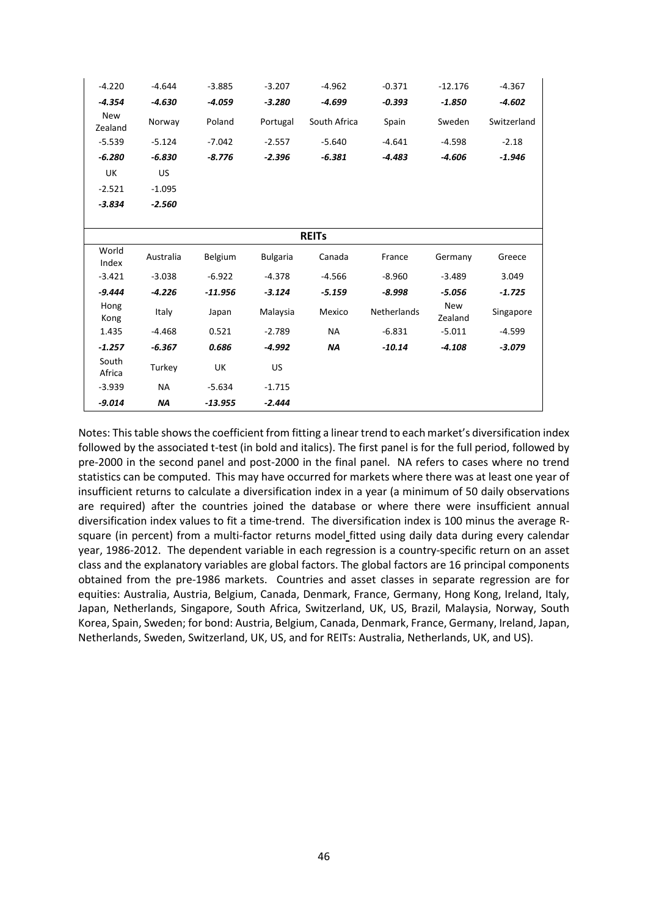| -4.220 | -4.644 | -3.885 | -3.207 | -4.962 | -0.371 | -12.176 | -4.367 |
|---|---|---|---|---|---|---|---|
| ***-4.354*** | ***-4.630*** | ***-4.059*** | ***-3.280*** | ***-4.699*** | ***-0.393*** | ***-1.850*** | ***-4.602*** |
| New Zealand | Norway | Poland | Portugal | South Africa | Spain | Sweden | Switzerland |
| -5.539 | -5.124 | -7.042 | -2.557 | -5.640 | -4.641 | -4.598 | -2.18 |
| ***-6.280*** | ***-6.830*** | ***-8.776*** | ***-2.396*** | ***-6.381*** | ***-4.483*** | ***-4.606*** | ***-1.946*** |
| UK | US | | | | | | |
| -2.521 | -1.095 | | | | | | |
| ***-3.834*** | ***-2.560*** | | | | | | |

| | | | | **REITs** | | | |
|---|---|---|---|---|---|---|---|
| World Index | Australia | Belgium | Bulgaria | Canada | France | Germany | Greece |
| -3.421 | -3.038 | -6.922 | -4.378 | -4.566 | -8.960 | -3.489 | 3.049 |
| ***-9.444*** | ***-4.226*** | ***-11.956*** | ***-3.124*** | ***-5.159*** | ***-8.998*** | ***-5.056*** | ***-1.725*** |
| Hong Kong | Italy | Japan | Malaysia | Mexico | Netherlands | New Zealand | Singapore |
| 1.435 | -4.468 | 0.521 | -2.789 | NA | -6.831 | -5.011 | -4.599 |
| ***-1.257*** | ***-6.367*** | ***0.686*** | ***-4.992*** | ***NA*** | ***-10.14*** | ***-4.108*** | ***-3.079*** |
| South Africa | Turkey | UK | US | | | | |
| -3.939 | NA | -5.634 | -1.715 | | | | |
| ***-9.014*** | ***NA*** | ***-13.955*** | ***-2.444*** | | | | |

Notes: This table shows the coefficient from fitting a linear trend to each market's diversification index followed by the associated t-test (in bold and italics). The first panel is for the full period, followed by pre-2000 in the second panel and post-2000 in the final panel. NA refers to cases where no trend statistics can be computed. This may have occurred for markets where there was at least one year of insufficient returns to calculate a diversification index in a year (a minimum of 50 daily observations are required) after the countries joined the database or where there were insufficient annual diversification index values to fit a time-trend. The diversification index is 100 minus the average R-square (in percent) from a multi-factor returns model fitted using daily data during every calendar year, 1986-2012. The dependent variable in each regression is a country-specific return on an asset class and the explanatory variables are global factors. The global factors are 16 principal components obtained from the pre-1986 markets. Countries and asset classes in separate regression are for equities: Australia, Austria, Belgium, Canada, Denmark, France, Germany, Hong Kong, Ireland, Italy, Japan, Netherlands, Singapore, South Africa, Switzerland, UK, US, Brazil, Malaysia, Norway, South Korea, Spain, Sweden; for bond: Austria, Belgium, Canada, Denmark, France, Germany, Ireland, Japan, Netherlands, Sweden, Switzerland, UK, US, and for REITs: Australia, Netherlands, UK, and US).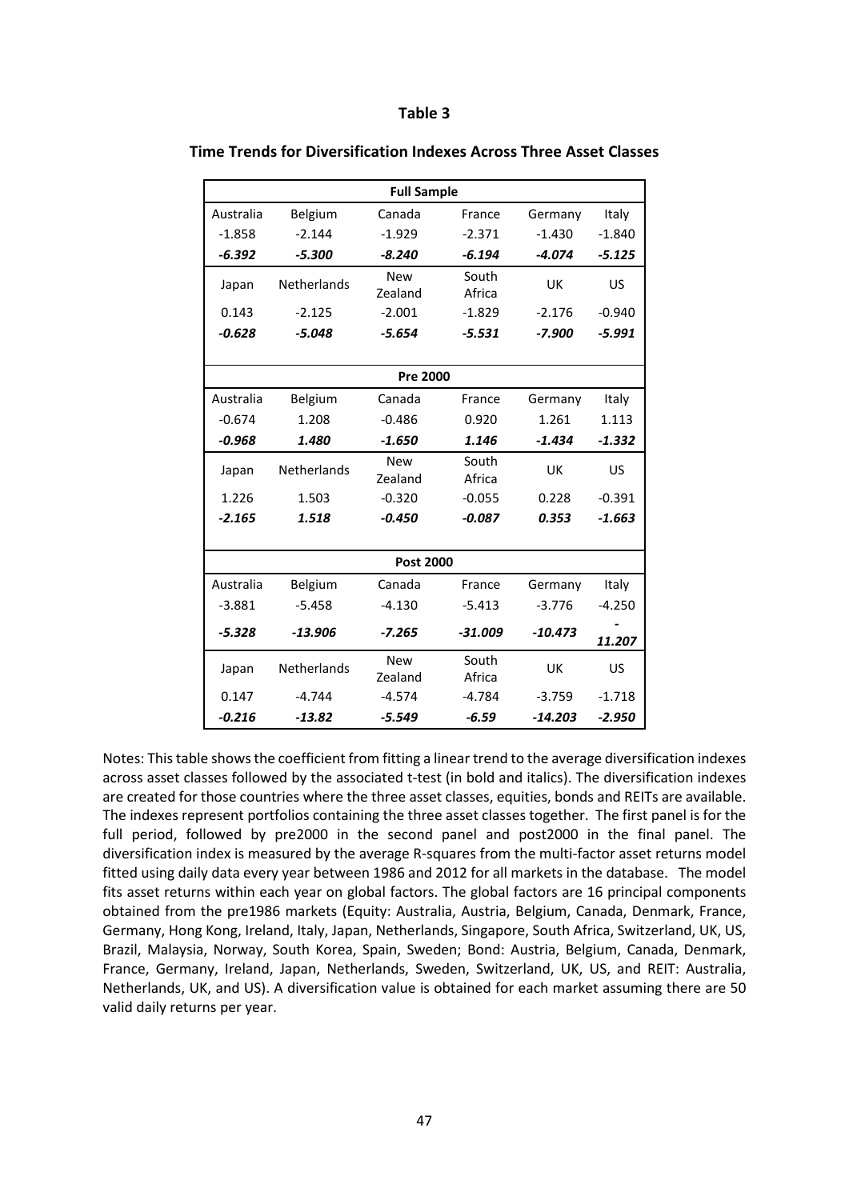**Table 3**

**Time Trends for Diversification Indexes Across Three Asset Classes**

| Full Sample | | | | | |
|---|---|---|---|---|---|
| Australia | Belgium | Canada | France | Germany | Italy |
| -1.858 | -2.144 | -1.929 | -2.371 | -1.430 | -1.840 |
| ***-6.392*** | ***-5.300*** | ***-8.240*** | ***-6.194*** | ***-4.074*** | ***-5.125*** |
| Japan | Netherlands | New Zealand | South Africa | UK | US |
| 0.143 | -2.125 | -2.001 | -1.829 | -2.176 | -0.940 |
| ***-0.628*** | ***-5.048*** | ***-5.654*** | ***-5.531*** | ***-7.900*** | ***-5.991*** |
| **Pre 2000** | | | | | |
| Australia | Belgium | Canada | France | Germany | Italy |
| -0.674 | 1.208 | -0.486 | 0.920 | 1.261 | 1.113 |
| ***-0.968*** | ***1.480*** | ***-1.650*** | ***1.146*** | ***-1.434*** | ***-1.332*** |
| Japan | Netherlands | New Zealand | South Africa | UK | US |
| 1.226 | 1.503 | -0.320 | -0.055 | 0.228 | -0.391 |
| ***-2.165*** | ***1.518*** | ***-0.450*** | ***-0.087*** | ***0.353*** | ***-1.663*** |
| **Post 2000** | | | | | |
| Australia | Belgium | Canada | France | Germany | Italy |
| -3.881 | -5.458 | -4.130 | -5.413 | -3.776 | -4.250 |
| ***-5.328*** | ***-13.906*** | ***-7.265*** | ***-31.009*** | ***-10.473*** | ***-11.207*** |
| Japan | Netherlands | New Zealand | South Africa | UK | US |
| 0.147 | -4.744 | -4.574 | -4.784 | -3.759 | -1.718 |
| ***-0.216*** | ***-13.82*** | ***-5.549*** | ***-6.59*** | ***-14.203*** | ***-2.950*** |

Notes: This table shows the coefficient from fitting a linear trend to the average diversification indexes across asset classes followed by the associated t-test (in bold and italics). The diversification indexes are created for those countries where the three asset classes, equities, bonds and REITs are available. The indexes represent portfolios containing the three asset classes together. The first panel is for the full period, followed by pre2000 in the second panel and post2000 in the final panel. The diversification index is measured by the average R-squares from the multi-factor asset returns model fitted using daily data every year between 1986 and 2012 for all markets in the database. The model fits asset returns within each year on global factors. The global factors are 16 principal components obtained from the pre1986 markets (Equity: Australia, Austria, Belgium, Canada, Denmark, France, Germany, Hong Kong, Ireland, Italy, Japan, Netherlands, Singapore, South Africa, Switzerland, UK, US, Brazil, Malaysia, Norway, South Korea, Spain, Sweden; Bond: Austria, Belgium, Canada, Denmark, France, Germany, Ireland, Japan, Netherlands, Sweden, Switzerland, UK, US, and REIT: Australia, Netherlands, UK, and US). A diversification value is obtained for each market assuming there are 50 valid daily returns per year.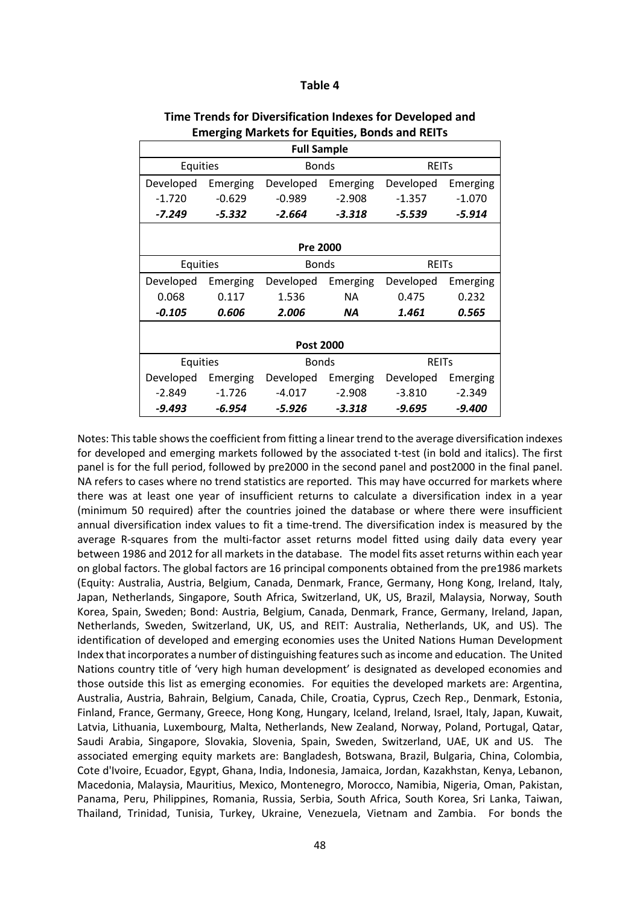**Table 4**

**Time Trends for Diversification Indexes for Developed and Emerging Markets for Equities, Bonds and REITs**

| **Full Sample** | | | | | |
|---|---|---|---|---|---|
| Equities | | Bonds | | REITs | |
| Developed | Emerging | Developed | Emerging | Developed | Emerging |
| -1.720 | -0.629 | -0.989 | -2.908 | -1.357 | -1.070 |
| ***-7.249*** | ***-5.332*** | ***-2.664*** | ***-3.318*** | ***-5.539*** | ***-5.914*** |
| **Pre 2000** | | | | | |
| Equities | | Bonds | | REITs | |
| Developed | Emerging | Developed | Emerging | Developed | Emerging |
| 0.068 | 0.117 | 1.536 | NA | 0.475 | 0.232 |
| ***-0.105*** | ***0.606*** | ***2.006*** | ***NA*** | ***1.461*** | ***0.565*** |
| **Post 2000** | | | | | |
| Equities | | Bonds | | REITs | |
| Developed | Emerging | Developed | Emerging | Developed | Emerging |
| -2.849 | -1.726 | -4.017 | -2.908 | -3.810 | -2.349 |
| ***-9.493*** | ***-6.954*** | ***-5.926*** | ***-3.318*** | ***-9.695*** | ***-9.400*** |

Notes: This table shows the coefficient from fitting a linear trend to the average diversification indexes for developed and emerging markets followed by the associated t-test (in bold and italics). The first panel is for the full period, followed by pre2000 in the second panel and post2000 in the final panel. NA refers to cases where no trend statistics are reported. This may have occurred for markets where there was at least one year of insufficient returns to calculate a diversification index in a year (minimum 50 required) after the countries joined the database or where there were insufficient annual diversification index values to fit a time-trend. The diversification index is measured by the average R-squares from the multi-factor asset returns model fitted using daily data every year between 1986 and 2012 for all markets in the database. The model fits asset returns within each year on global factors. The global factors are 16 principal components obtained from the pre1986 markets (Equity: Australia, Austria, Belgium, Canada, Denmark, France, Germany, Hong Kong, Ireland, Italy, Japan, Netherlands, Singapore, South Africa, Switzerland, UK, US, Brazil, Malaysia, Norway, South Korea, Spain, Sweden; Bond: Austria, Belgium, Canada, Denmark, France, Germany, Ireland, Japan, Netherlands, Sweden, Switzerland, UK, US, and REIT: Australia, Netherlands, UK, and US). The identification of developed and emerging economies uses the United Nations Human Development Index that incorporates a number of distinguishing features such as income and education. The United Nations country title of 'very high human development' is designated as developed economies and those outside this list as emerging economies. For equities the developed markets are: Argentina, Australia, Austria, Bahrain, Belgium, Canada, Chile, Croatia, Cyprus, Czech Rep., Denmark, Estonia, Finland, France, Germany, Greece, Hong Kong, Hungary, Iceland, Ireland, Israel, Italy, Japan, Kuwait, Latvia, Lithuania, Luxembourg, Malta, Netherlands, New Zealand, Norway, Poland, Portugal, Qatar, Saudi Arabia, Singapore, Slovakia, Slovenia, Spain, Sweden, Switzerland, UAE, UK and US. The associated emerging equity markets are: Bangladesh, Botswana, Brazil, Bulgaria, China, Colombia, Cote d'Ivoire, Ecuador, Egypt, Ghana, India, Indonesia, Jamaica, Jordan, Kazakhstan, Kenya, Lebanon, Macedonia, Malaysia, Mauritius, Mexico, Montenegro, Morocco, Namibia, Nigeria, Oman, Pakistan, Panama, Peru, Philippines, Romania, Russia, Serbia, South Africa, South Korea, Sri Lanka, Taiwan, Thailand, Trinidad, Tunisia, Turkey, Ukraine, Venezuela, Vietnam and Zambia. For bonds the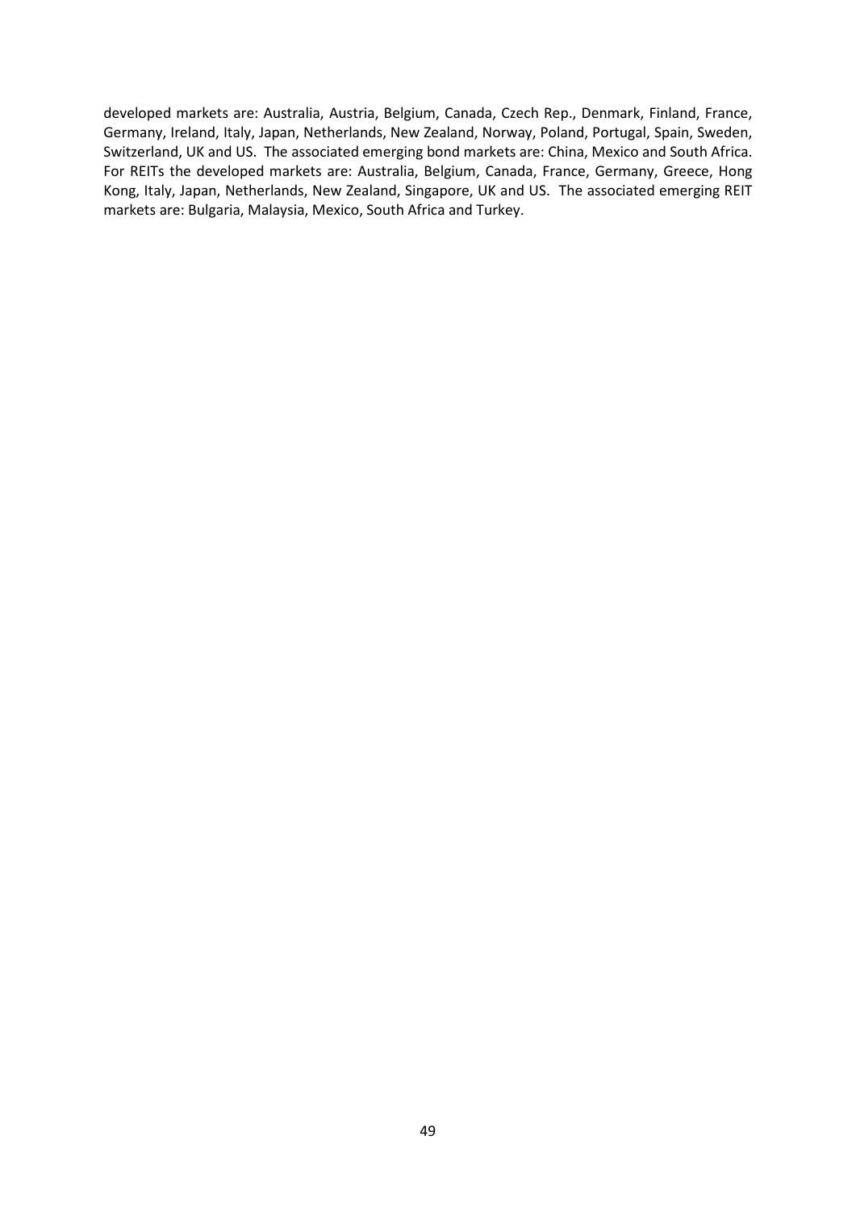developed markets are: Australia, Austria, Belgium, Canada, Czech Rep., Denmark, Finland, France, Germany, Ireland, Italy, Japan, Netherlands, New Zealand, Norway, Poland, Portugal, Spain, Sweden, Switzerland, UK and US. The associated emerging bond markets are: China, Mexico and South Africa. For REITs the developed markets are: Australia, Belgium, Canada, France, Germany, Greece, Hong Kong, Italy, Japan, Netherlands, New Zealand, Singapore, UK and US. The associated emerging REIT markets are: Bulgaria, Malaysia, Mexico, South Africa and Turkey.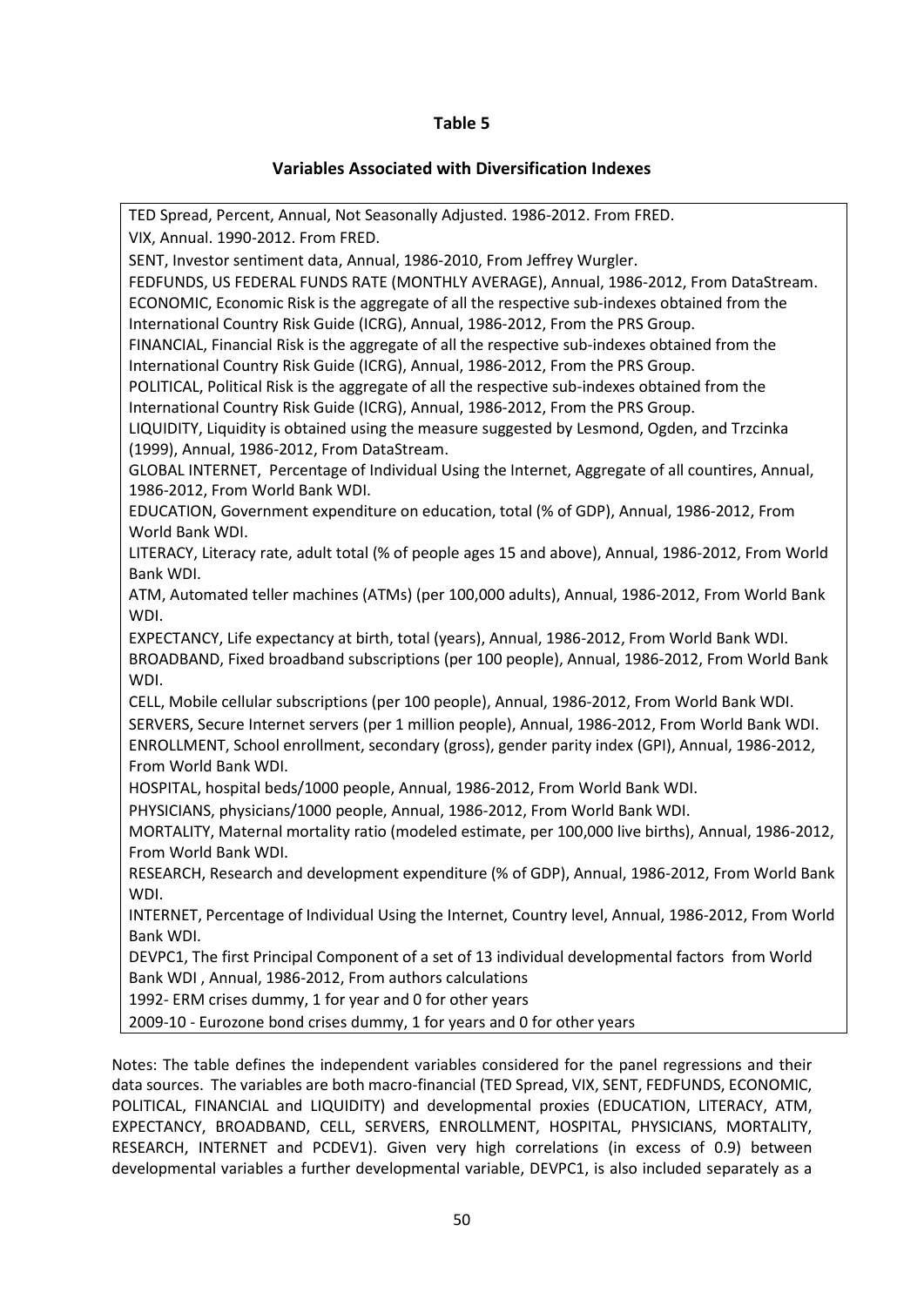**Table 5**

**Variables Associated with Diversification Indexes**

TED Spread, Percent, Annual, Not Seasonally Adjusted. 1986-2012. From FRED.
VIX, Annual. 1990-2012. From FRED.
SENT, Investor sentiment data, Annual, 1986-2010, From Jeffrey Wurgler.
FEDFUNDS, US FEDERAL FUNDS RATE (MONTHLY AVERAGE), Annual, 1986-2012, From DataStream.
ECONOMIC, Economic Risk is the aggregate of all the respective sub-indexes obtained from the International Country Risk Guide (ICRG), Annual, 1986-2012, From the PRS Group.
FINANCIAL, Financial Risk is the aggregate of all the respective sub-indexes obtained from the International Country Risk Guide (ICRG), Annual, 1986-2012, From the PRS Group.
POLITICAL, Political Risk is the aggregate of all the respective sub-indexes obtained from the International Country Risk Guide (ICRG), Annual, 1986-2012, From the PRS Group.
LIQUIDITY, Liquidity is obtained using the measure suggested by Lesmond, Ogden, and Trzcinka (1999), Annual, 1986-2012, From DataStream.
GLOBAL INTERNET, Percentage of Individual Using the Internet, Aggregate of all countires, Annual, 1986-2012, From World Bank WDI.
EDUCATION, Government expenditure on education, total (% of GDP), Annual, 1986-2012, From World Bank WDI.
LITERACY, Literacy rate, adult total (% of people ages 15 and above), Annual, 1986-2012, From World Bank WDI.
ATM, Automated teller machines (ATMs) (per 100,000 adults), Annual, 1986-2012, From World Bank WDI.
EXPECTANCY, Life expectancy at birth, total (years), Annual, 1986-2012, From World Bank WDI.
BROADBAND, Fixed broadband subscriptions (per 100 people), Annual, 1986-2012, From World Bank WDI.
CELL, Mobile cellular subscriptions (per 100 people), Annual, 1986-2012, From World Bank WDI.
SERVERS, Secure Internet servers (per 1 million people), Annual, 1986-2012, From World Bank WDI.
ENROLLMENT, School enrollment, secondary (gross), gender parity index (GPI), Annual, 1986-2012, From World Bank WDI.
HOSPITAL, hospital beds/1000 people, Annual, 1986-2012, From World Bank WDI.
PHYSICIANS, physicians/1000 people, Annual, 1986-2012, From World Bank WDI.
MORTALITY, Maternal mortality ratio (modeled estimate, per 100,000 live births), Annual, 1986-2012, From World Bank WDI.
RESEARCH, Research and development expenditure (% of GDP), Annual, 1986-2012, From World Bank WDI.
INTERNET, Percentage of Individual Using the Internet, Country level, Annual, 1986-2012, From World Bank WDI.
DEVPC1, The first Principal Component of a set of 13 individual developmental factors from World Bank WDI , Annual, 1986-2012, From authors calculations
1992- ERM crises dummy, 1 for year and 0 for other years
2009-10 - Eurozone bond crises dummy, 1 for years and 0 for other years

Notes: The table defines the independent variables considered for the panel regressions and their data sources. The variables are both macro-financial (TED Spread, VIX, SENT, FEDFUNDS, ECONOMIC, POLITICAL, FINANCIAL and LIQUIDITY) and developmental proxies (EDUCATION, LITERACY, ATM, EXPECTANCY, BROADBAND, CELL, SERVERS, ENROLLMENT, HOSPITAL, PHYSICIANS, MORTALITY, RESEARCH, INTERNET and PCDEV1). Given very high correlations (in excess of 0.9) between developmental variables a further developmental variable, DEVPC1, is also included separately as a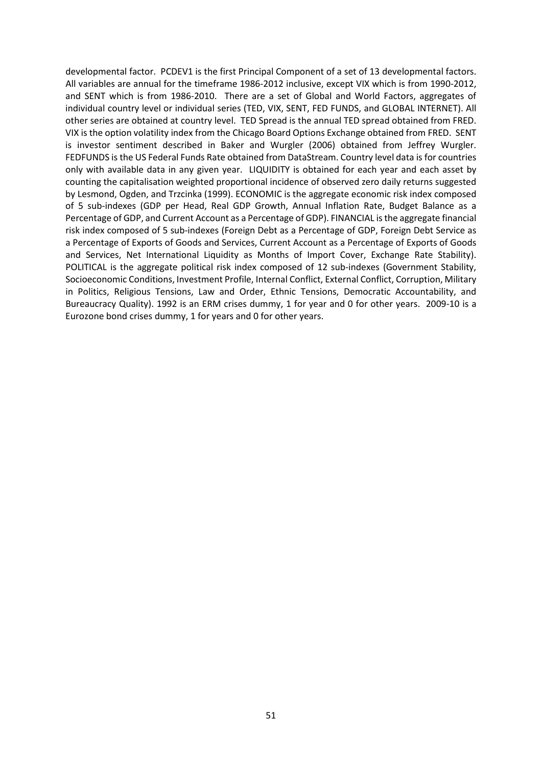developmental factor. PCDEV1 is the first Principal Component of a set of 13 developmental factors. All variables are annual for the timeframe 1986-2012 inclusive, except VIX which is from 1990-2012, and SENT which is from 1986-2010. There are a set of Global and World Factors, aggregates of individual country level or individual series (TED, VIX, SENT, FED FUNDS, and GLOBAL INTERNET). All other series are obtained at country level. TED Spread is the annual TED spread obtained from FRED. VIX is the option volatility index from the Chicago Board Options Exchange obtained from FRED. SENT is investor sentiment described in Baker and Wurgler (2006) obtained from Jeffrey Wurgler. FEDFUNDS is the US Federal Funds Rate obtained from DataStream. Country level data is for countries only with available data in any given year. LIQUIDITY is obtained for each year and each asset by counting the capitalisation weighted proportional incidence of observed zero daily returns suggested by Lesmond, Ogden, and Trzcinka (1999). ECONOMIC is the aggregate economic risk index composed of 5 sub-indexes (GDP per Head, Real GDP Growth, Annual Inflation Rate, Budget Balance as a Percentage of GDP, and Current Account as a Percentage of GDP). FINANCIAL is the aggregate financial risk index composed of 5 sub-indexes (Foreign Debt as a Percentage of GDP, Foreign Debt Service as a Percentage of Exports of Goods and Services, Current Account as a Percentage of Exports of Goods and Services, Net International Liquidity as Months of Import Cover, Exchange Rate Stability). POLITICAL is the aggregate political risk index composed of 12 sub-indexes (Government Stability, Socioeconomic Conditions, Investment Profile, Internal Conflict, External Conflict, Corruption, Military in Politics, Religious Tensions, Law and Order, Ethnic Tensions, Democratic Accountability, and Bureaucracy Quality). 1992 is an ERM crises dummy, 1 for year and 0 for other years. 2009-10 is a Eurozone bond crises dummy, 1 for years and 0 for other years.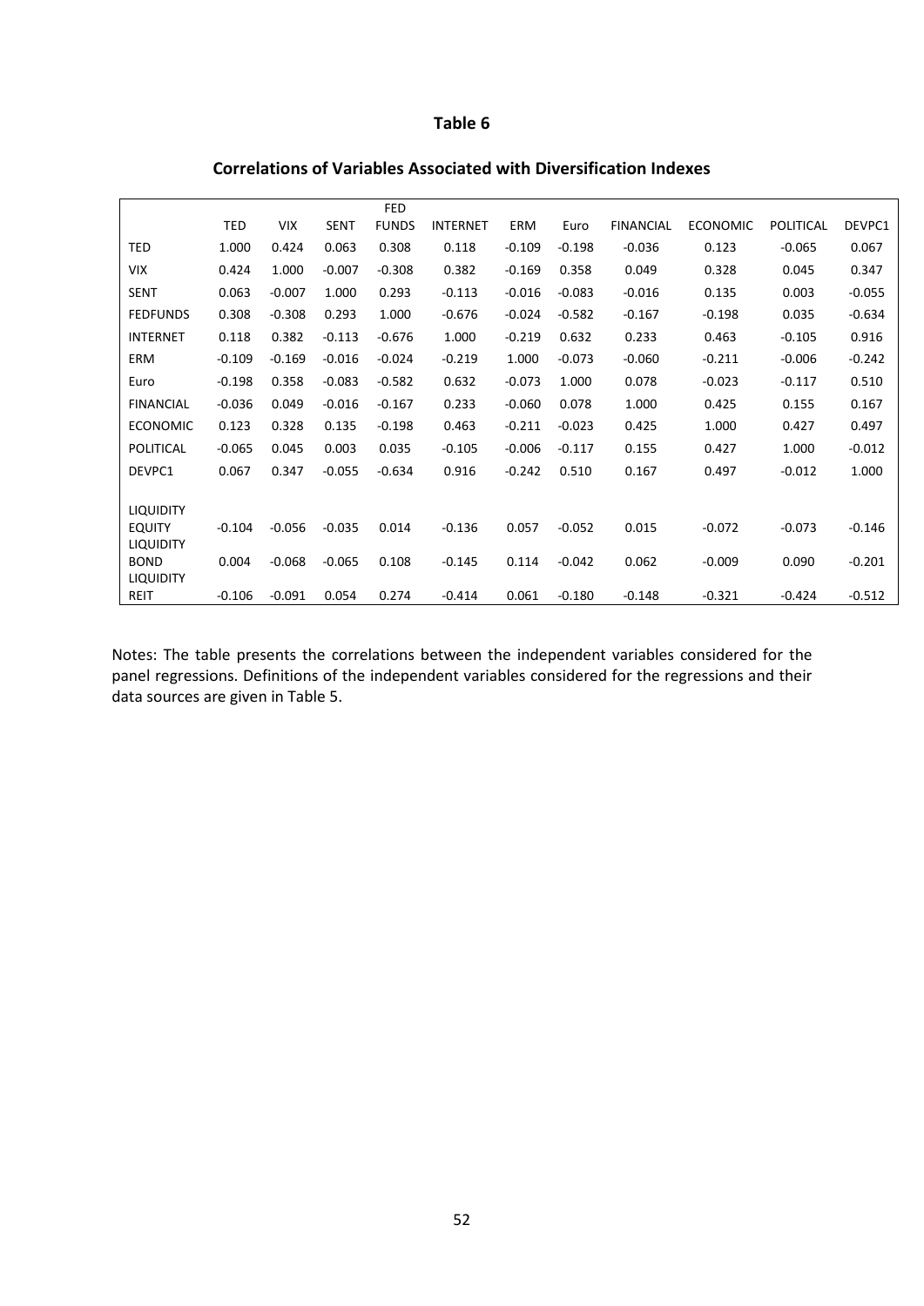# Table 6

## Correlations of Variables Associated with Diversification Indexes

| | TED | VIX | SENT | FED FUNDS | INTERNET | ERM | Euro | FINANCIAL | ECONOMIC | POLITICAL | DEVPC1 |
|---|---|---|---|---|---|---|---|---|---|---|---|
| TED | 1.000 | 0.424 | 0.063 | 0.308 | 0.118 | -0.109 | -0.198 | -0.036 | 0.123 | -0.065 | 0.067 |
| VIX | 0.424 | 1.000 | -0.007 | -0.308 | 0.382 | -0.169 | 0.358 | 0.049 | 0.328 | 0.045 | 0.347 |
| SENT | 0.063 | -0.007 | 1.000 | 0.293 | -0.113 | -0.016 | -0.083 | -0.016 | 0.135 | 0.003 | -0.055 |
| FEDFUNDS | 0.308 | -0.308 | 0.293 | 1.000 | -0.676 | -0.024 | -0.582 | -0.167 | -0.198 | 0.035 | -0.634 |
| INTERNET | 0.118 | 0.382 | -0.113 | -0.676 | 1.000 | -0.219 | 0.632 | 0.233 | 0.463 | -0.105 | 0.916 |
| ERM | -0.109 | -0.169 | -0.016 | -0.024 | -0.219 | 1.000 | -0.073 | -0.060 | -0.211 | -0.006 | -0.242 |
| Euro | -0.198 | 0.358 | -0.083 | -0.582 | 0.632 | -0.073 | 1.000 | 0.078 | -0.023 | -0.117 | 0.510 |
| FINANCIAL | -0.036 | 0.049 | -0.016 | -0.167 | 0.233 | -0.060 | 0.078 | 1.000 | 0.425 | 0.155 | 0.167 |
| ECONOMIC | 0.123 | 0.328 | 0.135 | -0.198 | 0.463 | -0.211 | -0.023 | 0.425 | 1.000 | 0.427 | 0.497 |
| POLITICAL | -0.065 | 0.045 | 0.003 | 0.035 | -0.105 | -0.006 | -0.117 | 0.155 | 0.427 | 1.000 | -0.012 |
| DEVPC1 | 0.067 | 0.347 | -0.055 | -0.634 | 0.916 | -0.242 | 0.510 | 0.167 | 0.497 | -0.012 | 1.000 |
| LIQUIDITY EQUITY | -0.104 | -0.056 | -0.035 | 0.014 | -0.136 | 0.057 | -0.052 | 0.015 | -0.072 | -0.073 | -0.146 |
| LIQUIDITY BOND | 0.004 | -0.068 | -0.065 | 0.108 | -0.145 | 0.114 | -0.042 | 0.062 | -0.009 | 0.090 | -0.201 |
| LIQUIDITY REIT | -0.106 | -0.091 | 0.054 | 0.274 | -0.414 | 0.061 | -0.180 | -0.148 | -0.321 | -0.424 | -0.512 |

Notes: The table presents the correlations between the independent variables considered for the panel regressions. Definitions of the independent variables considered for the regressions and their data sources are given in Table 5.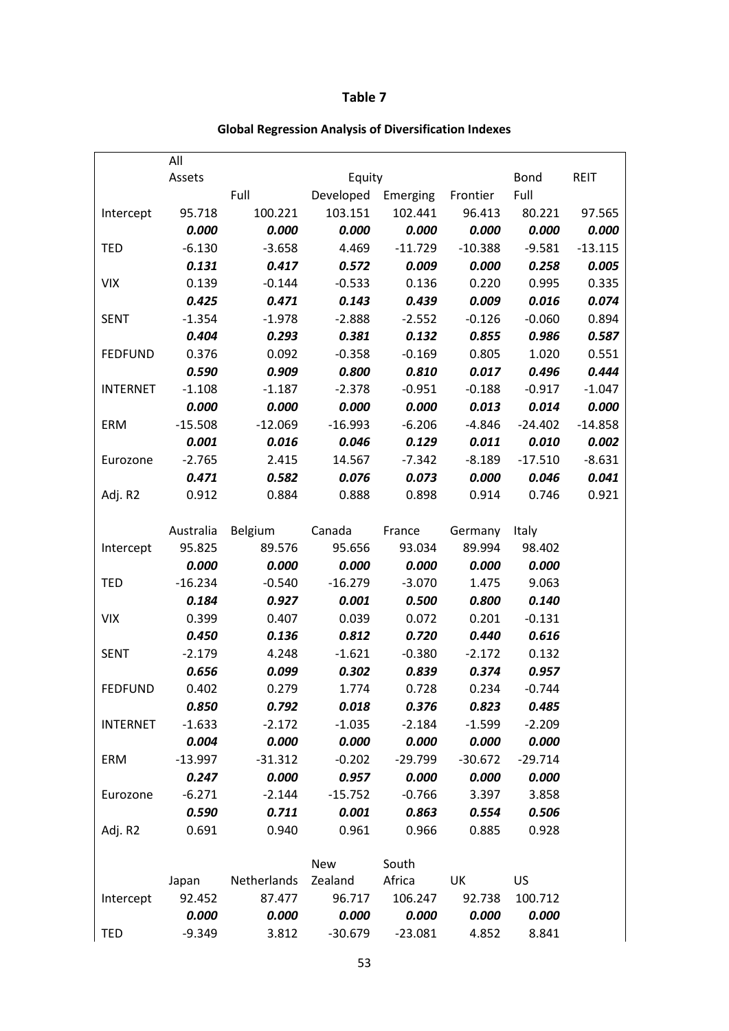**Table 7**

**Global Regression Analysis of Diversification Indexes**

| | All Assets | Equity | | | | Bond | REIT |
|---|---|---|---|---|---|---|---|
| | | Full | Developed | Emerging | Frontier | Full | |
| Intercept | 95.718 | 100.221 | 103.151 | 102.441 | 96.413 | 80.221 | 97.565 |
| | ***0.000*** | ***0.000*** | ***0.000*** | ***0.000*** | ***0.000*** | ***0.000*** | ***0.000*** |
| TED | -6.130 | -3.658 | 4.469 | -11.729 | -10.388 | -9.581 | -13.115 |
| | ***0.131*** | ***0.417*** | ***0.572*** | ***0.009*** | ***0.000*** | ***0.258*** | ***0.005*** |
| VIX | 0.139 | -0.144 | -0.533 | 0.136 | 0.220 | 0.995 | 0.335 |
| | ***0.425*** | ***0.471*** | ***0.143*** | ***0.439*** | ***0.009*** | ***0.016*** | ***0.074*** |
| SENT | -1.354 | -1.978 | -2.888 | -2.552 | -0.126 | -0.060 | 0.894 |
| | ***0.404*** | ***0.293*** | ***0.381*** | ***0.132*** | ***0.855*** | ***0.986*** | ***0.587*** |
| FEDFUND | 0.376 | 0.092 | -0.358 | -0.169 | 0.805 | 1.020 | 0.551 |
| | ***0.590*** | ***0.909*** | ***0.800*** | ***0.810*** | ***0.017*** | ***0.496*** | ***0.444*** |
| INTERNET | -1.108 | -1.187 | -2.378 | -0.951 | -0.188 | -0.917 | -1.047 |
| | ***0.000*** | ***0.000*** | ***0.000*** | ***0.000*** | ***0.013*** | ***0.014*** | ***0.000*** |
| ERM | -15.508 | -12.069 | -16.993 | -6.206 | -4.846 | -24.402 | -14.858 |
| | ***0.001*** | ***0.016*** | ***0.046*** | ***0.129*** | ***0.011*** | ***0.010*** | ***0.002*** |
| Eurozone | -2.765 | 2.415 | 14.567 | -7.342 | -8.189 | -17.510 | -8.631 |
| | ***0.471*** | ***0.582*** | ***0.076*** | ***0.073*** | ***0.000*** | ***0.046*** | ***0.041*** |
| Adj. R2 | 0.912 | 0.884 | 0.888 | 0.898 | 0.914 | 0.746 | 0.921 |

| | Australia | Belgium | Canada | France | Germany | Italy |
|---|---|---|---|---|---|---|
| Intercept | 95.825 | 89.576 | 95.656 | 93.034 | 89.994 | 98.402 |
| | ***0.000*** | ***0.000*** | ***0.000*** | ***0.000*** | ***0.000*** | ***0.000*** |
| TED | -16.234 | -0.540 | -16.279 | -3.070 | 1.475 | 9.063 |
| | ***0.184*** | ***0.927*** | ***0.001*** | ***0.500*** | ***0.800*** | ***0.140*** |
| VIX | 0.399 | 0.407 | 0.039 | 0.072 | 0.201 | -0.131 |
| | ***0.450*** | ***0.136*** | ***0.812*** | ***0.720*** | ***0.440*** | ***0.616*** |
| SENT | -2.179 | 4.248 | -1.621 | -0.380 | -2.172 | 0.132 |
| | ***0.656*** | ***0.099*** | ***0.302*** | ***0.839*** | ***0.374*** | ***0.957*** |
| FEDFUND | 0.402 | 0.279 | 1.774 | 0.728 | 0.234 | -0.744 |
| | ***0.850*** | ***0.792*** | ***0.018*** | ***0.376*** | ***0.823*** | ***0.485*** |
| INTERNET | -1.633 | -2.172 | -1.035 | -2.184 | -1.599 | -2.209 |
| | ***0.004*** | ***0.000*** | ***0.000*** | ***0.000*** | ***0.000*** | ***0.000*** |
| ERM | -13.997 | -31.312 | -0.202 | -29.799 | -30.672 | -29.714 |
| | ***0.247*** | ***0.000*** | ***0.957*** | ***0.000*** | ***0.000*** | ***0.000*** |
| Eurozone | -6.271 | -2.144 | -15.752 | -0.766 | 3.397 | 3.858 |
| | ***0.590*** | ***0.711*** | ***0.001*** | ***0.863*** | ***0.554*** | ***0.506*** |
| Adj. R2 | 0.691 | 0.940 | 0.961 | 0.966 | 0.885 | 0.928 |

| | Japan | Netherlands | New Zealand | South Africa | UK | US |
|---|---|---|---|---|---|---|
| Intercept | 92.452 | 87.477 | 96.717 | 106.247 | 92.738 | 100.712 |
| | ***0.000*** | ***0.000*** | ***0.000*** | ***0.000*** | ***0.000*** | ***0.000*** |
| TED | -9.349 | 3.812 | -30.679 | -23.081 | 4.852 | 8.841 |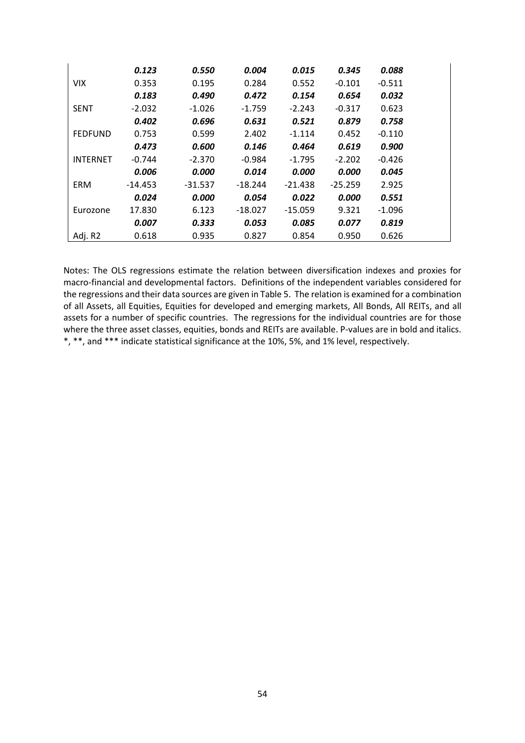| | | | | | | |
|---|---|---|---|---|---|---|
| | ***0.123*** | ***0.550*** | ***0.004*** | ***0.015*** | ***0.345*** | ***0.088*** |
| VIX | 0.353 | 0.195 | 0.284 | 0.552 | -0.101 | -0.511 |
| | ***0.183*** | ***0.490*** | ***0.472*** | ***0.154*** | ***0.654*** | ***0.032*** |
| SENT | -2.032 | -1.026 | -1.759 | -2.243 | -0.317 | 0.623 |
| | ***0.402*** | ***0.696*** | ***0.631*** | ***0.521*** | ***0.879*** | ***0.758*** |
| FEDFUND | 0.753 | 0.599 | 2.402 | -1.114 | 0.452 | -0.110 |
| | ***0.473*** | ***0.600*** | ***0.146*** | ***0.464*** | ***0.619*** | ***0.900*** |
| INTERNET | -0.744 | -2.370 | -0.984 | -1.795 | -2.202 | -0.426 |
| | ***0.006*** | ***0.000*** | ***0.014*** | ***0.000*** | ***0.000*** | ***0.045*** |
| ERM | -14.453 | -31.537 | -18.244 | -21.438 | -25.259 | 2.925 |
| | ***0.024*** | ***0.000*** | ***0.054*** | ***0.022*** | ***0.000*** | ***0.551*** |
| Eurozone | 17.830 | 6.123 | -18.027 | -15.059 | 9.321 | -1.096 |
| | ***0.007*** | ***0.333*** | ***0.053*** | ***0.085*** | ***0.077*** | ***0.819*** |
| Adj. R2 | 0.618 | 0.935 | 0.827 | 0.854 | 0.950 | 0.626 |

Notes: The OLS regressions estimate the relation between diversification indexes and proxies for macro-financial and developmental factors. Definitions of the independent variables considered for the regressions and their data sources are given in Table 5. The relation is examined for a combination of all Assets, all Equities, Equities for developed and emerging markets, All Bonds, All REITs, and all assets for a number of specific countries. The regressions for the individual countries are for those where the three asset classes, equities, bonds and REITs are available. P-values are in bold and italics. *, **, and *** indicate statistical significance at the 10%, 5%, and 1% level, respectively.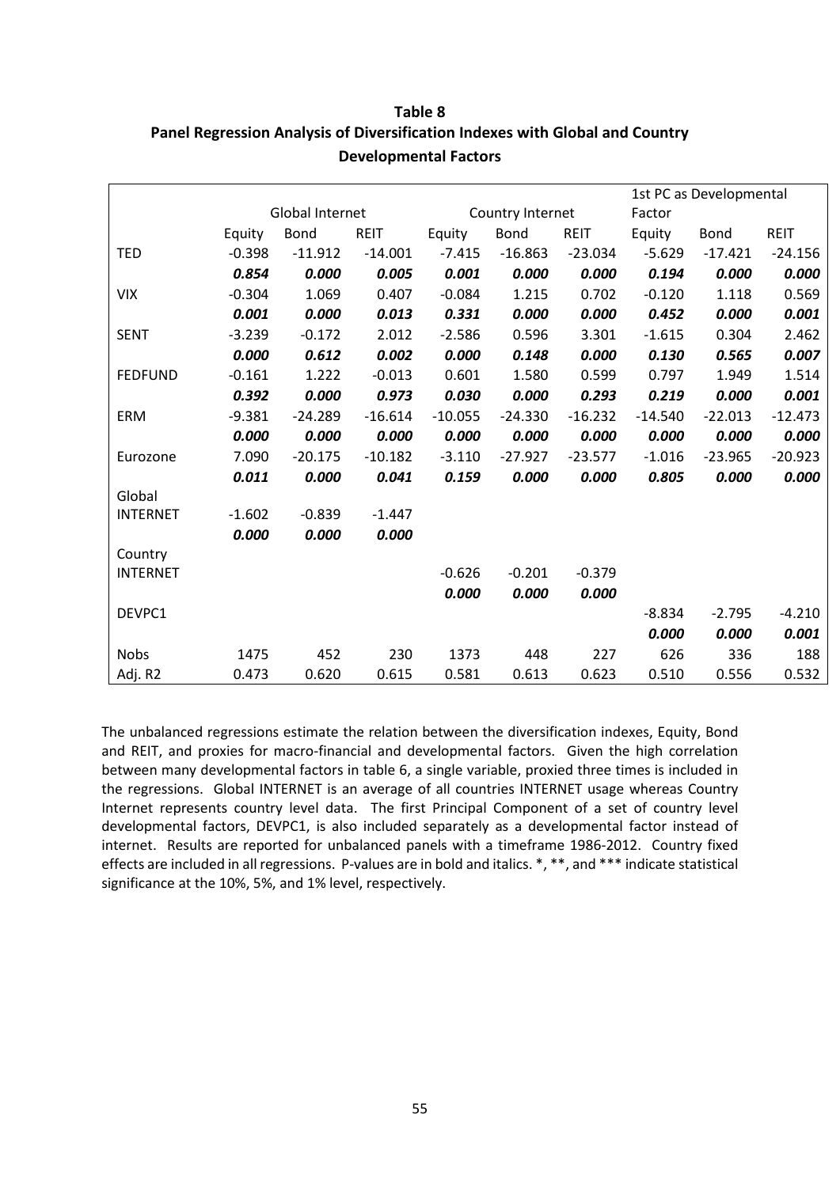**Table 8**
**Panel Regression Analysis of Diversification Indexes with Global and Country Developmental Factors**

| | Global Internet | | | Country Internet | | | 1st PC as Developmental Factor | | |
|---|---|---|---|---|---|---|---|---|---|
| | Equity | Bond | REIT | Equity | Bond | REIT | Equity | Bond | REIT |
| TED | -0.398 | -11.912 | -14.001 | -7.415 | -16.863 | -23.034 | -5.629 | -17.421 | -24.156 |
| | ***0.854*** | ***0.000*** | ***0.005*** | ***0.001*** | ***0.000*** | ***0.000*** | ***0.194*** | ***0.000*** | ***0.000*** |
| VIX | -0.304 | 1.069 | 0.407 | -0.084 | 1.215 | 0.702 | -0.120 | 1.118 | 0.569 |
| | ***0.001*** | ***0.000*** | ***0.013*** | ***0.331*** | ***0.000*** | ***0.000*** | ***0.452*** | ***0.000*** | ***0.001*** |
| SENT | -3.239 | -0.172 | 2.012 | -2.586 | 0.596 | 3.301 | -1.615 | 0.304 | 2.462 |
| | ***0.000*** | ***0.612*** | ***0.002*** | ***0.000*** | ***0.148*** | ***0.000*** | ***0.130*** | ***0.565*** | ***0.007*** |
| FEDFUND | -0.161 | 1.222 | -0.013 | 0.601 | 1.580 | 0.599 | 0.797 | 1.949 | 1.514 |
| | ***0.392*** | ***0.000*** | ***0.973*** | ***0.030*** | ***0.000*** | ***0.293*** | ***0.219*** | ***0.000*** | ***0.001*** |
| ERM | -9.381 | -24.289 | -16.614 | -10.055 | -24.330 | -16.232 | -14.540 | -22.013 | -12.473 |
| | ***0.000*** | ***0.000*** | ***0.000*** | ***0.000*** | ***0.000*** | ***0.000*** | ***0.000*** | ***0.000*** | ***0.000*** |
| Eurozone | 7.090 | -20.175 | -10.182 | -3.110 | -27.927 | -23.577 | -1.016 | -23.965 | -20.923 |
| | ***0.011*** | ***0.000*** | ***0.041*** | ***0.159*** | ***0.000*** | ***0.000*** | ***0.805*** | ***0.000*** | ***0.000*** |
| Global INTERNET | -1.602 | -0.839 | -1.447 | | | | | | |
| | ***0.000*** | ***0.000*** | ***0.000*** | | | | | | |
| Country INTERNET | | | | -0.626 | -0.201 | -0.379 | | | |
| | | | | ***0.000*** | ***0.000*** | ***0.000*** | | | |
| DEVPC1 | | | | | | | -8.834 | -2.795 | -4.210 |
| | | | | | | | ***0.000*** | ***0.000*** | ***0.001*** |
| Nobs | 1475 | 452 | 230 | 1373 | 448 | 227 | 626 | 336 | 188 |
| Adj. R2 | 0.473 | 0.620 | 0.615 | 0.581 | 0.613 | 0.623 | 0.510 | 0.556 | 0.532 |

The unbalanced regressions estimate the relation between the diversification indexes, Equity, Bond and REIT, and proxies for macro-financial and developmental factors. Given the high correlation between many developmental factors in table 6, a single variable, proxied three times is included in the regressions. Global INTERNET is an average of all countries INTERNET usage whereas Country Internet represents country level data. The first Principal Component of a set of country level developmental factors, DEVPC1, is also included separately as a developmental factor instead of internet. Results are reported for unbalanced panels with a timeframe 1986-2012. Country fixed effects are included in all regressions. P-values are in bold and italics. *, **, and *** indicate statistical significance at the 10%, 5%, and 1% level, respectively.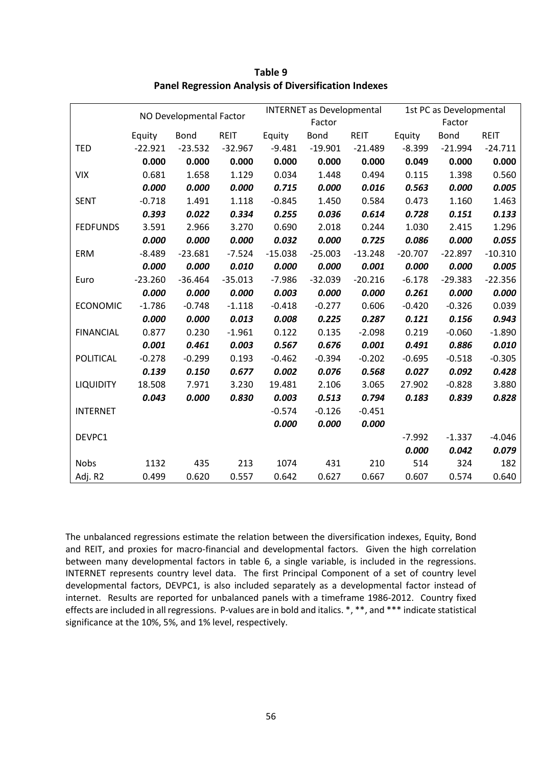**Table 9**
**Panel Regression Analysis of Diversification Indexes**

| | NO Developmental Factor | | | INTERNET as Developmental Factor | | | 1st PC as Developmental Factor | | |
|---|---|---|---|---|---|---|---|---|---|
| | Equity | Bond | REIT | Equity | Bond | REIT | Equity | Bond | REIT |
| TED | -22.921 | -23.532 | -32.967 | -9.481 | -19.901 | -21.489 | -8.399 | -21.994 | -24.711 |
| | **0.000** | **0.000** | **0.000** | **0.000** | **0.000** | **0.000** | **0.049** | **0.000** | **0.000** |
| VIX | 0.681 | 1.658 | 1.129 | 0.034 | 1.448 | 0.494 | 0.115 | 1.398 | 0.560 |
| | ***0.000*** | ***0.000*** | ***0.000*** | ***0.715*** | ***0.000*** | ***0.016*** | ***0.563*** | ***0.000*** | ***0.005*** |
| SENT | -0.718 | 1.491 | 1.118 | -0.845 | 1.450 | 0.584 | 0.473 | 1.160 | 1.463 |
| | ***0.393*** | ***0.022*** | ***0.334*** | ***0.255*** | ***0.036*** | ***0.614*** | ***0.728*** | ***0.151*** | ***0.133*** |
| FEDFUNDS | 3.591 | 2.966 | 3.270 | 0.690 | 2.018 | 0.244 | 1.030 | 2.415 | 1.296 |
| | ***0.000*** | ***0.000*** | ***0.000*** | ***0.032*** | ***0.000*** | ***0.725*** | ***0.086*** | ***0.000*** | ***0.055*** |
| ERM | -8.489 | -23.681 | -7.524 | -15.038 | -25.003 | -13.248 | -20.707 | -22.897 | -10.310 |
| | ***0.000*** | ***0.000*** | ***0.010*** | ***0.000*** | ***0.000*** | ***0.001*** | ***0.000*** | ***0.000*** | ***0.005*** |
| Euro | -23.260 | -36.464 | -35.013 | -7.986 | -32.039 | -20.216 | -6.178 | -29.383 | -22.356 |
| | ***0.000*** | ***0.000*** | ***0.000*** | ***0.003*** | ***0.000*** | ***0.000*** | ***0.261*** | ***0.000*** | ***0.000*** |
| ECONOMIC | -1.786 | -0.748 | -1.118 | -0.418 | -0.277 | 0.606 | -0.420 | -0.326 | 0.039 |
| | ***0.000*** | ***0.000*** | ***0.013*** | ***0.008*** | ***0.225*** | ***0.287*** | ***0.121*** | ***0.156*** | ***0.943*** |
| FINANCIAL | 0.877 | 0.230 | -1.961 | 0.122 | 0.135 | -2.098 | 0.219 | -0.060 | -1.890 |
| | ***0.001*** | ***0.461*** | ***0.003*** | ***0.567*** | ***0.676*** | ***0.001*** | ***0.491*** | ***0.886*** | ***0.010*** |
| POLITICAL | -0.278 | -0.299 | 0.193 | -0.462 | -0.394 | -0.202 | -0.695 | -0.518 | -0.305 |
| | ***0.139*** | ***0.150*** | ***0.677*** | ***0.002*** | ***0.076*** | ***0.568*** | ***0.027*** | ***0.092*** | ***0.428*** |
| LIQUIDITY | 18.508 | 7.971 | 3.230 | 19.481 | 2.106 | 3.065 | 27.902 | -0.828 | 3.880 |
| | ***0.043*** | ***0.000*** | ***0.830*** | ***0.003*** | ***0.513*** | ***0.794*** | ***0.183*** | ***0.839*** | ***0.828*** |
| INTERNET | | | | -0.574 | -0.126 | -0.451 | | | |
| | | | | ***0.000*** | ***0.000*** | ***0.000*** | | | |
| DEVPC1 | | | | | | | -7.992 | -1.337 | -4.046 |
| | | | | | | | ***0.000*** | ***0.042*** | ***0.079*** |
| Nobs | 1132 | 435 | 213 | 1074 | 431 | 210 | 514 | 324 | 182 |
| Adj. R2 | 0.499 | 0.620 | 0.557 | 0.642 | 0.627 | 0.667 | 0.607 | 0.574 | 0.640 |

The unbalanced regressions estimate the relation between the diversification indexes, Equity, Bond and REIT, and proxies for macro-financial and developmental factors. Given the high correlation between many developmental factors in table 6, a single variable, is included in the regressions. INTERNET represents country level data. The first Principal Component of a set of country level developmental factors, DEVPC1, is also included separately as a developmental factor instead of internet. Results are reported for unbalanced panels with a timeframe 1986-2012. Country fixed effects are included in all regressions. P-values are in bold and italics. *, **, and *** indicate statistical significance at the 10%, 5%, and 1% level, respectively.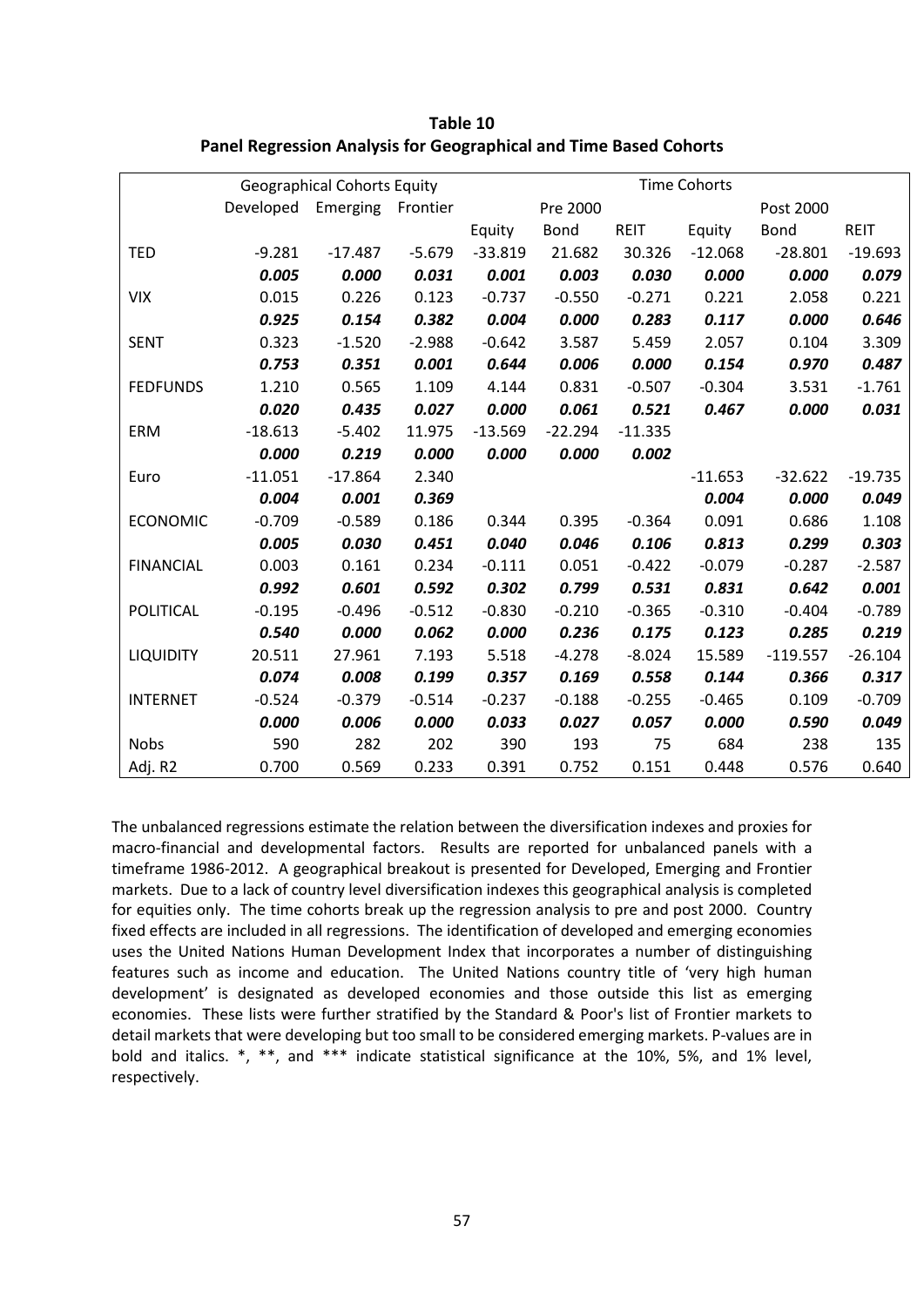**Table 10**
**Panel Regression Analysis for Geographical and Time Based Cohorts**

| | Geographical Cohorts Equity | | | Time Cohorts | | | | | |
|---|---|---|---|---|---|---|---|---|---|
| | Developed | Emerging | Frontier | | Pre 2000 | | | Post 2000 | |
| | | | | Equity | Bond | REIT | Equity | Bond | REIT |
| TED | -9.281 | -17.487 | -5.679 | -33.819 | 21.682 | 30.326 | -12.068 | -28.801 | -19.693 |
| | ***0.005*** | ***0.000*** | ***0.031*** | ***0.001*** | ***0.003*** | ***0.030*** | ***0.000*** | ***0.000*** | ***0.079*** |
| VIX | 0.015 | 0.226 | 0.123 | -0.737 | -0.550 | -0.271 | 0.221 | 2.058 | 0.221 |
| | ***0.925*** | ***0.154*** | ***0.382*** | ***0.004*** | ***0.000*** | ***0.283*** | ***0.117*** | ***0.000*** | ***0.646*** |
| SENT | 0.323 | -1.520 | -2.988 | -0.642 | 3.587 | 5.459 | 2.057 | 0.104 | 3.309 |
| | ***0.753*** | ***0.351*** | ***0.001*** | ***0.644*** | ***0.006*** | ***0.000*** | ***0.154*** | ***0.970*** | ***0.487*** |
| FEDFUNDS | 1.210 | 0.565 | 1.109 | 4.144 | 0.831 | -0.507 | -0.304 | 3.531 | -1.761 |
| | ***0.020*** | ***0.435*** | ***0.027*** | ***0.000*** | ***0.061*** | ***0.521*** | ***0.467*** | ***0.000*** | ***0.031*** |
| ERM | -18.613 | -5.402 | 11.975 | -13.569 | -22.294 | -11.335 | | | |
| | ***0.000*** | ***0.219*** | ***0.000*** | ***0.000*** | ***0.000*** | ***0.002*** | | | |
| Euro | -11.051 | -17.864 | 2.340 | | | | -11.653 | -32.622 | -19.735 |
| | ***0.004*** | ***0.001*** | ***0.369*** | | | | ***0.004*** | ***0.000*** | ***0.049*** |
| ECONOMIC | -0.709 | -0.589 | 0.186 | 0.344 | 0.395 | -0.364 | 0.091 | 0.686 | 1.108 |
| | ***0.005*** | ***0.030*** | ***0.451*** | ***0.040*** | ***0.046*** | ***0.106*** | ***0.813*** | ***0.299*** | ***0.303*** |
| FINANCIAL | 0.003 | 0.161 | 0.234 | -0.111 | 0.051 | -0.422 | -0.079 | -0.287 | -2.587 |
| | ***0.992*** | ***0.601*** | ***0.592*** | ***0.302*** | ***0.799*** | ***0.531*** | ***0.831*** | ***0.642*** | ***0.001*** |
| POLITICAL | -0.195 | -0.496 | -0.512 | -0.830 | -0.210 | -0.365 | -0.310 | -0.404 | -0.789 |
| | ***0.540*** | ***0.000*** | ***0.062*** | ***0.000*** | ***0.236*** | ***0.175*** | ***0.123*** | ***0.285*** | ***0.219*** |
| LIQUIDITY | 20.511 | 27.961 | 7.193 | 5.518 | -4.278 | -8.024 | 15.589 | -119.557 | -26.104 |
| | ***0.074*** | ***0.008*** | ***0.199*** | ***0.357*** | ***0.169*** | ***0.558*** | ***0.144*** | ***0.366*** | ***0.317*** |
| INTERNET | -0.524 | -0.379 | -0.514 | -0.237 | -0.188 | -0.255 | -0.465 | 0.109 | -0.709 |
| | ***0.000*** | ***0.006*** | ***0.000*** | ***0.033*** | ***0.027*** | ***0.057*** | ***0.000*** | ***0.590*** | ***0.049*** |
| Nobs | 590 | 282 | 202 | 390 | 193 | 75 | 684 | 238 | 135 |
| Adj. R2 | 0.700 | 0.569 | 0.233 | 0.391 | 0.752 | 0.151 | 0.448 | 0.576 | 0.640 |

The unbalanced regressions estimate the relation between the diversification indexes and proxies for macro-financial and developmental factors. Results are reported for unbalanced panels with a timeframe 1986-2012. A geographical breakout is presented for Developed, Emerging and Frontier markets. Due to a lack of country level diversification indexes this geographical analysis is completed for equities only. The time cohorts break up the regression analysis to pre and post 2000. Country fixed effects are included in all regressions. The identification of developed and emerging economies uses the United Nations Human Development Index that incorporates a number of distinguishing features such as income and education. The United Nations country title of 'very high human development' is designated as developed economies and those outside this list as emerging economies. These lists were further stratified by the Standard & Poor's list of Frontier markets to detail markets that were developing but too small to be considered emerging markets. P-values are in bold and italics. *, **, and *** indicate statistical significance at the 10%, 5%, and 1% level, respectively.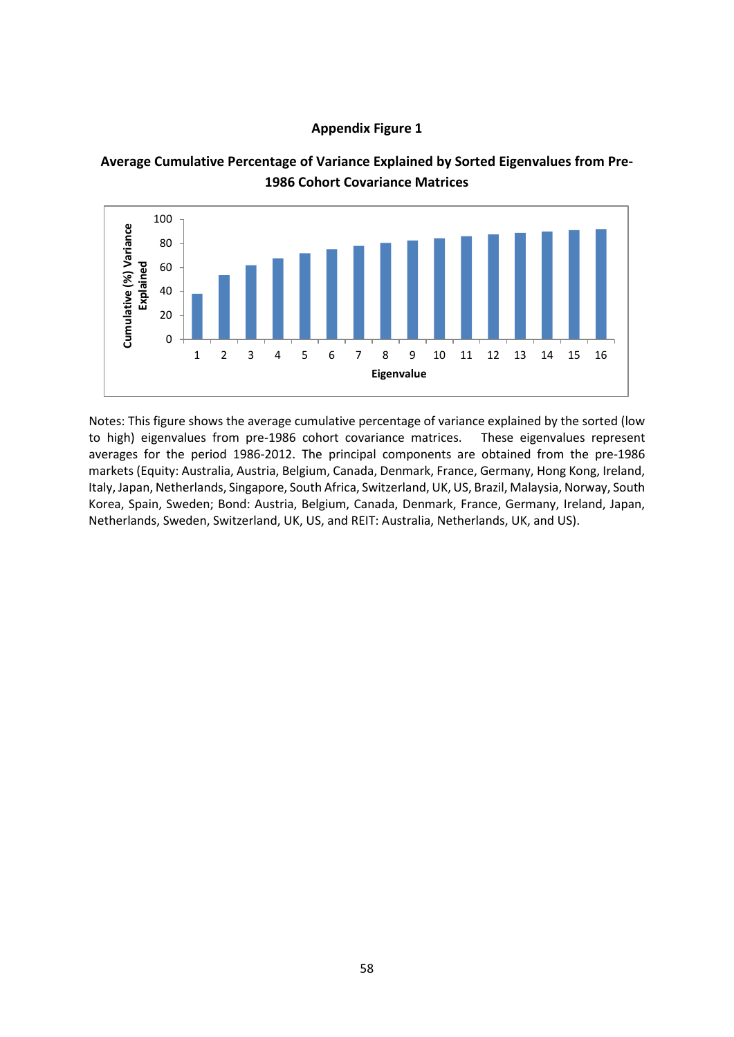**Appendix Figure 1**

**Average Cumulative Percentage of Variance Explained by Sorted Eigenvalues from Pre-1986 Cohort Covariance Matrices**

Notes: This figure shows the average cumulative percentage of variance explained by the sorted (low to high) eigenvalues from pre-1986 cohort covariance matrices. These eigenvalues represent averages for the period 1986-2012. The principal components are obtained from the pre-1986 markets (Equity: Australia, Austria, Belgium, Canada, Denmark, France, Germany, Hong Kong, Ireland, Italy, Japan, Netherlands, Singapore, South Africa, Switzerland, UK, US, Brazil, Malaysia, Norway, South Korea, Spain, Sweden; Bond: Austria, Belgium, Canada, Denmark, France, Germany, Ireland, Japan, Netherlands, Sweden, Switzerland, UK, US, and REIT: Australia, Netherlands, UK, and US).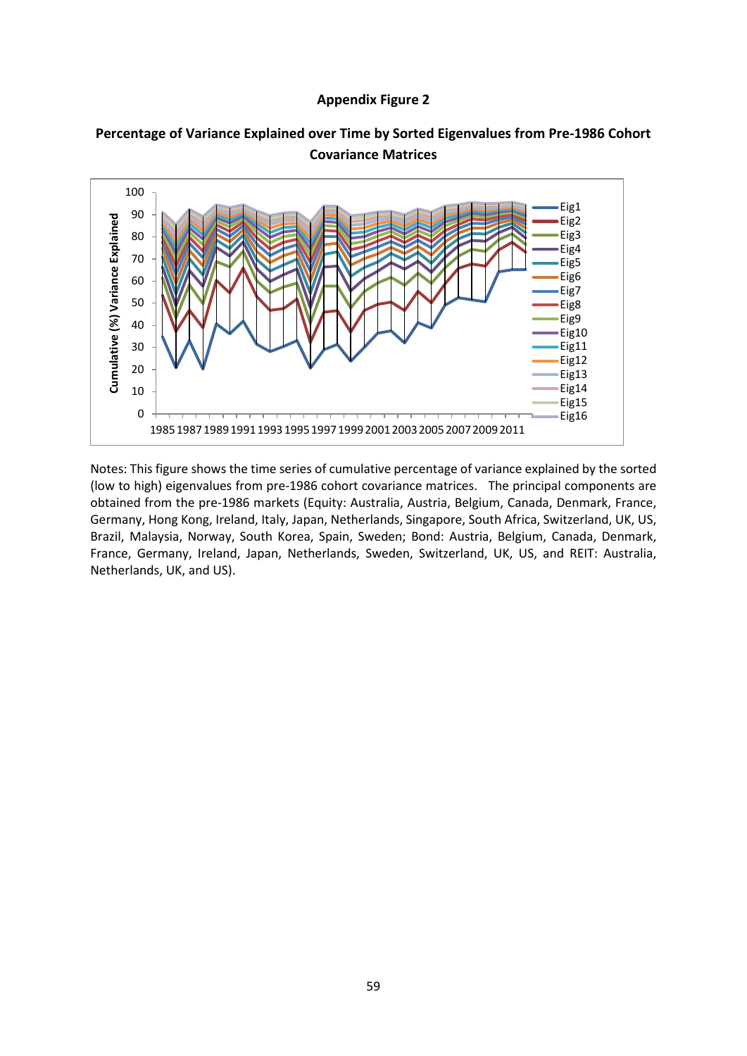**Appendix Figure 2**

**Percentage of Variance Explained over Time by Sorted Eigenvalues from Pre-1986 Cohort Covariance Matrices**

Notes: This figure shows the time series of cumulative percentage of variance explained by the sorted (low to high) eigenvalues from pre-1986 cohort covariance matrices. The principal components are obtained from the pre-1986 markets (Equity: Australia, Austria, Belgium, Canada, Denmark, France, Germany, Hong Kong, Ireland, Italy, Japan, Netherlands, Singapore, South Africa, Switzerland, UK, US, Brazil, Malaysia, Norway, South Korea, Spain, Sweden; Bond: Austria, Belgium, Canada, Denmark, France, Germany, Ireland, Japan, Netherlands, Sweden, Switzerland, UK, US, and REIT: Australia, Netherlands, UK, and US).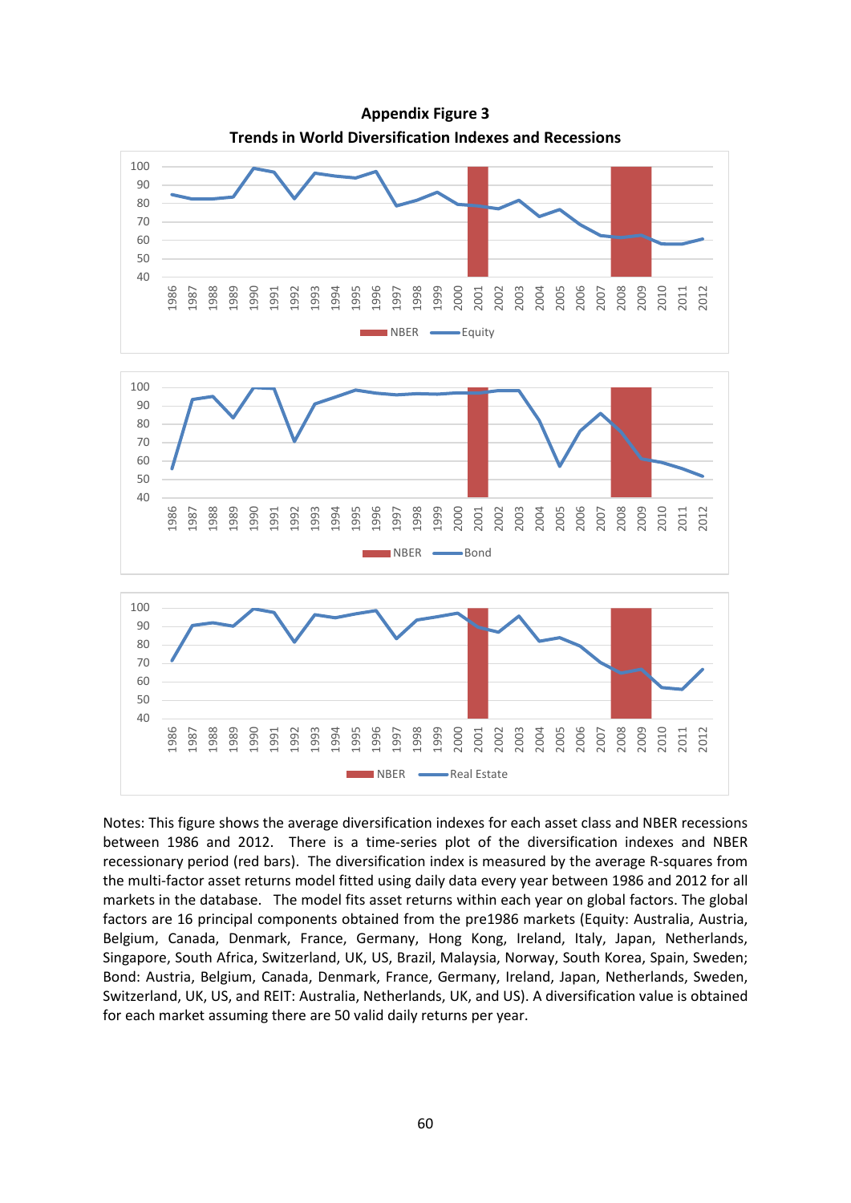**Appendix Figure 3**

**Trends in World Diversification Indexes and Recessions**

Notes: This figure shows the average diversification indexes for each asset class and NBER recessions between 1986 and 2012. There is a time-series plot of the diversification indexes and NBER recessionary period (red bars). The diversification index is measured by the average R-squares from the multi-factor asset returns model fitted using daily data every year between 1986 and 2012 for all markets in the database. The model fits asset returns within each year on global factors. The global factors are 16 principal components obtained from the pre1986 markets (Equity: Australia, Austria, Belgium, Canada, Denmark, France, Germany, Hong Kong, Ireland, Italy, Japan, Netherlands, Singapore, South Africa, Switzerland, UK, US, Brazil, Malaysia, Norway, South Korea, Spain, Sweden; Bond: Austria, Belgium, Canada, Denmark, France, Germany, Ireland, Japan, Netherlands, Sweden, Switzerland, UK, US, and REIT: Australia, Netherlands, UK, and US). A diversification value is obtained for each market assuming there are 50 valid daily returns per year.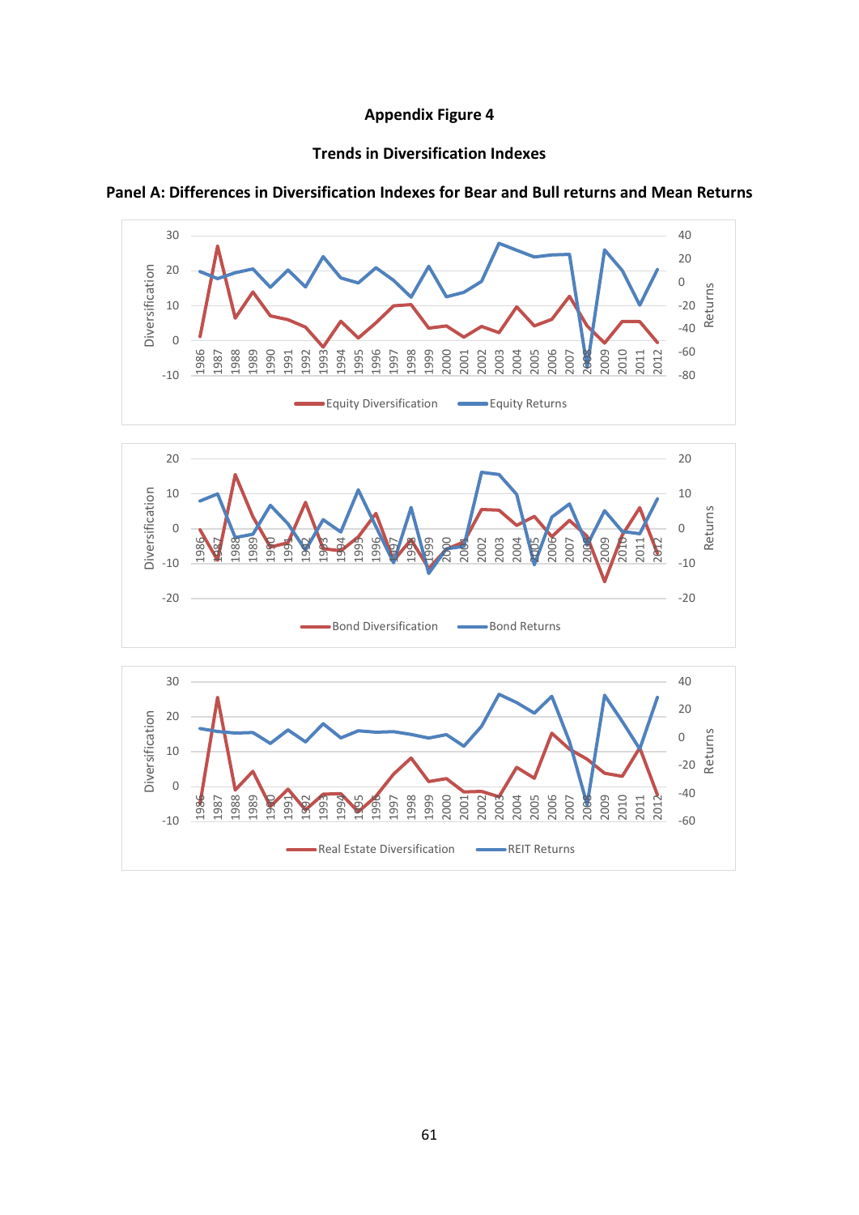**Appendix Figure 4**

**Trends in Diversification Indexes**

**Panel A: Differences in Diversification Indexes for Bear and Bull returns and Mean Returns**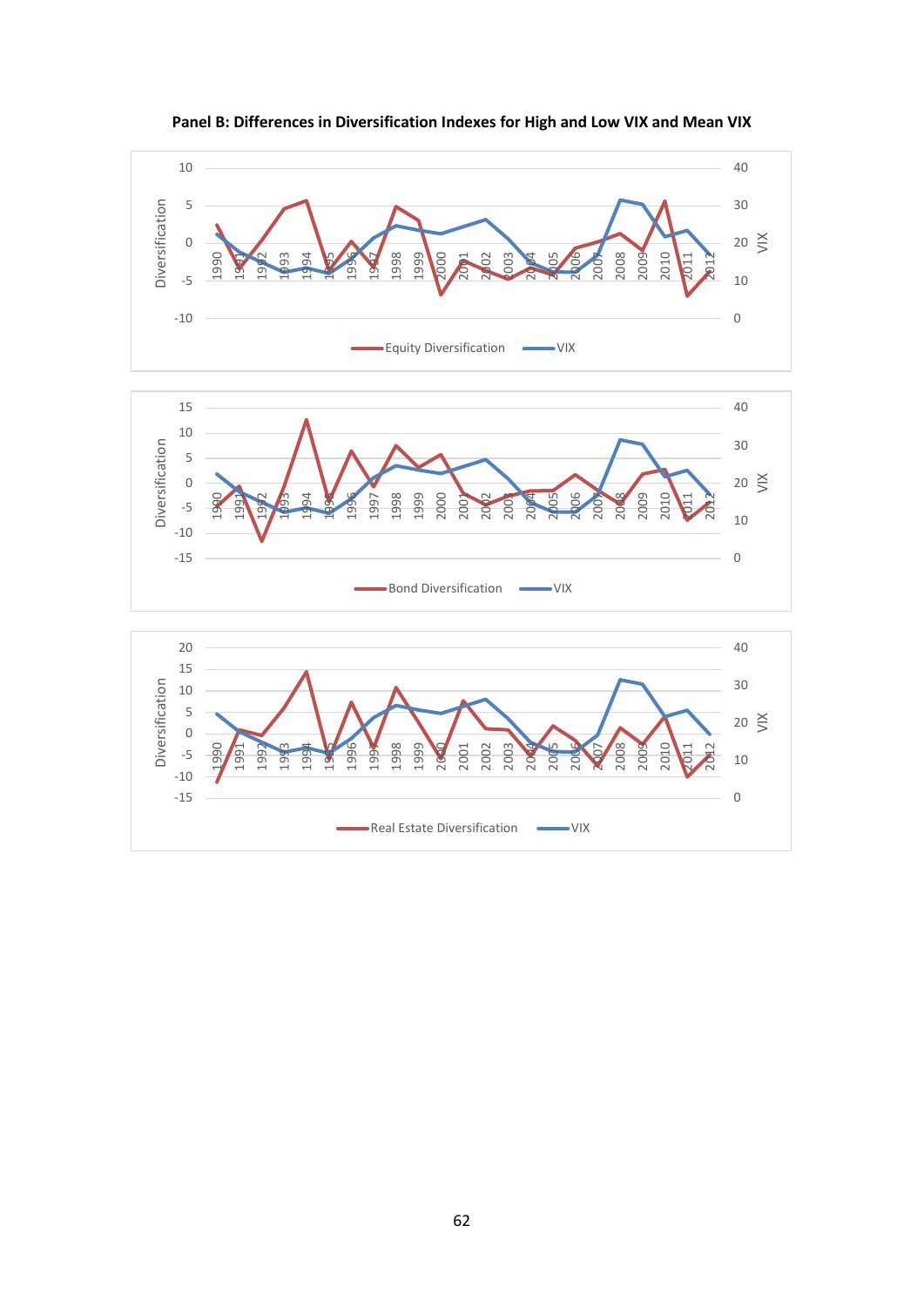**Panel B: Differences in Diversification Indexes for High and Low VIX and Mean VIX**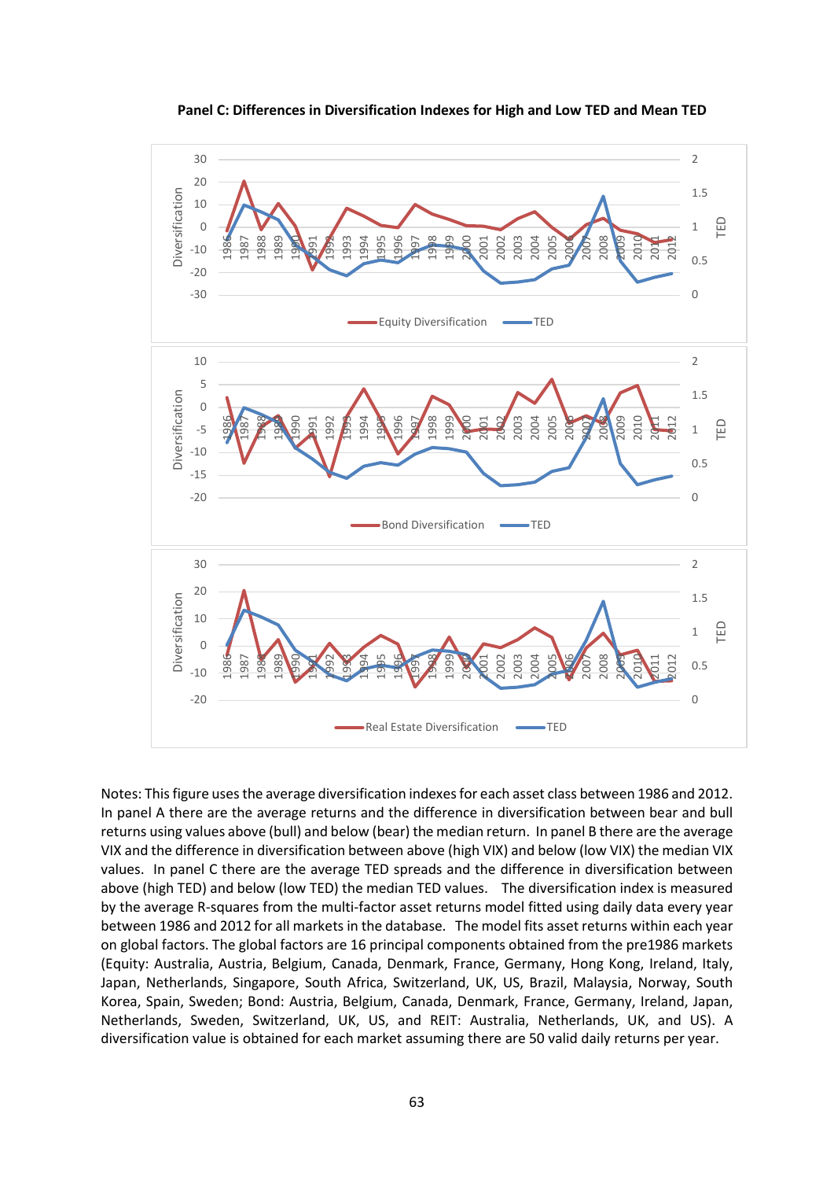**Panel C: Differences in Diversification Indexes for High and Low TED and Mean TED**

Notes: This figure uses the average diversification indexes for each asset class between 1986 and 2012. In panel A there are the average returns and the difference in diversification between bear and bull returns using values above (bull) and below (bear) the median return. In panel B there are the average VIX and the difference in diversification between above (high VIX) and below (low VIX) the median VIX values. In panel C there are the average TED spreads and the difference in diversification between above (high TED) and below (low TED) the median TED values. The diversification index is measured by the average R-squares from the multi-factor asset returns model fitted using daily data every year between 1986 and 2012 for all markets in the database. The model fits asset returns within each year on global factors. The global factors are 16 principal components obtained from the pre1986 markets (Equity: Australia, Austria, Belgium, Canada, Denmark, France, Germany, Hong Kong, Ireland, Italy, Japan, Netherlands, Singapore, South Africa, Switzerland, UK, US, Brazil, Malaysia, Norway, South Korea, Spain, Sweden; Bond: Austria, Belgium, Canada, Denmark, France, Germany, Ireland, Japan, Netherlands, Sweden, Switzerland, UK, US, and REIT: Australia, Netherlands, UK, and US). A diversification value is obtained for each market assuming there are 50 valid daily returns per year.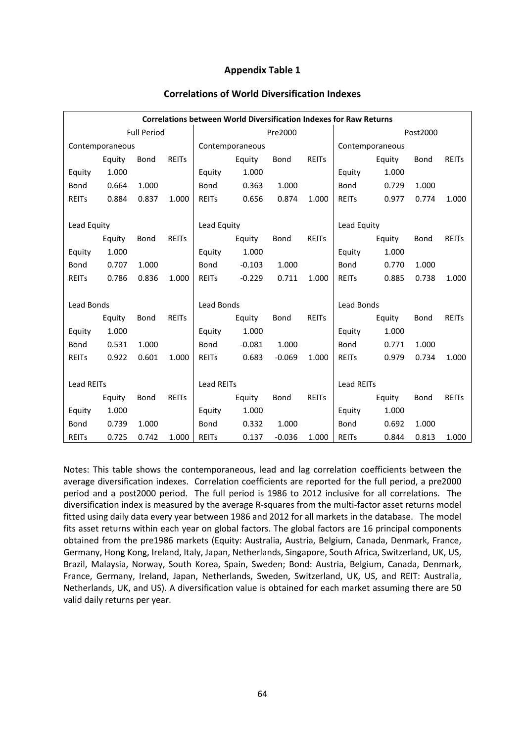**Appendix Table 1**

**Correlations of World Diversification Indexes**

| Correlations between World Diversification Indexes for Raw Returns | | | | | | | | | | | |
|---|---|---|---|---|---|---|---|---|---|---|---|
| Full Period | | | | Pre2000 | | | | Post2000 | | | |
| Contemporaneous | | | | Contemporaneous | | | | Contemporaneous | | | |
| | Equity | Bond | REITs | | Equity | Bond | REITs | | Equity | Bond | REITs |
| Equity | 1.000 | | | Equity | 1.000 | | | Equity | 1.000 | | |
| Bond | 0.664 | 1.000 | | Bond | 0.363 | 1.000 | | Bond | 0.729 | 1.000 | |
| REITs | 0.884 | 0.837 | 1.000 | REITs | 0.656 | 0.874 | 1.000 | REITs | 0.977 | 0.774 | 1.000 |
| | | | | | | | | | | | |
| Lead Equity | | | | Lead Equity | | | | Lead Equity | | | |
| | Equity | Bond | REITs | | Equity | Bond | REITs | | Equity | Bond | REITs |
| Equity | 1.000 | | | Equity | 1.000 | | | Equity | 1.000 | | |
| Bond | 0.707 | 1.000 | | Bond | -0.103 | 1.000 | | Bond | 0.770 | 1.000 | |
| REITs | 0.786 | 0.836 | 1.000 | REITs | -0.229 | 0.711 | 1.000 | REITs | 0.885 | 0.738 | 1.000 |
| | | | | | | | | | | | |
| Lead Bonds | | | | Lead Bonds | | | | Lead Bonds | | | |
| | Equity | Bond | REITs | | Equity | Bond | REITs | | Equity | Bond | REITs |
| Equity | 1.000 | | | Equity | 1.000 | | | Equity | 1.000 | | |
| Bond | 0.531 | 1.000 | | Bond | -0.081 | 1.000 | | Bond | 0.771 | 1.000 | |
| REITs | 0.922 | 0.601 | 1.000 | REITs | 0.683 | -0.069 | 1.000 | REITs | 0.979 | 0.734 | 1.000 |
| | | | | | | | | | | | |
| Lead REITs | | | | Lead REITs | | | | Lead REITs | | | |
| | Equity | Bond | REITs | | Equity | Bond | REITs | | Equity | Bond | REITs |
| Equity | 1.000 | | | Equity | 1.000 | | | Equity | 1.000 | | |
| Bond | 0.739 | 1.000 | | Bond | 0.332 | 1.000 | | Bond | 0.692 | 1.000 | |
| REITs | 0.725 | 0.742 | 1.000 | REITs | 0.137 | -0.036 | 1.000 | REITs | 0.844 | 0.813 | 1.000 |

Notes: This table shows the contemporaneous, lead and lag correlation coefficients between the average diversification indexes. Correlation coefficients are reported for the full period, a pre2000 period and a post2000 period. The full period is 1986 to 2012 inclusive for all correlations. The diversification index is measured by the average R-squares from the multi-factor asset returns model fitted using daily data every year between 1986 and 2012 for all markets in the database. The model fits asset returns within each year on global factors. The global factors are 16 principal components obtained from the pre1986 markets (Equity: Australia, Austria, Belgium, Canada, Denmark, France, Germany, Hong Kong, Ireland, Italy, Japan, Netherlands, Singapore, South Africa, Switzerland, UK, US, Brazil, Malaysia, Norway, South Korea, Spain, Sweden; Bond: Austria, Belgium, Canada, Denmark, France, Germany, Ireland, Japan, Netherlands, Sweden, Switzerland, UK, US, and REIT: Australia, Netherlands, UK, and US). A diversification value is obtained for each market assuming there are 50 valid daily returns per year.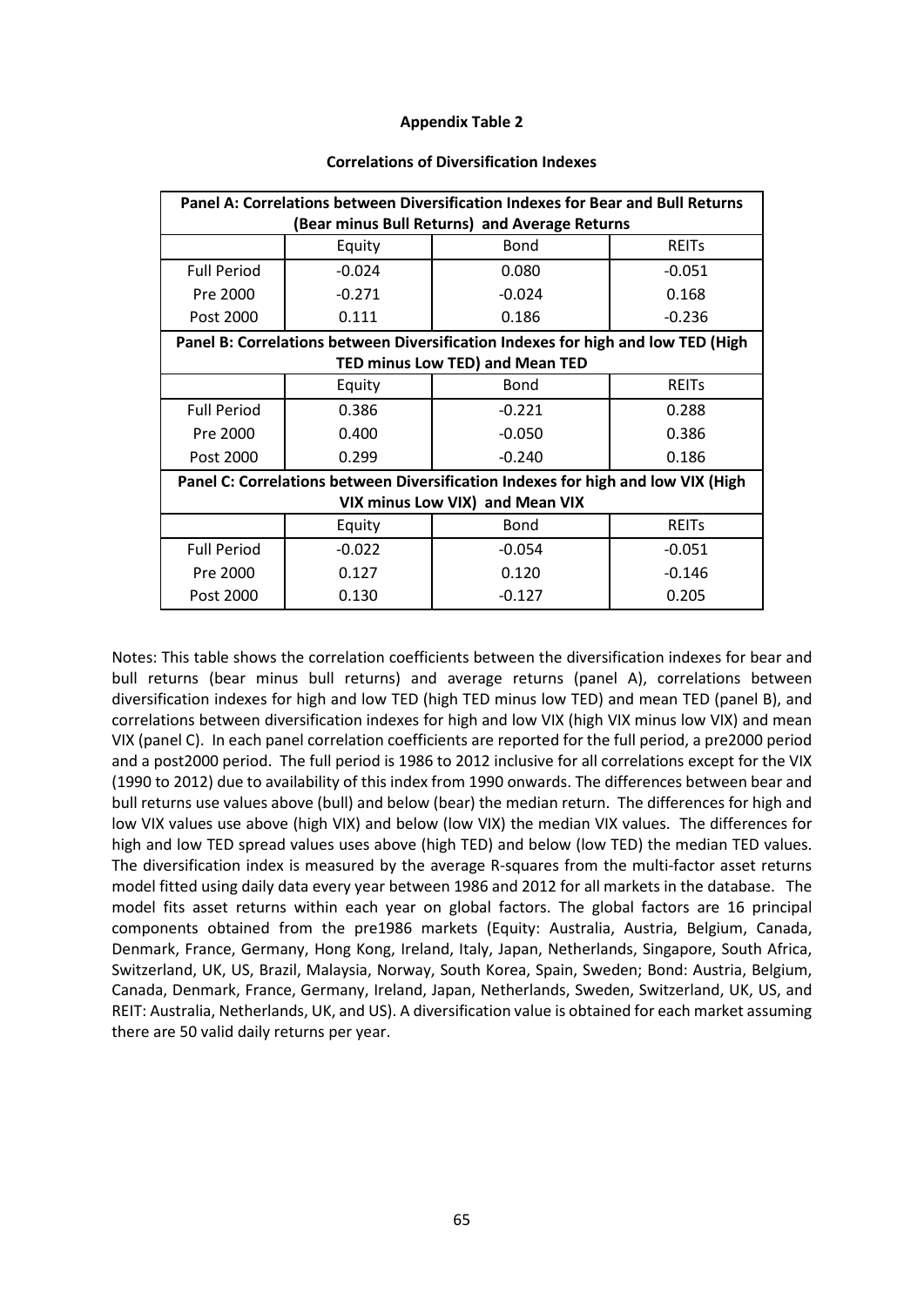**Appendix Table 2**

**Correlations of Diversification Indexes**

| **Panel A: Correlations between Diversification Indexes for Bear and Bull Returns (Bear minus Bull Returns) and Average Returns** | | | |
|---|---|---|---|
| | Equity | Bond | REITs |
| Full Period | -0.024 | 0.080 | -0.051 |
| Pre 2000 | -0.271 | -0.024 | 0.168 |
| Post 2000 | 0.111 | 0.186 | -0.236 |
| **Panel B: Correlations between Diversification Indexes for high and low TED (High TED minus Low TED) and Mean TED** | | | |
| | Equity | Bond | REITs |
| Full Period | 0.386 | -0.221 | 0.288 |
| Pre 2000 | 0.400 | -0.050 | 0.386 |
| Post 2000 | 0.299 | -0.240 | 0.186 |
| **Panel C: Correlations between Diversification Indexes for high and low VIX (High VIX minus Low VIX) and Mean VIX** | | | |
| | Equity | Bond | REITs |
| Full Period | -0.022 | -0.054 | -0.051 |
| Pre 2000 | 0.127 | 0.120 | -0.146 |
| Post 2000 | 0.130 | -0.127 | 0.205 |

Notes: This table shows the correlation coefficients between the diversification indexes for bear and bull returns (bear minus bull returns) and average returns (panel A), correlations between diversification indexes for high and low TED (high TED minus low TED) and mean TED (panel B), and correlations between diversification indexes for high and low VIX (high VIX minus low VIX) and mean VIX (panel C). In each panel correlation coefficients are reported for the full period, a pre2000 period and a post2000 period. The full period is 1986 to 2012 inclusive for all correlations except for the VIX (1990 to 2012) due to availability of this index from 1990 onwards. The differences between bear and bull returns use values above (bull) and below (bear) the median return. The differences for high and low VIX values use above (high VIX) and below (low VIX) the median VIX values. The differences for high and low TED spread values uses above (high TED) and below (low TED) the median TED values. The diversification index is measured by the average R-squares from the multi-factor asset returns model fitted using daily data every year between 1986 and 2012 for all markets in the database. The model fits asset returns within each year on global factors. The global factors are 16 principal components obtained from the pre1986 markets (Equity: Australia, Austria, Belgium, Canada, Denmark, France, Germany, Hong Kong, Ireland, Italy, Japan, Netherlands, Singapore, South Africa, Switzerland, UK, US, Brazil, Malaysia, Norway, South Korea, Spain, Sweden; Bond: Austria, Belgium, Canada, Denmark, France, Germany, Ireland, Japan, Netherlands, Sweden, Switzerland, UK, US, and REIT: Australia, Netherlands, UK, and US). A diversification value is obtained for each market assuming there are 50 valid daily returns per year.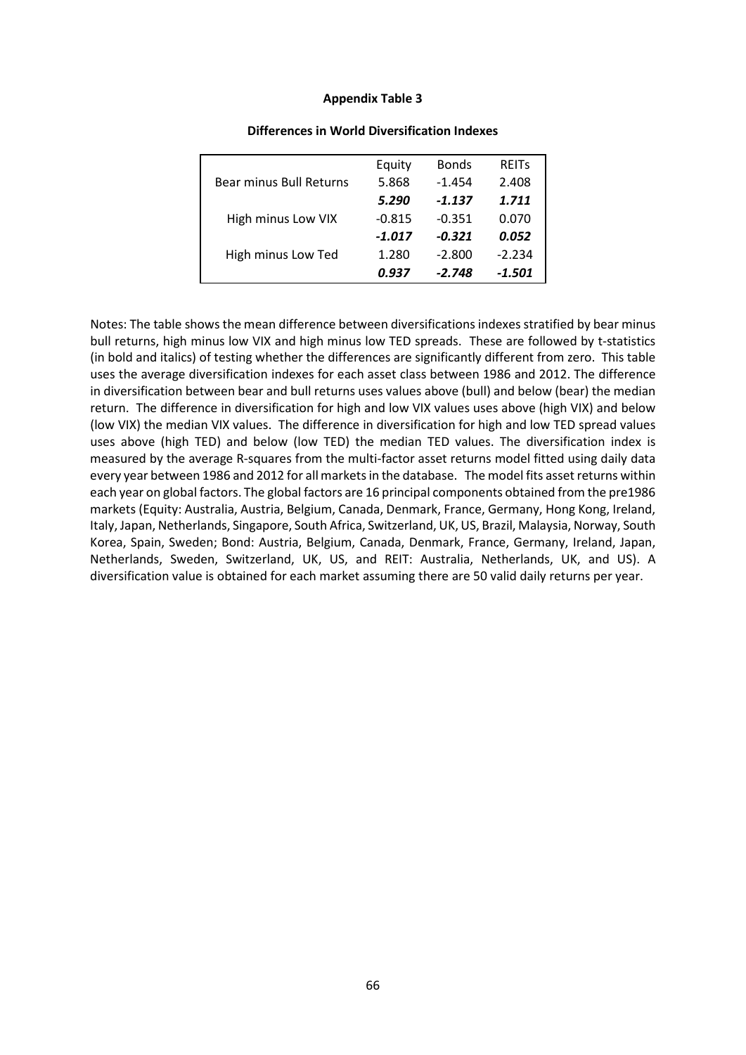**Appendix Table 3**

**Differences in World Diversification Indexes**

| | Equity | Bonds | REITs |
|---|---|---|---|
| Bear minus Bull Returns | 5.868 | -1.454 | 2.408 |
| | ***5.290*** | ***-1.137*** | ***1.711*** |
| High minus Low VIX | -0.815 | -0.351 | 0.070 |
| | ***-1.017*** | ***-0.321*** | ***0.052*** |
| High minus Low Ted | 1.280 | -2.800 | -2.234 |
| | ***0.937*** | ***-2.748*** | ***-1.501*** |

Notes: The table shows the mean difference between diversifications indexes stratified by bear minus bull returns, high minus low VIX and high minus low TED spreads. These are followed by t-statistics (in bold and italics) of testing whether the differences are significantly different from zero. This table uses the average diversification indexes for each asset class between 1986 and 2012. The difference in diversification between bear and bull returns uses values above (bull) and below (bear) the median return. The difference in diversification for high and low VIX values uses above (high VIX) and below (low VIX) the median VIX values. The difference in diversification for high and low TED spread values uses above (high TED) and below (low TED) the median TED values. The diversification index is measured by the average R-squares from the multi-factor asset returns model fitted using daily data every year between 1986 and 2012 for all markets in the database. The model fits asset returns within each year on global factors. The global factors are 16 principal components obtained from the pre1986 markets (Equity: Australia, Austria, Belgium, Canada, Denmark, France, Germany, Hong Kong, Ireland, Italy, Japan, Netherlands, Singapore, South Africa, Switzerland, UK, US, Brazil, Malaysia, Norway, South Korea, Spain, Sweden; Bond: Austria, Belgium, Canada, Denmark, France, Germany, Ireland, Japan, Netherlands, Sweden, Switzerland, UK, US, and REIT: Australia, Netherlands, UK, and US). A diversification value is obtained for each market assuming there are 50 valid daily returns per year.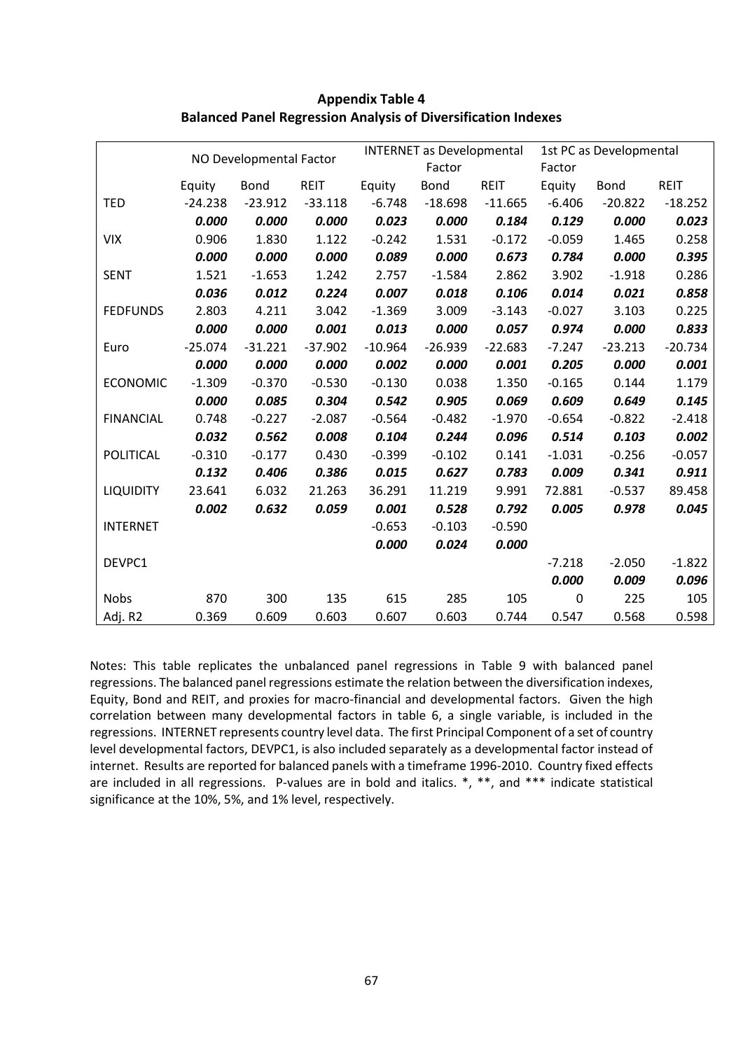**Appendix Table 4**
**Balanced Panel Regression Analysis of Diversification Indexes**

| | NO Developmental Factor | | | INTERNET as Developmental Factor | | | 1st PC as Developmental Factor | | |
|---|---|---|---|---|---|---|---|---|---|
| | Equity | Bond | REIT | Equity | Bond | REIT | Equity | Bond | REIT |
| TED | -24.238 | -23.912 | -33.118 | -6.748 | -18.698 | -11.665 | -6.406 | -20.822 | -18.252 |
| | ***0.000*** | ***0.000*** | ***0.000*** | ***0.023*** | ***0.000*** | ***0.184*** | ***0.129*** | ***0.000*** | ***0.023*** |
| VIX | 0.906 | 1.830 | 1.122 | -0.242 | 1.531 | -0.172 | -0.059 | 1.465 | 0.258 |
| | ***0.000*** | ***0.000*** | ***0.000*** | ***0.089*** | ***0.000*** | ***0.673*** | ***0.784*** | ***0.000*** | ***0.395*** |
| SENT | 1.521 | -1.653 | 1.242 | 2.757 | -1.584 | 2.862 | 3.902 | -1.918 | 0.286 |
| | ***0.036*** | ***0.012*** | ***0.224*** | ***0.007*** | ***0.018*** | ***0.106*** | ***0.014*** | ***0.021*** | ***0.858*** |
| FEDFUNDS | 2.803 | 4.211 | 3.042 | -1.369 | 3.009 | -3.143 | -0.027 | 3.103 | 0.225 |
| | ***0.000*** | ***0.000*** | ***0.001*** | ***0.013*** | ***0.000*** | ***0.057*** | ***0.974*** | ***0.000*** | ***0.833*** |
| Euro | -25.074 | -31.221 | -37.902 | -10.964 | -26.939 | -22.683 | -7.247 | -23.213 | -20.734 |
| | ***0.000*** | ***0.000*** | ***0.000*** | ***0.002*** | ***0.000*** | ***0.001*** | ***0.205*** | ***0.000*** | ***0.001*** |
| ECONOMIC | -1.309 | -0.370 | -0.530 | -0.130 | 0.038 | 1.350 | -0.165 | 0.144 | 1.179 |
| | ***0.000*** | ***0.085*** | ***0.304*** | ***0.542*** | ***0.905*** | ***0.069*** | ***0.609*** | ***0.649*** | ***0.145*** |
| FINANCIAL | 0.748 | -0.227 | -2.087 | -0.564 | -0.482 | -1.970 | -0.654 | -0.822 | -2.418 |
| | ***0.032*** | ***0.562*** | ***0.008*** | ***0.104*** | ***0.244*** | ***0.096*** | ***0.514*** | ***0.103*** | ***0.002*** |
| POLITICAL | -0.310 | -0.177 | 0.430 | -0.399 | -0.102 | 0.141 | -1.031 | -0.256 | -0.057 |
| | ***0.132*** | ***0.406*** | ***0.386*** | ***0.015*** | ***0.627*** | ***0.783*** | ***0.009*** | ***0.341*** | ***0.911*** |
| LIQUIDITY | 23.641 | 6.032 | 21.263 | 36.291 | 11.219 | 9.991 | 72.881 | -0.537 | 89.458 |
| | ***0.002*** | ***0.632*** | ***0.059*** | ***0.001*** | ***0.528*** | ***0.792*** | ***0.005*** | ***0.978*** | ***0.045*** |
| INTERNET | | | | -0.653 | -0.103 | -0.590 | | | |
| | | | | ***0.000*** | ***0.024*** | ***0.000*** | | | |
| DEVPC1 | | | | | | | -7.218 | -2.050 | -1.822 |
| | | | | | | | ***0.000*** | ***0.009*** | ***0.096*** |
| Nobs | 870 | 300 | 135 | 615 | 285 | 105 | 0 | 225 | 105 |
| Adj. R2 | 0.369 | 0.609 | 0.603 | 0.607 | 0.603 | 0.744 | 0.547 | 0.568 | 0.598 |

Notes: This table replicates the unbalanced panel regressions in Table 9 with balanced panel regressions. The balanced panel regressions estimate the relation between the diversification indexes, Equity, Bond and REIT, and proxies for macro-financial and developmental factors. Given the high correlation between many developmental factors in table 6, a single variable, is included in the regressions. INTERNET represents country level data. The first Principal Component of a set of country level developmental factors, DEVPC1, is also included separately as a developmental factor instead of internet. Results are reported for balanced panels with a timeframe 1996-2010. Country fixed effects are included in all regressions. P-values are in bold and italics. *, **, and *** indicate statistical significance at the 10%, 5%, and 1% level, respectively.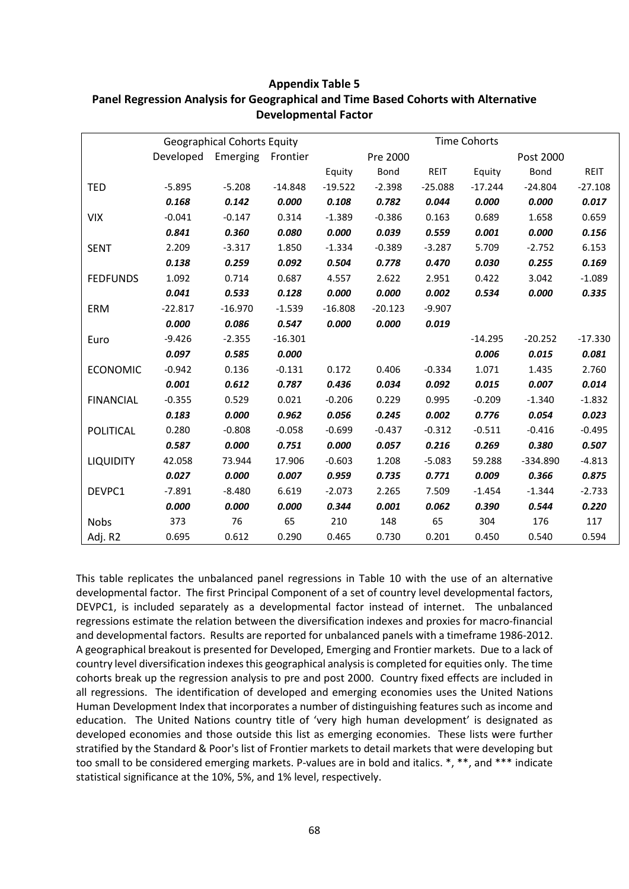**Appendix Table 5**
**Panel Regression Analysis for Geographical and Time Based Cohorts with Alternative Developmental Factor**

| | Geographical Cohorts Equity | | | Time Cohorts | | | | | |
|---|---|---|---|---|---|---|---|---|---|
| | Developed | Emerging | Frontier | | Pre 2000 | | | Post 2000 | |
| | | | | Equity | Bond | REIT | Equity | Bond | REIT |
| TED | -5.895 | -5.208 | -14.848 | -19.522 | -2.398 | -25.088 | -17.244 | -24.804 | -27.108 |
| | ***0.168*** | ***0.142*** | ***0.000*** | ***0.108*** | ***0.782*** | ***0.044*** | ***0.000*** | ***0.000*** | ***0.017*** |
| VIX | -0.041 | -0.147 | 0.314 | -1.389 | -0.386 | 0.163 | 0.689 | 1.658 | 0.659 |
| | ***0.841*** | ***0.360*** | ***0.080*** | ***0.000*** | ***0.039*** | ***0.559*** | ***0.001*** | ***0.000*** | ***0.156*** |
| SENT | 2.209 | -3.317 | 1.850 | -1.334 | -0.389 | -3.287 | 5.709 | -2.752 | 6.153 |
| | ***0.138*** | ***0.259*** | ***0.092*** | ***0.504*** | ***0.778*** | ***0.470*** | ***0.030*** | ***0.255*** | ***0.169*** |
| FEDFUNDS | 1.092 | 0.714 | 0.687 | 4.557 | 2.622 | 2.951 | 0.422 | 3.042 | -1.089 |
| | ***0.041*** | ***0.533*** | ***0.128*** | ***0.000*** | ***0.000*** | ***0.002*** | ***0.534*** | ***0.000*** | ***0.335*** |
| ERM | -22.817 | -16.970 | -1.539 | -16.808 | -20.123 | -9.907 | | | |
| | ***0.000*** | ***0.086*** | ***0.547*** | ***0.000*** | ***0.000*** | ***0.019*** | | | |
| Euro | -9.426 | -2.355 | -16.301 | | | | -14.295 | -20.252 | -17.330 |
| | ***0.097*** | ***0.585*** | ***0.000*** | | | | ***0.006*** | ***0.015*** | ***0.081*** |
| ECONOMIC | -0.942 | 0.136 | -0.131 | 0.172 | 0.406 | -0.334 | 1.071 | 1.435 | 2.760 |
| | ***0.001*** | ***0.612*** | ***0.787*** | ***0.436*** | ***0.034*** | ***0.092*** | ***0.015*** | ***0.007*** | ***0.014*** |
| FINANCIAL | -0.355 | 0.529 | 0.021 | -0.206 | 0.229 | 0.995 | -0.209 | -1.340 | -1.832 |
| | ***0.183*** | ***0.000*** | ***0.962*** | ***0.056*** | ***0.245*** | ***0.002*** | ***0.776*** | ***0.054*** | ***0.023*** |
| POLITICAL | 0.280 | -0.808 | -0.058 | -0.699 | -0.437 | -0.312 | -0.511 | -0.416 | -0.495 |
| | ***0.587*** | ***0.000*** | ***0.751*** | ***0.000*** | ***0.057*** | ***0.216*** | ***0.269*** | ***0.380*** | ***0.507*** |
| LIQUIDITY | 42.058 | 73.944 | 17.906 | -0.603 | 1.208 | -5.083 | 59.288 | -334.890 | -4.813 |
| | ***0.027*** | ***0.000*** | ***0.007*** | ***0.959*** | ***0.735*** | ***0.771*** | ***0.009*** | ***0.366*** | ***0.875*** |
| DEVPC1 | -7.891 | -8.480 | 6.619 | -2.073 | 2.265 | 7.509 | -1.454 | -1.344 | -2.733 |
| | ***0.000*** | ***0.000*** | ***0.000*** | ***0.344*** | ***0.001*** | ***0.062*** | ***0.390*** | ***0.544*** | ***0.220*** |
| Nobs | 373 | 76 | 65 | 210 | 148 | 65 | 304 | 176 | 117 |
| Adj. R2 | 0.695 | 0.612 | 0.290 | 0.465 | 0.730 | 0.201 | 0.450 | 0.540 | 0.594 |

This table replicates the unbalanced panel regressions in Table 10 with the use of an alternative developmental factor. The first Principal Component of a set of country level developmental factors, DEVPC1, is included separately as a developmental factor instead of internet. The unbalanced regressions estimate the relation between the diversification indexes and proxies for macro-financial and developmental factors. Results are reported for unbalanced panels with a timeframe 1986-2012. A geographical breakout is presented for Developed, Emerging and Frontier markets. Due to a lack of country level diversification indexes this geographical analysis is completed for equities only. The time cohorts break up the regression analysis to pre and post 2000. Country fixed effects are included in all regressions. The identification of developed and emerging economies uses the United Nations Human Development Index that incorporates a number of distinguishing features such as income and education. The United Nations country title of 'very high human development' is designated as developed economies and those outside this list as emerging economies. These lists were further stratified by the Standard & Poor's list of Frontier markets to detail markets that were developing but too small to be considered emerging markets. P-values are in bold and italics. *, **, and *** indicate statistical significance at the 10%, 5%, and 1% level, respectively.